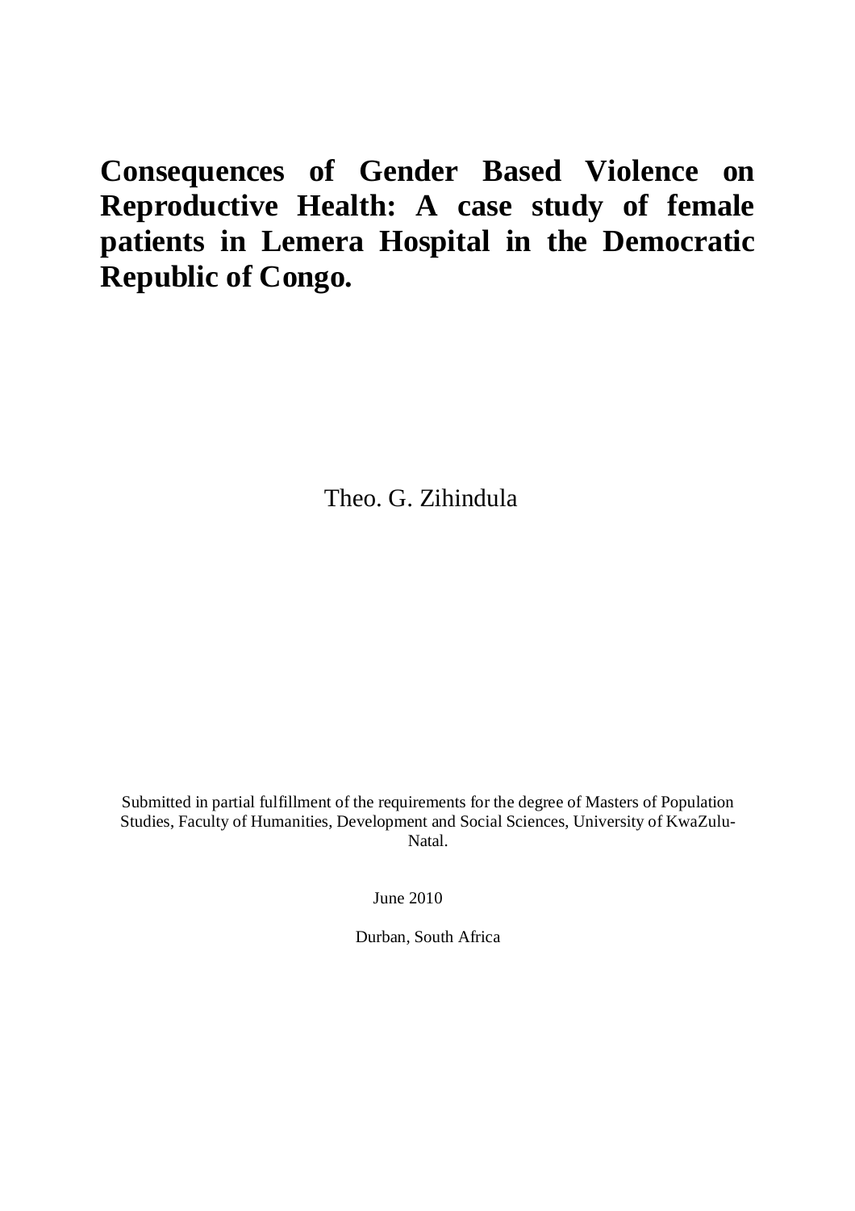# Consequences of Gender Based Violence on Reproductive Health: A case study of female patients in Lemera Hospital in the Democratic Republic of Congo.

Theo. G. Zihindula

Submitted in partial fulfillment of the requirements for the degree of Masters of Population Studies, Faculty of Humanities, Development and Social Sciences, University of KwaZulu-Natal.

June 2010

Durban, South Africa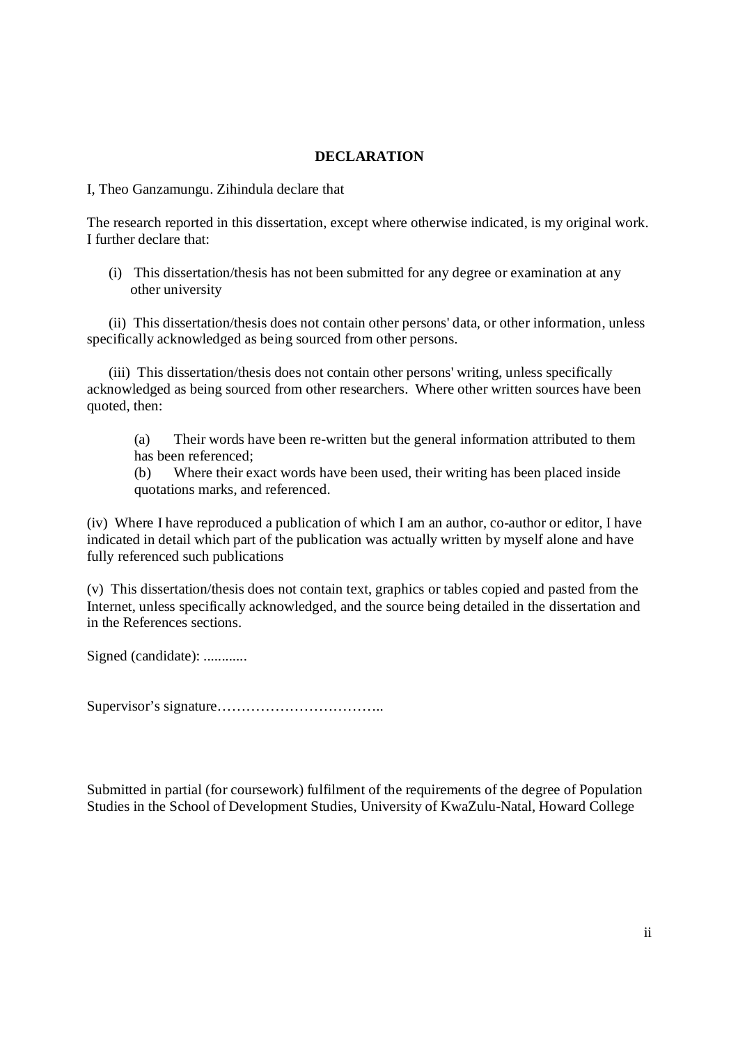## DECLARATION

I, Theo Ganzamungu. Zihindula declare that

The research reported in this dissertation, except where otherwise indicated, is my original work. I further declare that:

(i) This dissertation/thesis has not been submitted for any degree or examination at any other university

(ii) This dissertation/thesis does not contain other persons' data, or other information, unless specifically acknowledged as being sourced from other persons.

(iii) This dissertation/thesis does not contain other persons' writing, unless specifically acknowledged as being sourced from other researchers. Where other written sources have been quoted, then:

(a) Their words have been re-written but the general information attributed to them has been referenced;

(b) Where their exact words have been used, their writing has been placed inside quotations marks, and referenced.

(iv) Where I have reproduced a publication of which I am an author, co-author or editor, I have indicated in detail which part of the publication was actually written by myself alone and have fully referenced such publications

(v) This dissertation/thesis does not contain text, graphics or tables copied and pasted from the Internet, unless specifically acknowledged, and the source being detailed in the dissertation and in the References sections.

Signed (candidate): ............

Supervisor's signature……………………………..

Submitted in partial (for coursework) fulfilment of the requirements of the degree of Population Studies in the School of Development Studies, University of KwaZulu-Natal, Howard College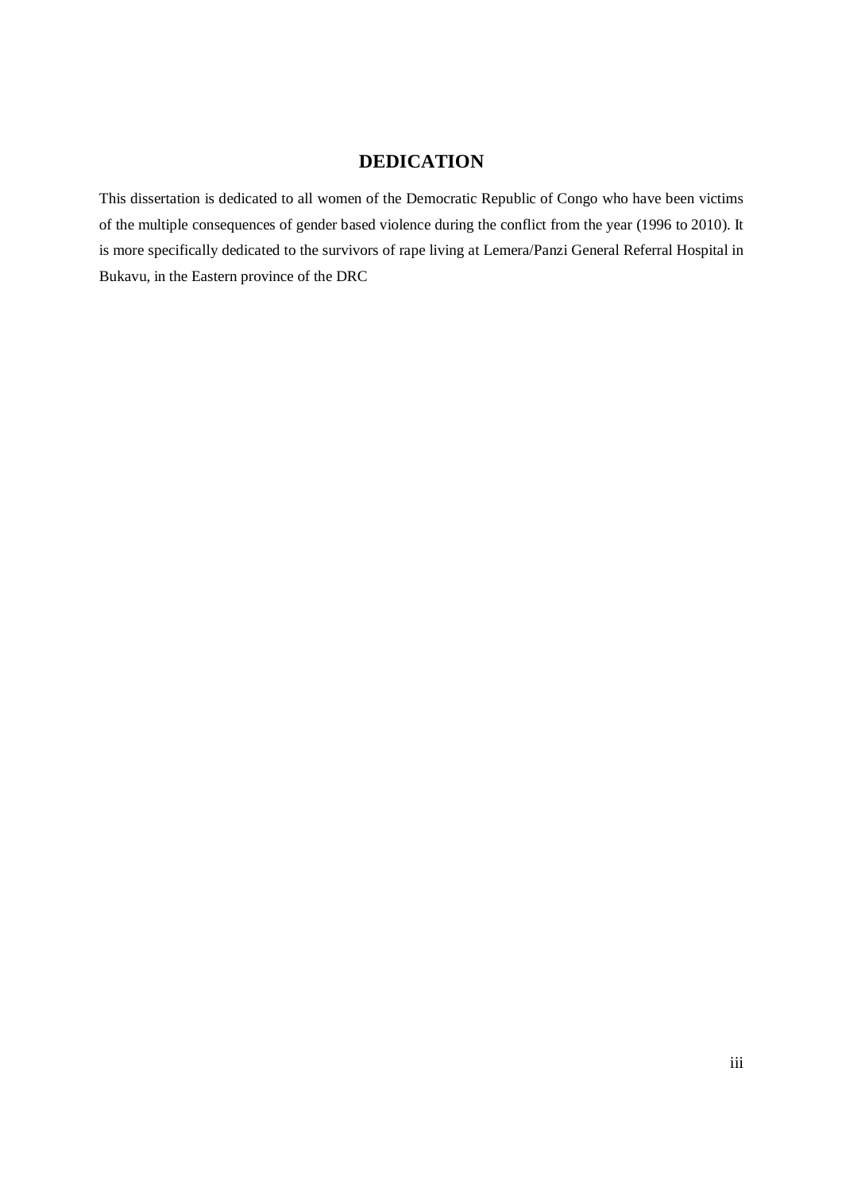# DEDICATION

This dissertation is dedicated to all women of the Democratic Republic of Congo who have been victims of the multiple consequences of gender based violence during the conflict from the year (1996 to 2010). It is more specifically dedicated to the survivors of rape living at Lemera/Panzi General Referral Hospital in Bukavu, in the Eastern province of the DRC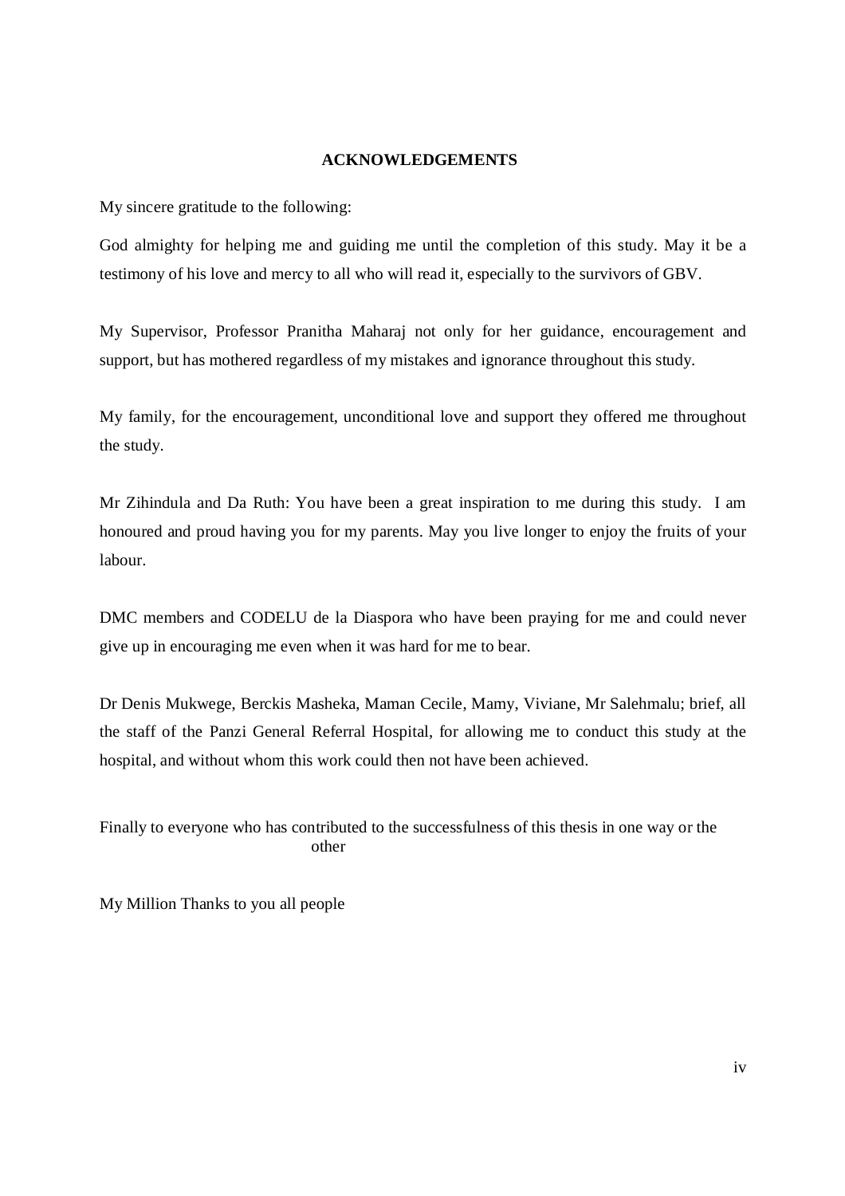# ACKNOWLEDGEMENTS

My sincere gratitude to the following:

God almighty for helping me and guiding me until the completion of this study. May it be a testimony of his love and mercy to all who will read it, especially to the survivors of GBV.

My Supervisor, Professor Pranitha Maharaj not only for her guidance, encouragement and support, but has mothered regardless of my mistakes and ignorance throughout this study.

My family, for the encouragement, unconditional love and support they offered me throughout the study.

Mr Zihindula and Da Ruth: You have been a great inspiration to me during this study. I am honoured and proud having you for my parents. May you live longer to enjoy the fruits of your labour.

DMC members and CODELU de la Diaspora who have been praying for me and could never give up in encouraging me even when it was hard for me to bear.

Dr Denis Mukwege, Berckis Masheka, Maman Cecile, Mamy, Viviane, Mr Salehmalu; brief, all the staff of the Panzi General Referral Hospital, for allowing me to conduct this study at the hospital, and without whom this work could then not have been achieved.

Finally to everyone who has contributed to the successfulness of this thesis in one way or the other

My Million Thanks to you all people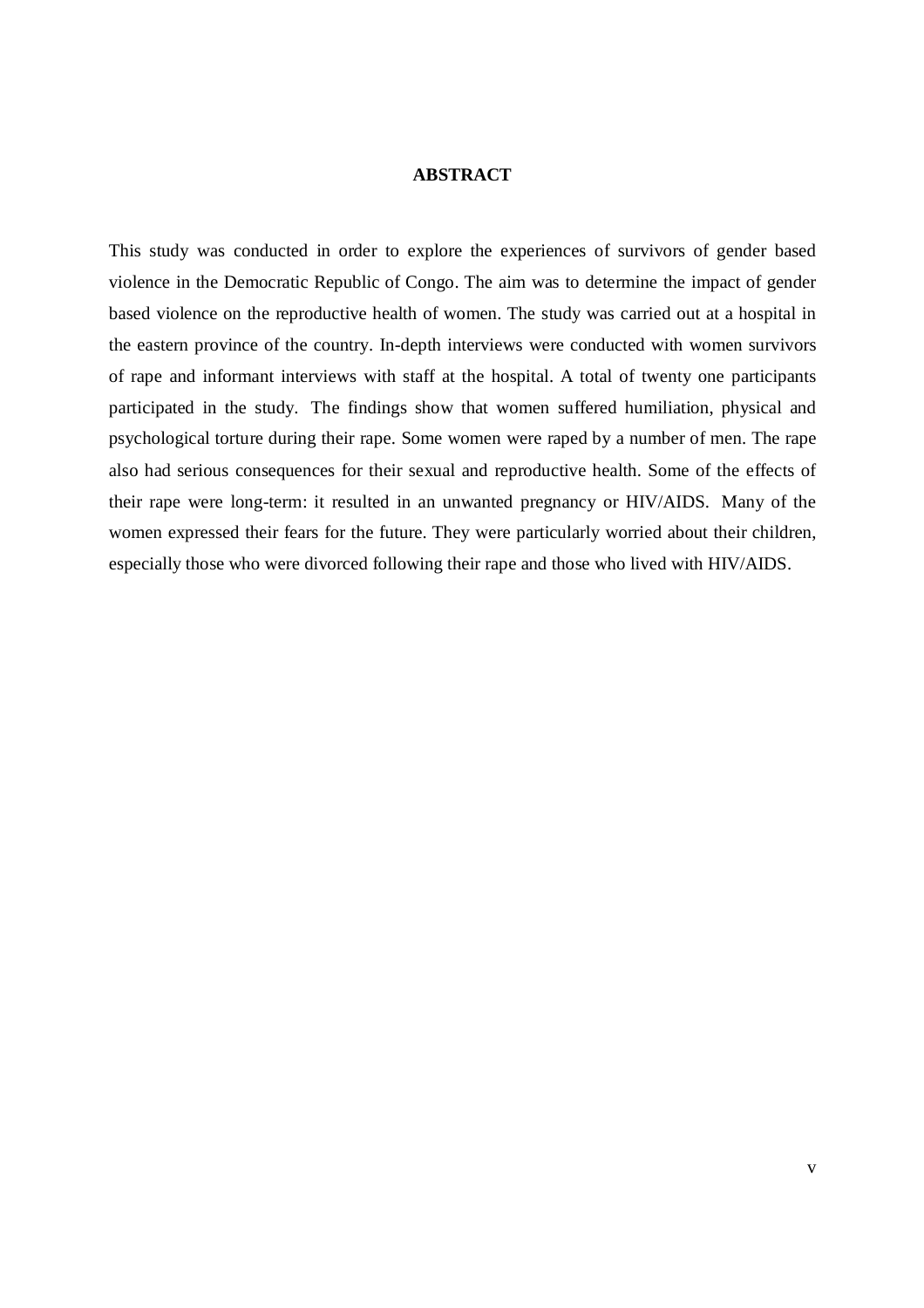# ABSTRACT

This study was conducted in order to explore the experiences of survivors of gender based violence in the Democratic Republic of Congo. The aim was to determine the impact of gender based violence on the reproductive health of women. The study was carried out at a hospital in the eastern province of the country. In-depth interviews were conducted with women survivors of rape and informant interviews with staff at the hospital. A total of twenty one participants participated in the study. The findings show that women suffered humiliation, physical and psychological torture during their rape. Some women were raped by a number of men. The rape also had serious consequences for their sexual and reproductive health. Some of the effects of their rape were long-term: it resulted in an unwanted pregnancy or HIV/AIDS. Many of the women expressed their fears for the future. They were particularly worried about their children, especially those who were divorced following their rape and those who lived with HIV/AIDS.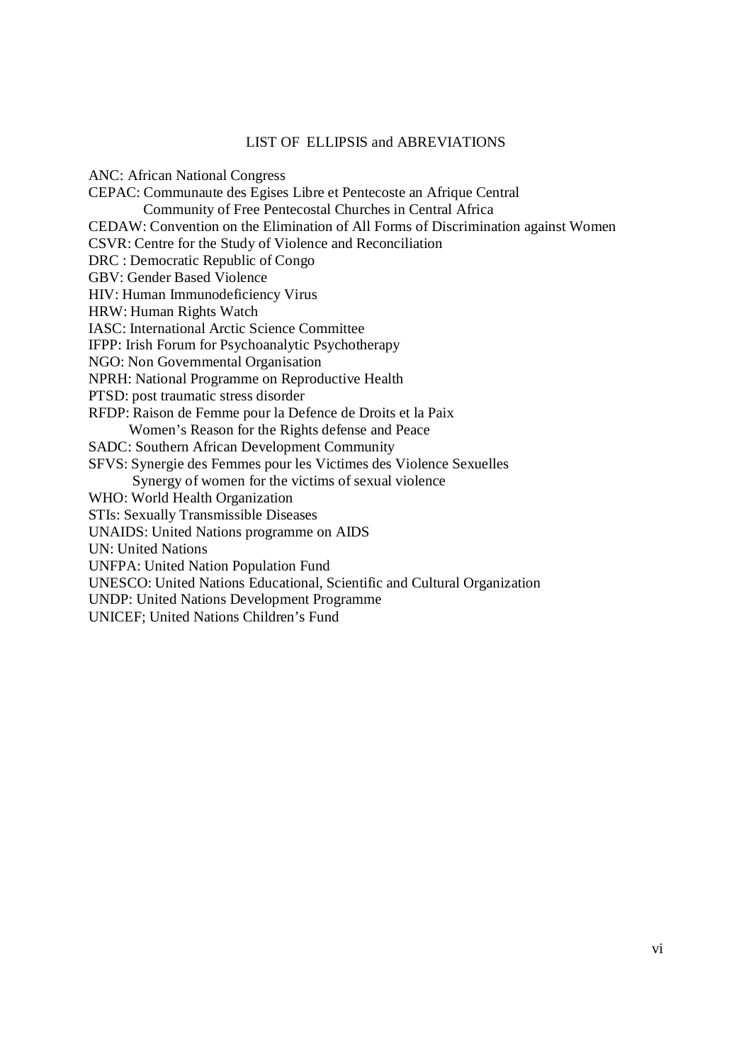## LIST OF ELLIPSIS and ABREVIATIONS

ANC: African National Congress
CEPAC: Communaute des Egises Libre et Pentecoste an Afrique Central
Community of Free Pentecostal Churches in Central Africa
CEDAW: Convention on the Elimination of All Forms of Discrimination against Women
CSVR: Centre for the Study of Violence and Reconciliation
DRC : Democratic Republic of Congo
GBV: Gender Based Violence
HIV: Human Immunodeficiency Virus
HRW: Human Rights Watch
IASC: International Arctic Science Committee
IFPP: Irish Forum for Psychoanalytic Psychotherapy
NGO: Non Governmental Organisation
NPRH: National Programme on Reproductive Health
PTSD: post traumatic stress disorder
RFDP: Raison de Femme pour la Defence de Droits et la Paix
Women's Reason for the Rights defense and Peace
SADC: Southern African Development Community
SFVS: Synergie des Femmes pour les Victimes des Violence Sexuelles
Synergy of women for the victims of sexual violence
WHO: World Health Organization
STIs: Sexually Transmissible Diseases
UNAIDS: United Nations programme on AIDS
UN: United Nations
UNFPA: United Nation Population Fund
UNESCO: United Nations Educational, Scientific and Cultural Organization
UNDP: United Nations Development Programme
UNICEF; United Nations Children's Fund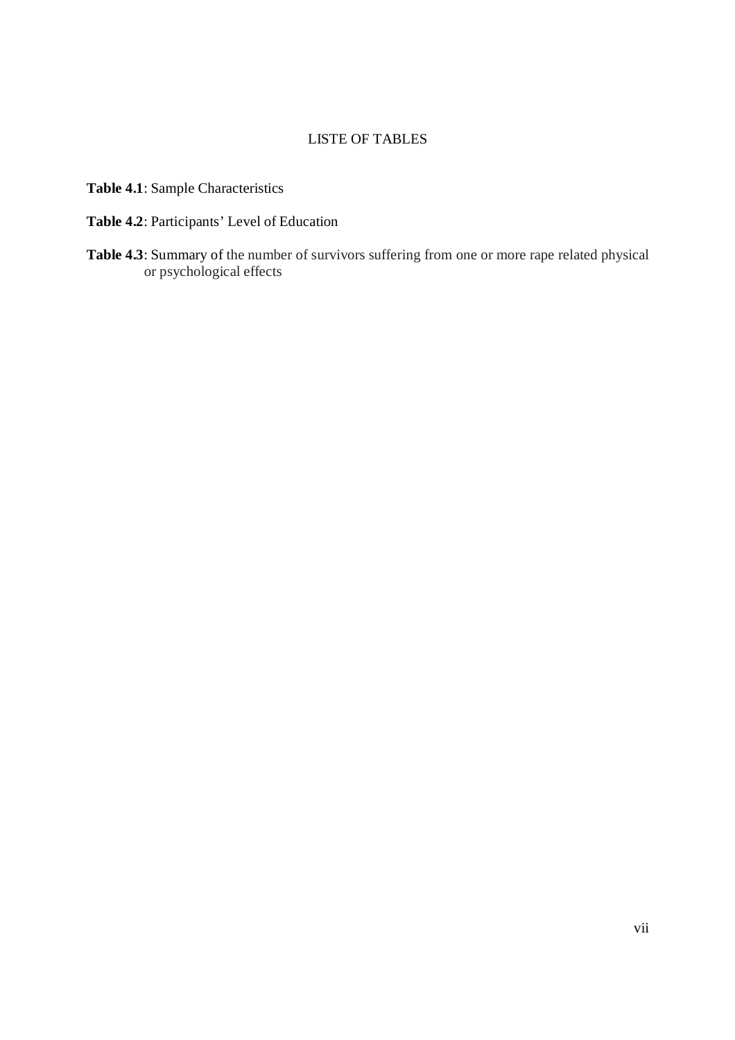# LISTE OF TABLES

**Table 4.1**: Sample Characteristics

**Table 4.2**: Participants' Level of Education

**Table 4.3**: Summary of the number of survivors suffering from one or more rape related physical or psychological effects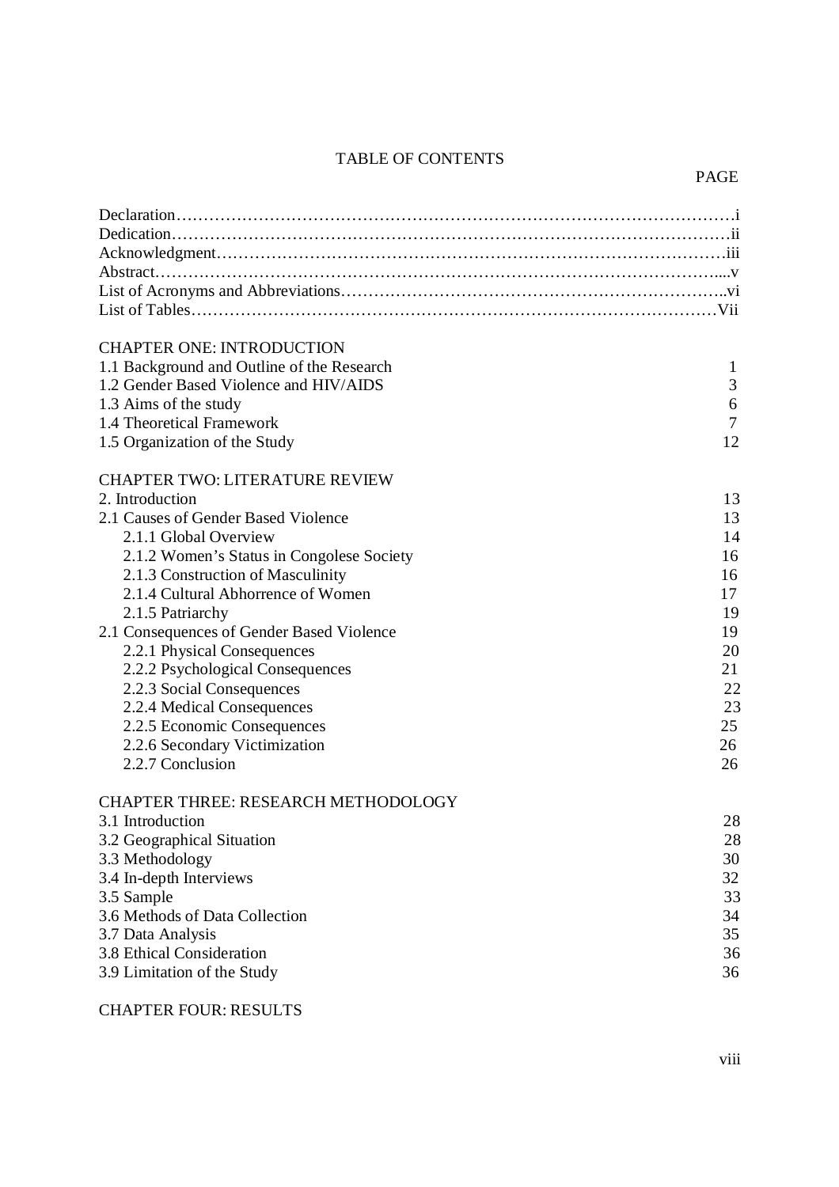# TABLE OF CONTENTS

| | PAGE |
|---|---|
| Declaration | i |
| Dedication | ii |
| Acknowledgment | iii |
| Abstract | v |
| List of Acronyms and Abbreviations | vi |
| List of Tables | Vii |
| **CHAPTER ONE: INTRODUCTION** | |
| 1.1 Background and Outline of the Research | 1 |
| 1.2 Gender Based Violence and HIV/AIDS | 3 |
| 1.3 Aims of the study | 6 |
| 1.4 Theoretical Framework | 7 |
| 1.5 Organization of the Study | 12 |
| **CHAPTER TWO: LITERATURE REVIEW** | |
| 2. Introduction | 13 |
| 2.1 Causes of Gender Based Violence | 13 |
| 2.1.1 Global Overview | 14 |
| 2.1.2 Women's Status in Congolese Society | 16 |
| 2.1.3 Construction of Masculinity | 16 |
| 2.1.4 Cultural Abhorrence of Women | 17 |
| 2.1.5 Patriarchy | 19 |
| 2.1 Consequences of Gender Based Violence | 19 |
| 2.2.1 Physical Consequences | 20 |
| 2.2.2 Psychological Consequences | 21 |
| 2.2.3 Social Consequences | 22 |
| 2.2.4 Medical Consequences | 23 |
| 2.2.5 Economic Consequences | 25 |
| 2.2.6 Secondary Victimization | 26 |
| 2.2.7 Conclusion | 26 |
| **CHAPTER THREE: RESEARCH METHODOLOGY** | |
| 3.1 Introduction | 28 |
| 3.2 Geographical Situation | 28 |
| 3.3 Methodology | 30 |
| 3.4 In-depth Interviews | 32 |
| 3.5 Sample | 33 |
| 3.6 Methods of Data Collection | 34 |
| 3.7 Data Analysis | 35 |
| 3.8 Ethical Consideration | 36 |
| 3.9 Limitation of the Study | 36 |
| **CHAPTER FOUR: RESULTS** | |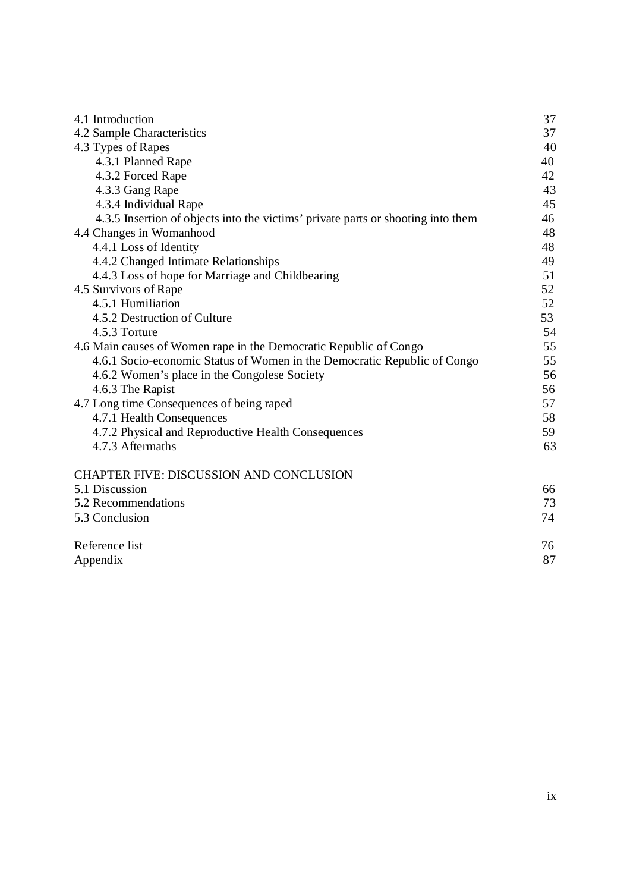| | |
|---|---|
| 4.1 Introduction | 37 |
| 4.2 Sample Characteristics | 37 |
| 4.3 Types of Rapes | 40 |
| 4.3.1 Planned Rape | 40 |
| 4.3.2 Forced Rape | 42 |
| 4.3.3 Gang Rape | 43 |
| 4.3.4 Individual Rape | 45 |
| 4.3.5 Insertion of objects into the victims' private parts or shooting into them | 46 |
| 4.4 Changes in Womanhood | 48 |
| 4.4.1 Loss of Identity | 48 |
| 4.4.2 Changed Intimate Relationships | 49 |
| 4.4.3 Loss of hope for Marriage and Childbearing | 51 |
| 4.5 Survivors of Rape | 52 |
| 4.5.1 Humiliation | 52 |
| 4.5.2 Destruction of Culture | 53 |
| 4.5.3 Torture | 54 |
| 4.6 Main causes of Women rape in the Democratic Republic of Congo | 55 |
| 4.6.1 Socio-economic Status of Women in the Democratic Republic of Congo | 55 |
| 4.6.2 Women's place in the Congolese Society | 56 |
| 4.6.3 The Rapist | 56 |
| 4.7 Long time Consequences of being raped | 57 |
| 4.7.1 Health Consequences | 58 |
| 4.7.2 Physical and Reproductive Health Consequences | 59 |
| 4.7.3 Aftermaths | 63 |
| **CHAPTER FIVE: DISCUSSION AND CONCLUSION** | |
| 5.1 Discussion | 66 |
| 5.2 Recommendations | 73 |
| 5.3 Conclusion | 74 |
| Reference list | 76 |
| Appendix | 87 |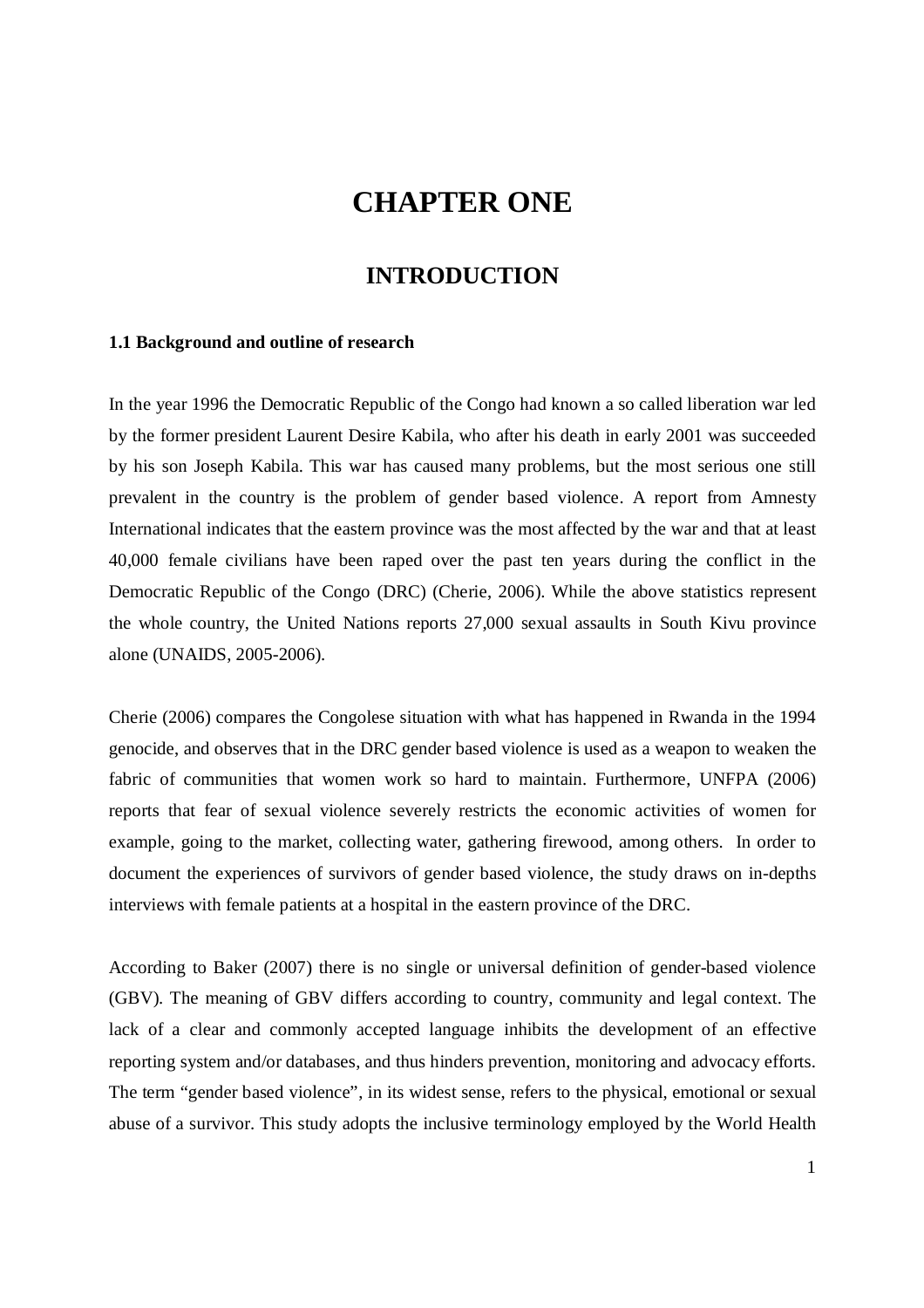# CHAPTER ONE

## INTRODUCTION

### 1.1 Background and outline of research

In the year 1996 the Democratic Republic of the Congo had known a so called liberation war led by the former president Laurent Desire Kabila, who after his death in early 2001 was succeeded by his son Joseph Kabila. This war has caused many problems, but the most serious one still prevalent in the country is the problem of gender based violence. A report from Amnesty International indicates that the eastern province was the most affected by the war and that at least 40,000 female civilians have been raped over the past ten years during the conflict in the Democratic Republic of the Congo (DRC) (Cherie, 2006). While the above statistics represent the whole country, the United Nations reports 27,000 sexual assaults in South Kivu province alone (UNAIDS, 2005-2006).

Cherie (2006) compares the Congolese situation with what has happened in Rwanda in the 1994 genocide, and observes that in the DRC gender based violence is used as a weapon to weaken the fabric of communities that women work so hard to maintain. Furthermore, UNFPA (2006) reports that fear of sexual violence severely restricts the economic activities of women for example, going to the market, collecting water, gathering firewood, among others. In order to document the experiences of survivors of gender based violence, the study draws on in-depths interviews with female patients at a hospital in the eastern province of the DRC.

According to Baker (2007) there is no single or universal definition of gender-based violence (GBV). The meaning of GBV differs according to country, community and legal context. The lack of a clear and commonly accepted language inhibits the development of an effective reporting system and/or databases, and thus hinders prevention, monitoring and advocacy efforts. The term "gender based violence", in its widest sense, refers to the physical, emotional or sexual abuse of a survivor. This study adopts the inclusive terminology employed by the World Health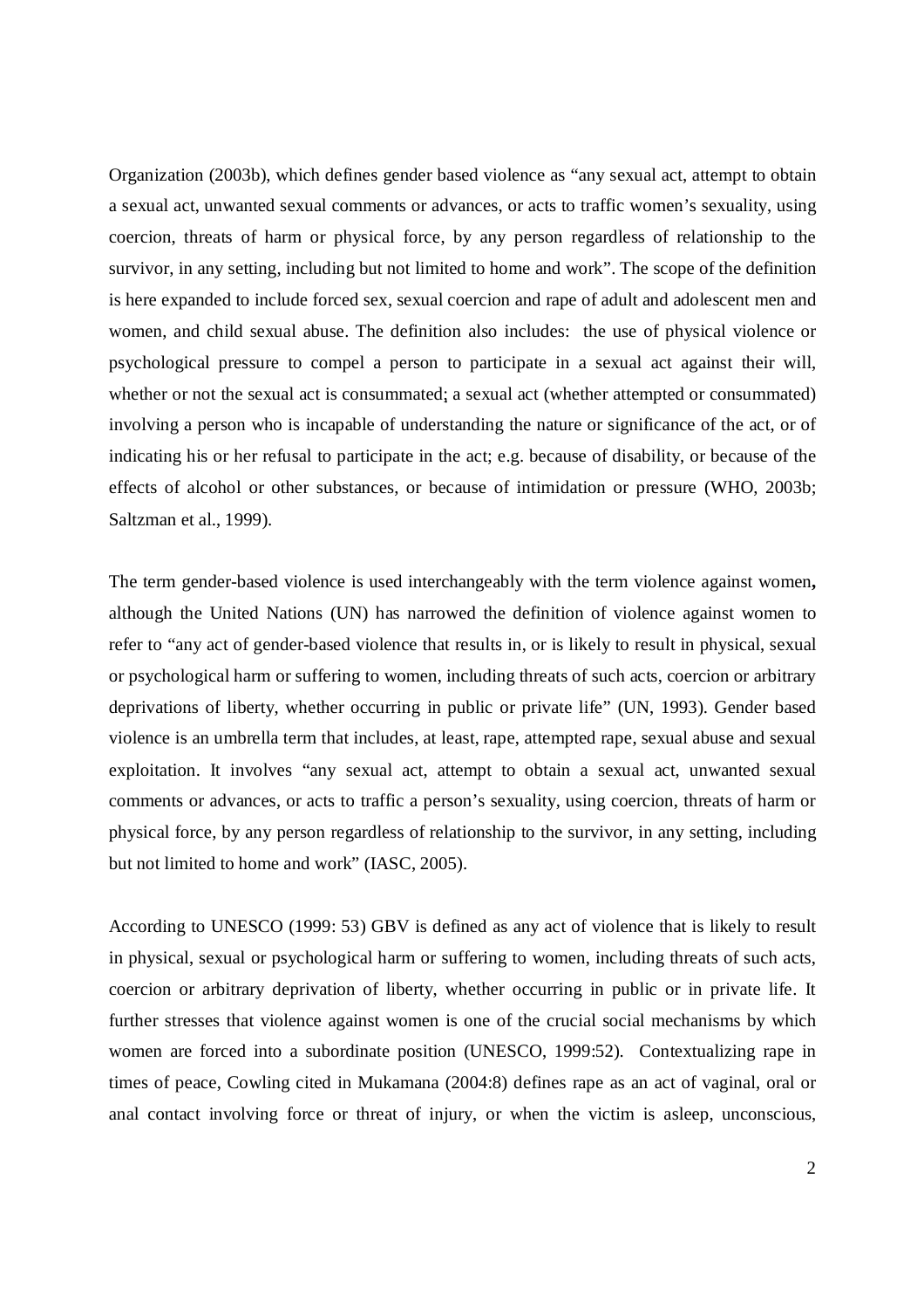Organization (2003b), which defines gender based violence as "any sexual act, attempt to obtain a sexual act, unwanted sexual comments or advances, or acts to traffic women's sexuality, using coercion, threats of harm or physical force, by any person regardless of relationship to the survivor, in any setting, including but not limited to home and work". The scope of the definition is here expanded to include forced sex, sexual coercion and rape of adult and adolescent men and women, and child sexual abuse. The definition also includes: the use of physical violence or psychological pressure to compel a person to participate in a sexual act against their will, whether or not the sexual act is consummated; a sexual act (whether attempted or consummated) involving a person who is incapable of understanding the nature or significance of the act, or of indicating his or her refusal to participate in the act; e.g. because of disability, or because of the effects of alcohol or other substances, or because of intimidation or pressure (WHO, 2003b; Saltzman et al., 1999).

The term gender-based violence is used interchangeably with the term violence against women**,** although the United Nations (UN) has narrowed the definition of violence against women to refer to "any act of gender-based violence that results in, or is likely to result in physical, sexual or psychological harm or suffering to women, including threats of such acts, coercion or arbitrary deprivations of liberty, whether occurring in public or private life" (UN, 1993). Gender based violence is an umbrella term that includes, at least, rape, attempted rape, sexual abuse and sexual exploitation. It involves "any sexual act, attempt to obtain a sexual act, unwanted sexual comments or advances, or acts to traffic a person's sexuality, using coercion, threats of harm or physical force, by any person regardless of relationship to the survivor, in any setting, including but not limited to home and work" (IASC, 2005).

According to UNESCO (1999: 53) GBV is defined as any act of violence that is likely to result in physical, sexual or psychological harm or suffering to women, including threats of such acts, coercion or arbitrary deprivation of liberty, whether occurring in public or in private life. It further stresses that violence against women is one of the crucial social mechanisms by which women are forced into a subordinate position (UNESCO, 1999:52). Contextualizing rape in times of peace, Cowling cited in Mukamana (2004:8) defines rape as an act of vaginal, oral or anal contact involving force or threat of injury, or when the victim is asleep, unconscious,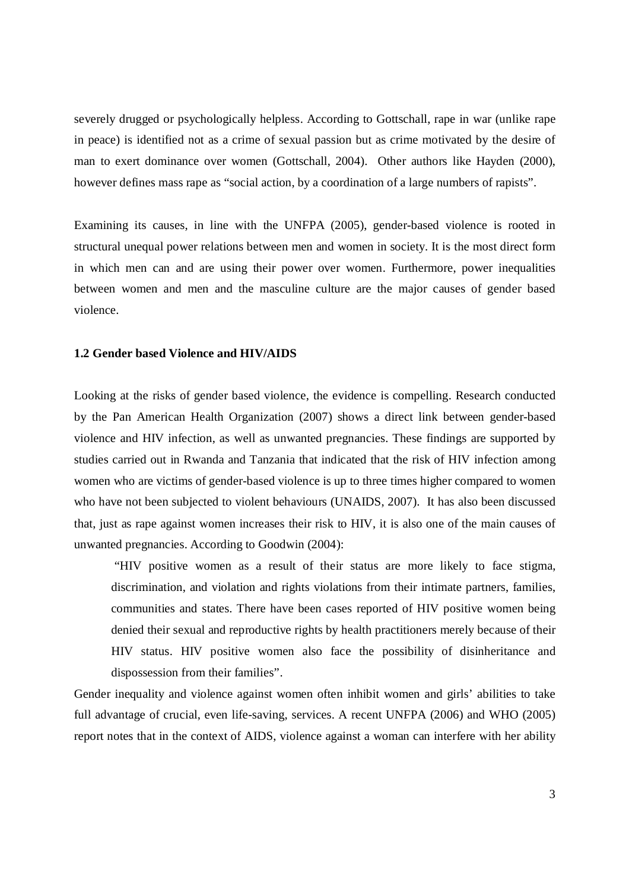severely drugged or psychologically helpless. According to Gottschall, rape in war (unlike rape in peace) is identified not as a crime of sexual passion but as crime motivated by the desire of man to exert dominance over women (Gottschall, 2004). Other authors like Hayden (2000), however defines mass rape as "social action, by a coordination of a large numbers of rapists".

Examining its causes, in line with the UNFPA (2005), gender-based violence is rooted in structural unequal power relations between men and women in society. It is the most direct form in which men can and are using their power over women. Furthermore, power inequalities between women and men and the masculine culture are the major causes of gender based violence.

### 1.2 Gender based Violence and HIV/AIDS

Looking at the risks of gender based violence, the evidence is compelling. Research conducted by the Pan American Health Organization (2007) shows a direct link between gender-based violence and HIV infection, as well as unwanted pregnancies. These findings are supported by studies carried out in Rwanda and Tanzania that indicated that the risk of HIV infection among women who are victims of gender-based violence is up to three times higher compared to women who have not been subjected to violent behaviours (UNAIDS, 2007). It has also been discussed that, just as rape against women increases their risk to HIV, it is also one of the main causes of unwanted pregnancies. According to Goodwin (2004):

> "HIV positive women as a result of their status are more likely to face stigma, discrimination, and violation and rights violations from their intimate partners, families, communities and states. There have been cases reported of HIV positive women being denied their sexual and reproductive rights by health practitioners merely because of their HIV status. HIV positive women also face the possibility of disinheritance and dispossession from their families".

Gender inequality and violence against women often inhibit women and girls' abilities to take full advantage of crucial, even life-saving, services. A recent UNFPA (2006) and WHO (2005) report notes that in the context of AIDS, violence against a woman can interfere with her ability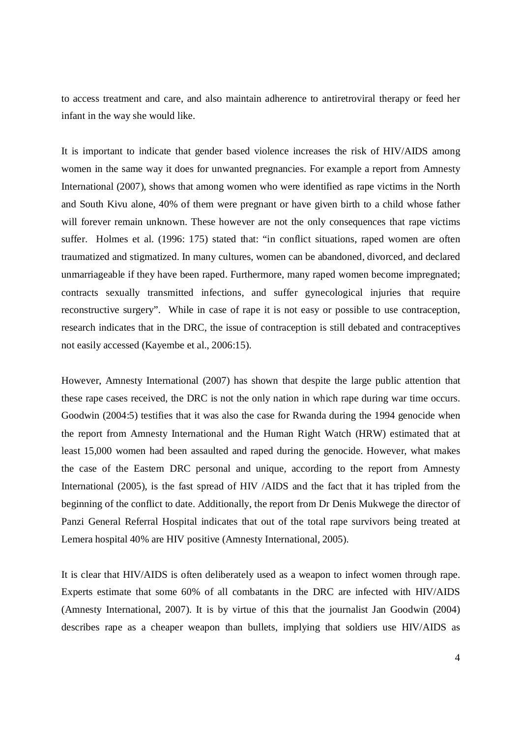to access treatment and care, and also maintain adherence to antiretroviral therapy or feed her infant in the way she would like.

It is important to indicate that gender based violence increases the risk of HIV/AIDS among women in the same way it does for unwanted pregnancies. For example a report from Amnesty International (2007), shows that among women who were identified as rape victims in the North and South Kivu alone, 40% of them were pregnant or have given birth to a child whose father will forever remain unknown. These however are not the only consequences that rape victims suffer. Holmes et al. (1996: 175) stated that: "in conflict situations, raped women are often traumatized and stigmatized. In many cultures, women can be abandoned, divorced, and declared unmarriageable if they have been raped. Furthermore, many raped women become impregnated; contracts sexually transmitted infections, and suffer gynecological injuries that require reconstructive surgery". While in case of rape it is not easy or possible to use contraception, research indicates that in the DRC, the issue of contraception is still debated and contraceptives not easily accessed (Kayembe et al., 2006:15).

However, Amnesty International (2007) has shown that despite the large public attention that these rape cases received, the DRC is not the only nation in which rape during war time occurs. Goodwin (2004:5) testifies that it was also the case for Rwanda during the 1994 genocide when the report from Amnesty International and the Human Right Watch (HRW) estimated that at least 15,000 women had been assaulted and raped during the genocide. However, what makes the case of the Eastern DRC personal and unique, according to the report from Amnesty International (2005), is the fast spread of HIV /AIDS and the fact that it has tripled from the beginning of the conflict to date. Additionally, the report from Dr Denis Mukwege the director of Panzi General Referral Hospital indicates that out of the total rape survivors being treated at Lemera hospital 40% are HIV positive (Amnesty International, 2005).

It is clear that HIV/AIDS is often deliberately used as a weapon to infect women through rape. Experts estimate that some 60% of all combatants in the DRC are infected with HIV/AIDS (Amnesty International, 2007). It is by virtue of this that the journalist Jan Goodwin (2004) describes rape as a cheaper weapon than bullets, implying that soldiers use HIV/AIDS as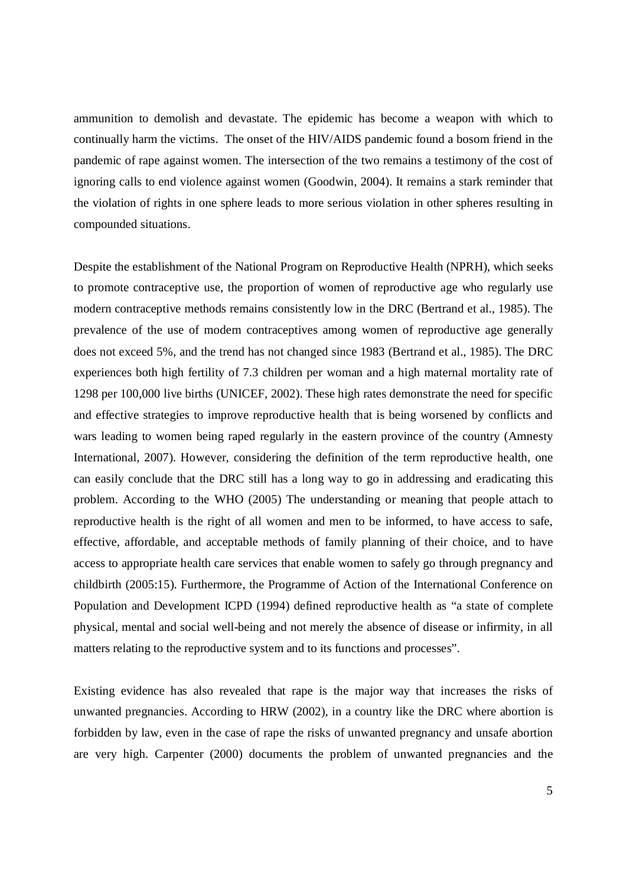ammunition to demolish and devastate. The epidemic has become a weapon with which to continually harm the victims. The onset of the HIV/AIDS pandemic found a bosom friend in the pandemic of rape against women. The intersection of the two remains a testimony of the cost of ignoring calls to end violence against women (Goodwin, 2004). It remains a stark reminder that the violation of rights in one sphere leads to more serious violation in other spheres resulting in compounded situations.

Despite the establishment of the National Program on Reproductive Health (NPRH), which seeks to promote contraceptive use, the proportion of women of reproductive age who regularly use modern contraceptive methods remains consistently low in the DRC (Bertrand et al., 1985). The prevalence of the use of modern contraceptives among women of reproductive age generally does not exceed 5%, and the trend has not changed since 1983 (Bertrand et al., 1985). The DRC experiences both high fertility of 7.3 children per woman and a high maternal mortality rate of 1298 per 100,000 live births (UNICEF, 2002). These high rates demonstrate the need for specific and effective strategies to improve reproductive health that is being worsened by conflicts and wars leading to women being raped regularly in the eastern province of the country (Amnesty International, 2007). However, considering the definition of the term reproductive health, one can easily conclude that the DRC still has a long way to go in addressing and eradicating this problem. According to the WHO (2005) The understanding or meaning that people attach to reproductive health is the right of all women and men to be informed, to have access to safe, effective, affordable, and acceptable methods of family planning of their choice, and to have access to appropriate health care services that enable women to safely go through pregnancy and childbirth (2005:15). Furthermore, the Programme of Action of the International Conference on Population and Development ICPD (1994) defined reproductive health as "a state of complete physical, mental and social well-being and not merely the absence of disease or infirmity, in all matters relating to the reproductive system and to its functions and processes".

Existing evidence has also revealed that rape is the major way that increases the risks of unwanted pregnancies. According to HRW (2002), in a country like the DRC where abortion is forbidden by law, even in the case of rape the risks of unwanted pregnancy and unsafe abortion are very high. Carpenter (2000) documents the problem of unwanted pregnancies and the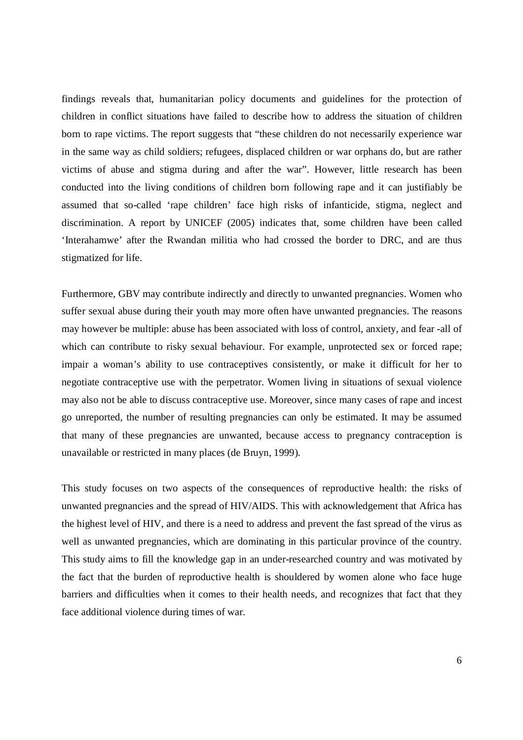findings reveals that, humanitarian policy documents and guidelines for the protection of children in conflict situations have failed to describe how to address the situation of children born to rape victims. The report suggests that "these children do not necessarily experience war in the same way as child soldiers; refugees, displaced children or war orphans do, but are rather victims of abuse and stigma during and after the war". However, little research has been conducted into the living conditions of children born following rape and it can justifiably be assumed that so-called 'rape children' face high risks of infanticide, stigma, neglect and discrimination. A report by UNICEF (2005) indicates that, some children have been called 'Interahamwe' after the Rwandan militia who had crossed the border to DRC, and are thus stigmatized for life.

Furthermore, GBV may contribute indirectly and directly to unwanted pregnancies. Women who suffer sexual abuse during their youth may more often have unwanted pregnancies. The reasons may however be multiple: abuse has been associated with loss of control, anxiety, and fear -all of which can contribute to risky sexual behaviour. For example, unprotected sex or forced rape; impair a woman's ability to use contraceptives consistently, or make it difficult for her to negotiate contraceptive use with the perpetrator. Women living in situations of sexual violence may also not be able to discuss contraceptive use. Moreover, since many cases of rape and incest go unreported, the number of resulting pregnancies can only be estimated. It may be assumed that many of these pregnancies are unwanted, because access to pregnancy contraception is unavailable or restricted in many places (de Bruyn, 1999).

This study focuses on two aspects of the consequences of reproductive health: the risks of unwanted pregnancies and the spread of HIV/AIDS. This with acknowledgement that Africa has the highest level of HIV, and there is a need to address and prevent the fast spread of the virus as well as unwanted pregnancies, which are dominating in this particular province of the country. This study aims to fill the knowledge gap in an under-researched country and was motivated by the fact that the burden of reproductive health is shouldered by women alone who face huge barriers and difficulties when it comes to their health needs, and recognizes that fact that they face additional violence during times of war.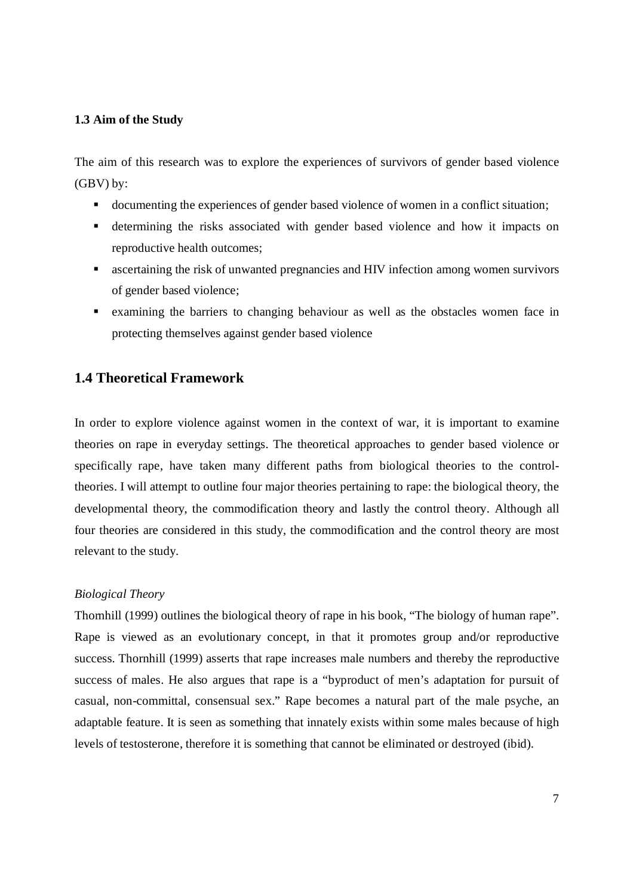### 1.3 Aim of the Study

The aim of this research was to explore the experiences of survivors of gender based violence (GBV) by:

- documenting the experiences of gender based violence of women in a conflict situation;
- determining the risks associated with gender based violence and how it impacts on reproductive health outcomes;
- ascertaining the risk of unwanted pregnancies and HIV infection among women survivors of gender based violence;
- examining the barriers to changing behaviour as well as the obstacles women face in protecting themselves against gender based violence

## 1.4 Theoretical Framework

In order to explore violence against women in the context of war, it is important to examine theories on rape in everyday settings. The theoretical approaches to gender based violence or specifically rape, have taken many different paths from biological theories to the control-theories. I will attempt to outline four major theories pertaining to rape: the biological theory, the developmental theory, the commodification theory and lastly the control theory. Although all four theories are considered in this study, the commodification and the control theory are most relevant to the study.

*Biological Theory*

Thornhill (1999) outlines the biological theory of rape in his book, "The biology of human rape". Rape is viewed as an evolutionary concept, in that it promotes group and/or reproductive success. Thornhill (1999) asserts that rape increases male numbers and thereby the reproductive success of males. He also argues that rape is a "byproduct of men's adaptation for pursuit of casual, non-committal, consensual sex." Rape becomes a natural part of the male psyche, an adaptable feature. It is seen as something that innately exists within some males because of high levels of testosterone, therefore it is something that cannot be eliminated or destroyed (ibid).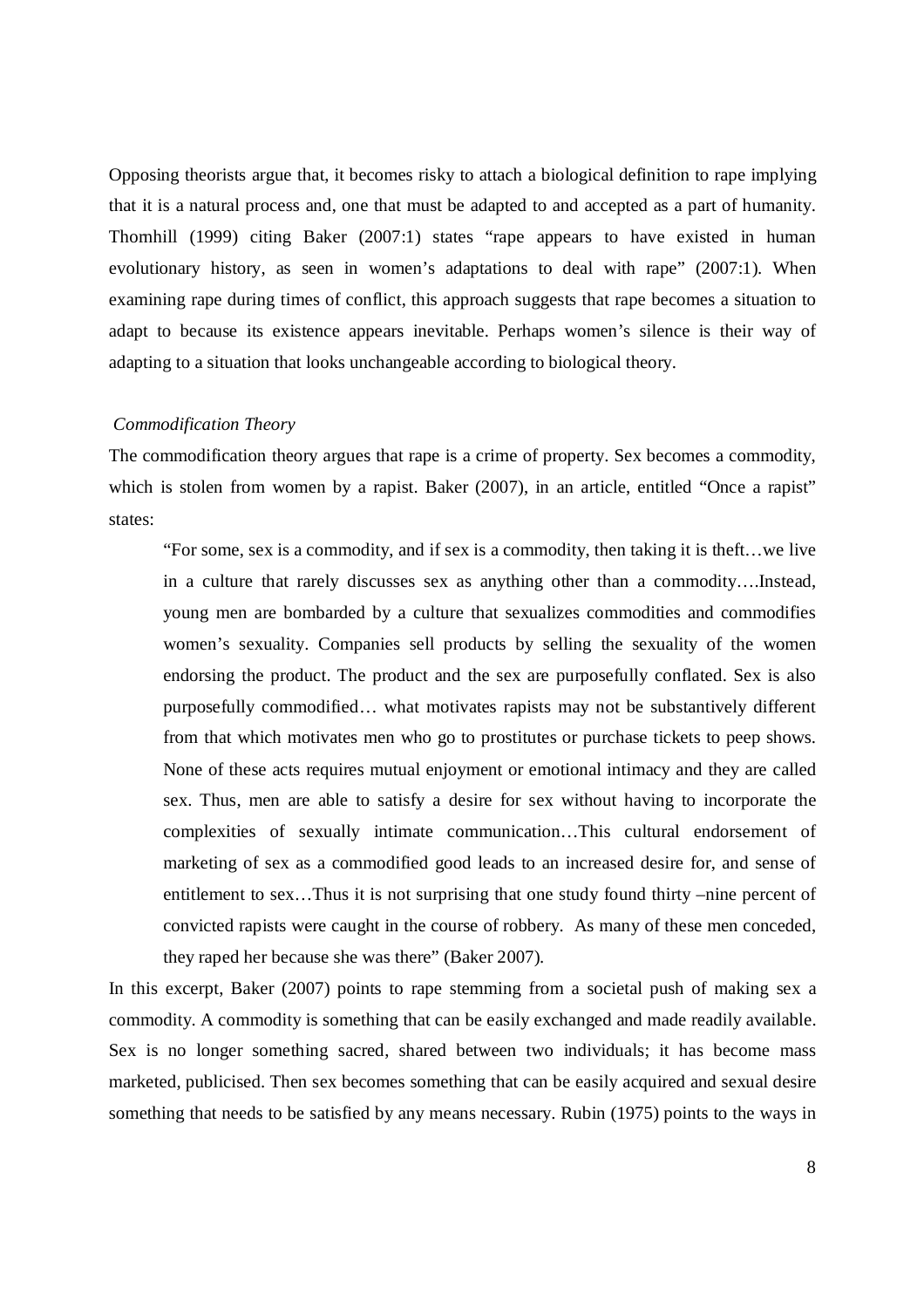Opposing theorists argue that, it becomes risky to attach a biological definition to rape implying that it is a natural process and, one that must be adapted to and accepted as a part of humanity. Thomhill (1999) citing Baker (2007:1) states "rape appears to have existed in human evolutionary history, as seen in women's adaptations to deal with rape" (2007:1). When examining rape during times of conflict, this approach suggests that rape becomes a situation to adapt to because its existence appears inevitable. Perhaps women's silence is their way of adapting to a situation that looks unchangeable according to biological theory.

### *Commodification Theory*

The commodification theory argues that rape is a crime of property. Sex becomes a commodity, which is stolen from women by a rapist. Baker (2007), in an article, entitled "Once a rapist" states:

> "For some, sex is a commodity, and if sex is a commodity, then taking it is theft…we live in a culture that rarely discusses sex as anything other than a commodity….Instead, young men are bombarded by a culture that sexualizes commodities and commodifies women's sexuality. Companies sell products by selling the sexuality of the women endorsing the product. The product and the sex are purposefully conflated. Sex is also purposefully commodified… what motivates rapists may not be substantively different from that which motivates men who go to prostitutes or purchase tickets to peep shows. None of these acts requires mutual enjoyment or emotional intimacy and they are called sex. Thus, men are able to satisfy a desire for sex without having to incorporate the complexities of sexually intimate communication…This cultural endorsement of marketing of sex as a commodified good leads to an increased desire for, and sense of entitlement to sex…Thus it is not surprising that one study found thirty –nine percent of convicted rapists were caught in the course of robbery. As many of these men conceded, they raped her because she was there" (Baker 2007).

In this excerpt, Baker (2007) points to rape stemming from a societal push of making sex a commodity. A commodity is something that can be easily exchanged and made readily available. Sex is no longer something sacred, shared between two individuals; it has become mass marketed, publicised. Then sex becomes something that can be easily acquired and sexual desire something that needs to be satisfied by any means necessary. Rubin (1975) points to the ways in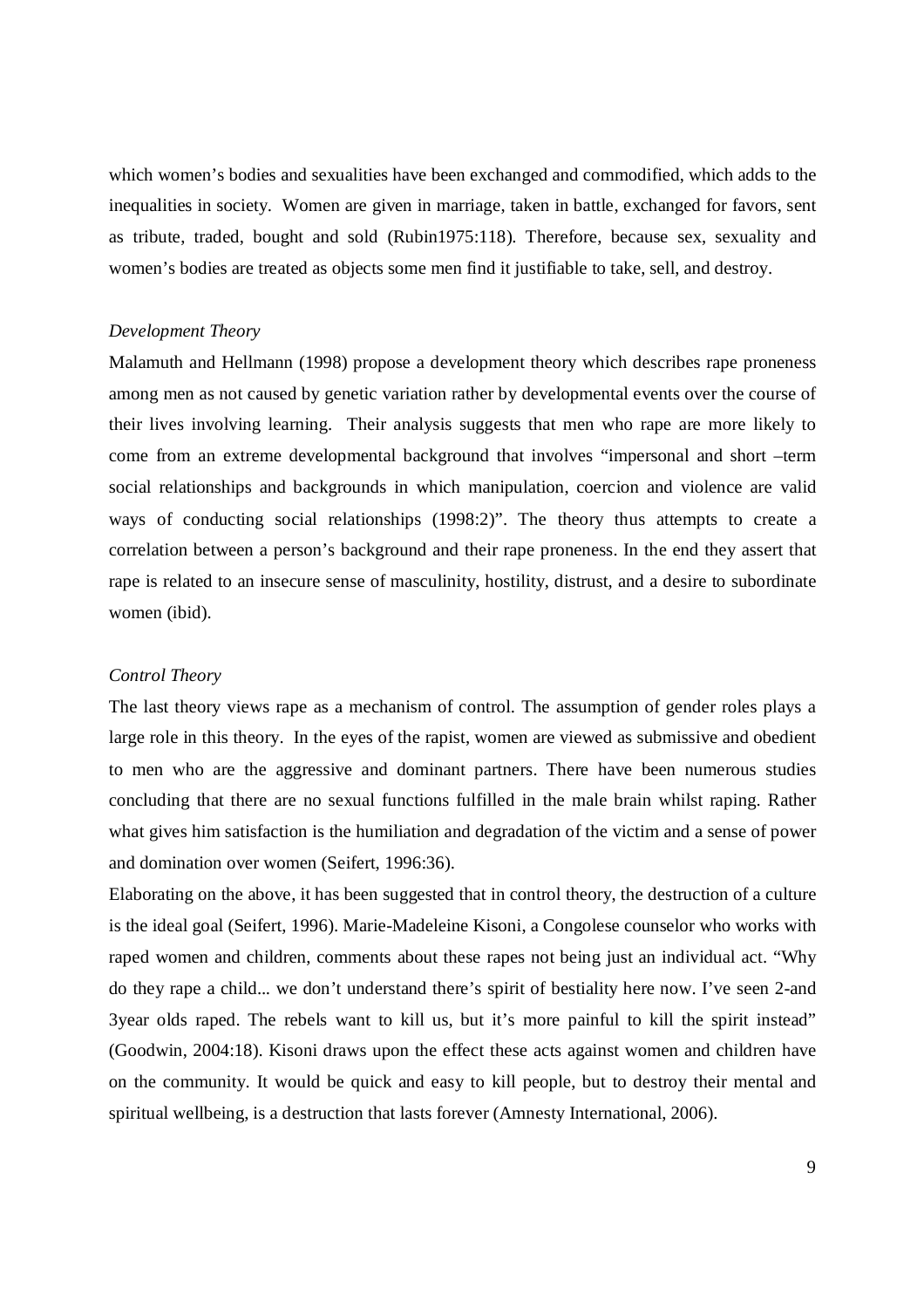which women's bodies and sexualities have been exchanged and commodified, which adds to the inequalities in society. Women are given in marriage, taken in battle, exchanged for favors, sent as tribute, traded, bought and sold (Rubin1975:118). Therefore, because sex, sexuality and women's bodies are treated as objects some men find it justifiable to take, sell, and destroy.

*Development Theory*

Malamuth and Hellmann (1998) propose a development theory which describes rape proneness among men as not caused by genetic variation rather by developmental events over the course of their lives involving learning. Their analysis suggests that men who rape are more likely to come from an extreme developmental background that involves "impersonal and short –term social relationships and backgrounds in which manipulation, coercion and violence are valid ways of conducting social relationships (1998:2)". The theory thus attempts to create a correlation between a person's background and their rape proneness. In the end they assert that rape is related to an insecure sense of masculinity, hostility, distrust, and a desire to subordinate women (ibid).

*Control Theory*

The last theory views rape as a mechanism of control. The assumption of gender roles plays a large role in this theory. In the eyes of the rapist, women are viewed as submissive and obedient to men who are the aggressive and dominant partners. There have been numerous studies concluding that there are no sexual functions fulfilled in the male brain whilst raping. Rather what gives him satisfaction is the humiliation and degradation of the victim and a sense of power and domination over women (Seifert, 1996:36).

Elaborating on the above, it has been suggested that in control theory, the destruction of a culture is the ideal goal (Seifert, 1996). Marie-Madeleine Kisoni, a Congolese counselor who works with raped women and children, comments about these rapes not being just an individual act. "Why do they rape a child... we don't understand there's spirit of bestiality here now. I've seen 2-and 3year olds raped. The rebels want to kill us, but it's more painful to kill the spirit instead" (Goodwin, 2004:18). Kisoni draws upon the effect these acts against women and children have on the community. It would be quick and easy to kill people, but to destroy their mental and spiritual wellbeing, is a destruction that lasts forever (Amnesty International, 2006).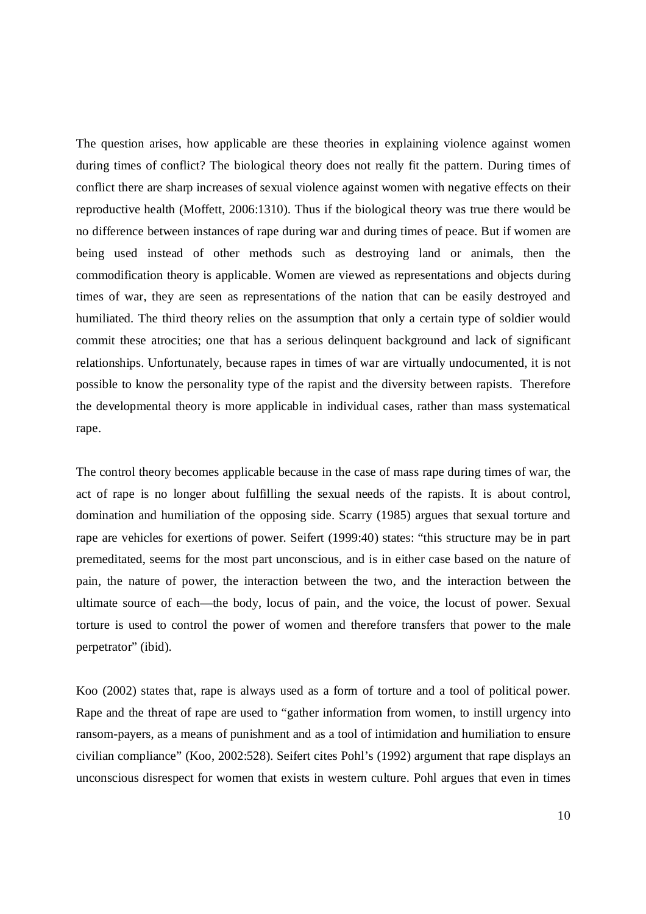The question arises, how applicable are these theories in explaining violence against women during times of conflict? The biological theory does not really fit the pattern. During times of conflict there are sharp increases of sexual violence against women with negative effects on their reproductive health (Moffett, 2006:1310). Thus if the biological theory was true there would be no difference between instances of rape during war and during times of peace. But if women are being used instead of other methods such as destroying land or animals, then the commodification theory is applicable. Women are viewed as representations and objects during times of war, they are seen as representations of the nation that can be easily destroyed and humiliated. The third theory relies on the assumption that only a certain type of soldier would commit these atrocities; one that has a serious delinquent background and lack of significant relationships. Unfortunately, because rapes in times of war are virtually undocumented, it is not possible to know the personality type of the rapist and the diversity between rapists. Therefore the developmental theory is more applicable in individual cases, rather than mass systematical rape.

The control theory becomes applicable because in the case of mass rape during times of war, the act of rape is no longer about fulfilling the sexual needs of the rapists. It is about control, domination and humiliation of the opposing side. Scarry (1985) argues that sexual torture and rape are vehicles for exertions of power. Seifert (1999:40) states: "this structure may be in part premeditated, seems for the most part unconscious, and is in either case based on the nature of pain, the nature of power, the interaction between the two, and the interaction between the ultimate source of each—the body, locus of pain, and the voice, the locust of power. Sexual torture is used to control the power of women and therefore transfers that power to the male perpetrator" (ibid).

Koo (2002) states that, rape is always used as a form of torture and a tool of political power. Rape and the threat of rape are used to "gather information from women, to instill urgency into ransom-payers, as a means of punishment and as a tool of intimidation and humiliation to ensure civilian compliance" (Koo, 2002:528). Seifert cites Pohl's (1992) argument that rape displays an unconscious disrespect for women that exists in western culture. Pohl argues that even in times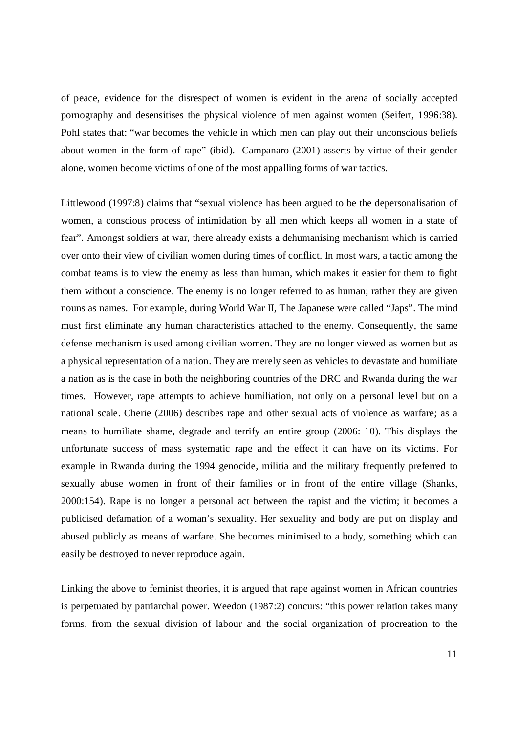of peace, evidence for the disrespect of women is evident in the arena of socially accepted pornography and desensitises the physical violence of men against women (Seifert, 1996:38). Pohl states that: "war becomes the vehicle in which men can play out their unconscious beliefs about women in the form of rape" (ibid). Campanaro (2001) asserts by virtue of their gender alone, women become victims of one of the most appalling forms of war tactics.

Littlewood (1997:8) claims that "sexual violence has been argued to be the depersonalisation of women, a conscious process of intimidation by all men which keeps all women in a state of fear". Amongst soldiers at war, there already exists a dehumanising mechanism which is carried over onto their view of civilian women during times of conflict. In most wars, a tactic among the combat teams is to view the enemy as less than human, which makes it easier for them to fight them without a conscience. The enemy is no longer referred to as human; rather they are given nouns as names. For example, during World War II, The Japanese were called "Japs". The mind must first eliminate any human characteristics attached to the enemy. Consequently, the same defense mechanism is used among civilian women. They are no longer viewed as women but as a physical representation of a nation. They are merely seen as vehicles to devastate and humiliate a nation as is the case in both the neighboring countries of the DRC and Rwanda during the war times. However, rape attempts to achieve humiliation, not only on a personal level but on a national scale. Cherie (2006) describes rape and other sexual acts of violence as warfare; as a means to humiliate shame, degrade and terrify an entire group (2006: 10). This displays the unfortunate success of mass systematic rape and the effect it can have on its victims. For example in Rwanda during the 1994 genocide, militia and the military frequently preferred to sexually abuse women in front of their families or in front of the entire village (Shanks, 2000:154). Rape is no longer a personal act between the rapist and the victim; it becomes a publicised defamation of a woman's sexuality. Her sexuality and body are put on display and abused publicly as means of warfare. She becomes minimised to a body, something which can easily be destroyed to never reproduce again.

Linking the above to feminist theories, it is argued that rape against women in African countries is perpetuated by patriarchal power. Weedon (1987:2) concurs: "this power relation takes many forms, from the sexual division of labour and the social organization of procreation to the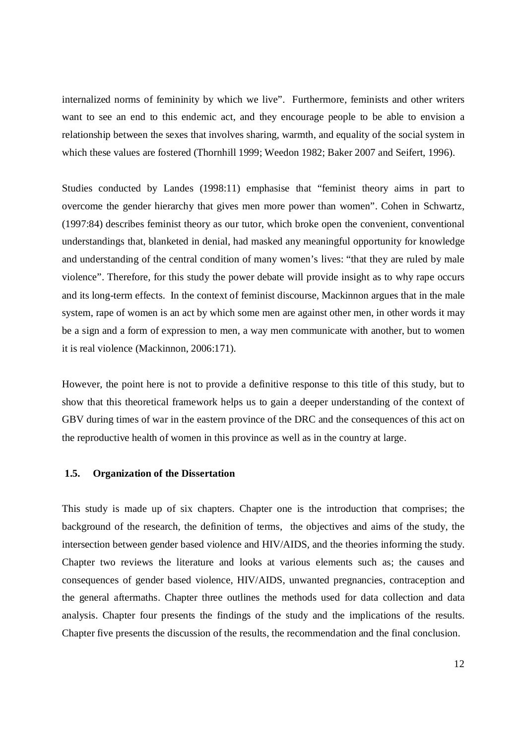internalized norms of femininity by which we live". Furthermore, feminists and other writers want to see an end to this endemic act, and they encourage people to be able to envision a relationship between the sexes that involves sharing, warmth, and equality of the social system in which these values are fostered (Thornhill 1999; Weedon 1982; Baker 2007 and Seifert, 1996).

Studies conducted by Landes (1998:11) emphasise that "feminist theory aims in part to overcome the gender hierarchy that gives men more power than women". Cohen in Schwartz, (1997:84) describes feminist theory as our tutor, which broke open the convenient, conventional understandings that, blanketed in denial, had masked any meaningful opportunity for knowledge and understanding of the central condition of many women's lives: "that they are ruled by male violence". Therefore, for this study the power debate will provide insight as to why rape occurs and its long-term effects. In the context of feminist discourse, Mackinnon argues that in the male system, rape of women is an act by which some men are against other men, in other words it may be a sign and a form of expression to men, a way men communicate with another, but to women it is real violence (Mackinnon, 2006:171).

However, the point here is not to provide a definitive response to this title of this study, but to show that this theoretical framework helps us to gain a deeper understanding of the context of GBV during times of war in the eastern province of the DRC and the consequences of this act on the reproductive health of women in this province as well as in the country at large.

### 1.5. Organization of the Dissertation

This study is made up of six chapters. Chapter one is the introduction that comprises; the background of the research, the definition of terms, the objectives and aims of the study, the intersection between gender based violence and HIV/AIDS, and the theories informing the study. Chapter two reviews the literature and looks at various elements such as; the causes and consequences of gender based violence, HIV/AIDS, unwanted pregnancies, contraception and the general aftermaths. Chapter three outlines the methods used for data collection and data analysis. Chapter four presents the findings of the study and the implications of the results. Chapter five presents the discussion of the results, the recommendation and the final conclusion.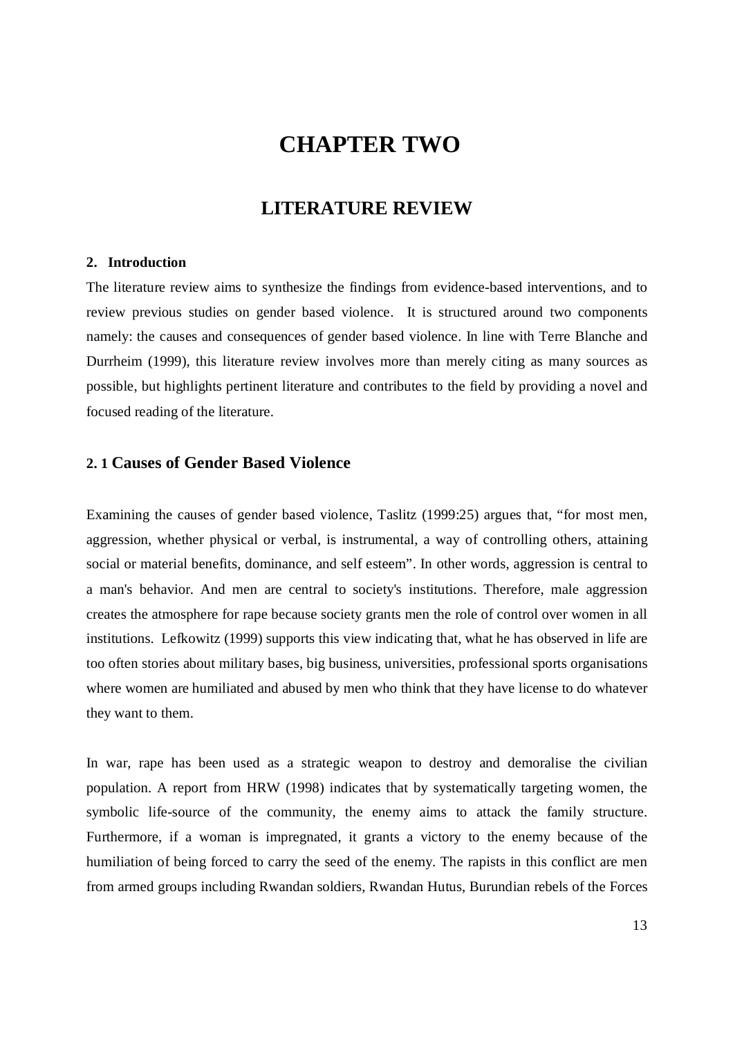# CHAPTER TWO

## LITERATURE REVIEW

### 2. Introduction

The literature review aims to synthesize the findings from evidence-based interventions, and to review previous studies on gender based violence. It is structured around two components namely: the causes and consequences of gender based violence. In line with Terre Blanche and Durrheim (1999), this literature review involves more than merely citing as many sources as possible, but highlights pertinent literature and contributes to the field by providing a novel and focused reading of the literature.

### 2. 1 Causes of Gender Based Violence

Examining the causes of gender based violence, Taslitz (1999:25) argues that, "for most men, aggression, whether physical or verbal, is instrumental, a way of controlling others, attaining social or material benefits, dominance, and self esteem". In other words, aggression is central to a man's behavior. And men are central to society's institutions. Therefore, male aggression creates the atmosphere for rape because society grants men the role of control over women in all institutions. Lefkowitz (1999) supports this view indicating that, what he has observed in life are too often stories about military bases, big business, universities, professional sports organisations where women are humiliated and abused by men who think that they have license to do whatever they want to them.

In war, rape has been used as a strategic weapon to destroy and demoralise the civilian population. A report from HRW (1998) indicates that by systematically targeting women, the symbolic life-source of the community, the enemy aims to attack the family structure. Furthermore, if a woman is impregnated, it grants a victory to the enemy because of the humiliation of being forced to carry the seed of the enemy. The rapists in this conflict are men from armed groups including Rwandan soldiers, Rwandan Hutus, Burundian rebels of the Forces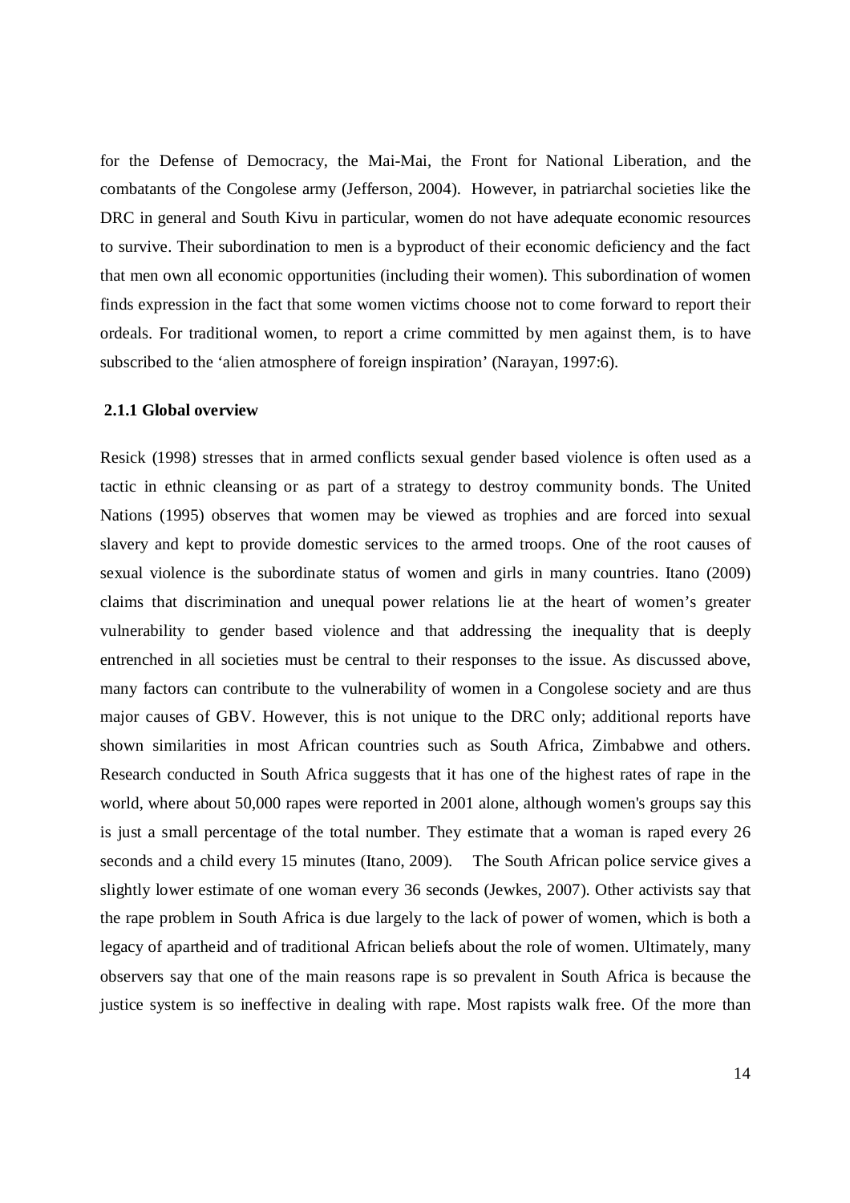for the Defense of Democracy, the Mai-Mai, the Front for National Liberation, and the combatants of the Congolese army (Jefferson, 2004). However, in patriarchal societies like the DRC in general and South Kivu in particular, women do not have adequate economic resources to survive. Their subordination to men is a byproduct of their economic deficiency and the fact that men own all economic opportunities (including their women). This subordination of women finds expression in the fact that some women victims choose not to come forward to report their ordeals. For traditional women, to report a crime committed by men against them, is to have subscribed to the 'alien atmosphere of foreign inspiration' (Narayan, 1997:6).

### 2.1.1 Global overview

Resick (1998) stresses that in armed conflicts sexual gender based violence is often used as a tactic in ethnic cleansing or as part of a strategy to destroy community bonds. The United Nations (1995) observes that women may be viewed as trophies and are forced into sexual slavery and kept to provide domestic services to the armed troops. One of the root causes of sexual violence is the subordinate status of women and girls in many countries. Itano (2009) claims that discrimination and unequal power relations lie at the heart of women's greater vulnerability to gender based violence and that addressing the inequality that is deeply entrenched in all societies must be central to their responses to the issue. As discussed above, many factors can contribute to the vulnerability of women in a Congolese society and are thus major causes of GBV. However, this is not unique to the DRC only; additional reports have shown similarities in most African countries such as South Africa, Zimbabwe and others. Research conducted in South Africa suggests that it has one of the highest rates of rape in the world, where about 50,000 rapes were reported in 2001 alone, although women's groups say this is just a small percentage of the total number. They estimate that a woman is raped every 26 seconds and a child every 15 minutes (Itano, 2009). The South African police service gives a slightly lower estimate of one woman every 36 seconds (Jewkes, 2007). Other activists say that the rape problem in South Africa is due largely to the lack of power of women, which is both a legacy of apartheid and of traditional African beliefs about the role of women. Ultimately, many observers say that one of the main reasons rape is so prevalent in South Africa is because the justice system is so ineffective in dealing with rape. Most rapists walk free. Of the more than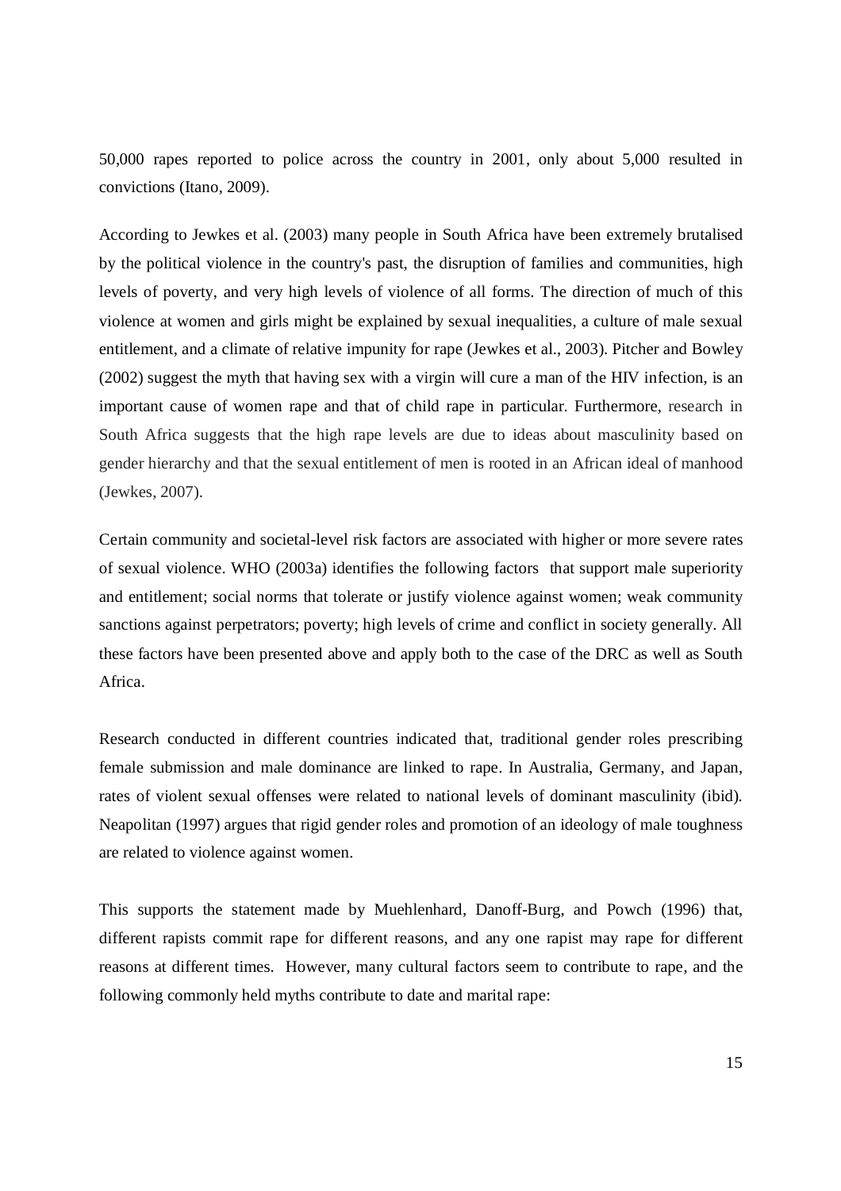50,000 rapes reported to police across the country in 2001, only about 5,000 resulted in convictions (Itano, 2009).

According to Jewkes et al. (2003) many people in South Africa have been extremely brutalised by the political violence in the country's past, the disruption of families and communities, high levels of poverty, and very high levels of violence of all forms. The direction of much of this violence at women and girls might be explained by sexual inequalities, a culture of male sexual entitlement, and a climate of relative impunity for rape (Jewkes et al., 2003). Pitcher and Bowley (2002) suggest the myth that having sex with a virgin will cure a man of the HIV infection, is an important cause of women rape and that of child rape in particular. Furthermore, research in South Africa suggests that the high rape levels are due to ideas about masculinity based on gender hierarchy and that the sexual entitlement of men is rooted in an African ideal of manhood (Jewkes, 2007).

Certain community and societal-level risk factors are associated with higher or more severe rates of sexual violence. WHO (2003a) identifies the following factors that support male superiority and entitlement; social norms that tolerate or justify violence against women; weak community sanctions against perpetrators; poverty; high levels of crime and conflict in society generally. All these factors have been presented above and apply both to the case of the DRC as well as South Africa.

Research conducted in different countries indicated that, traditional gender roles prescribing female submission and male dominance are linked to rape. In Australia, Germany, and Japan, rates of violent sexual offenses were related to national levels of dominant masculinity (ibid). Neapolitan (1997) argues that rigid gender roles and promotion of an ideology of male toughness are related to violence against women.

This supports the statement made by Muehlenhard, Danoff-Burg, and Powch (1996) that, different rapists commit rape for different reasons, and any one rapist may rape for different reasons at different times. However, many cultural factors seem to contribute to rape, and the following commonly held myths contribute to date and marital rape: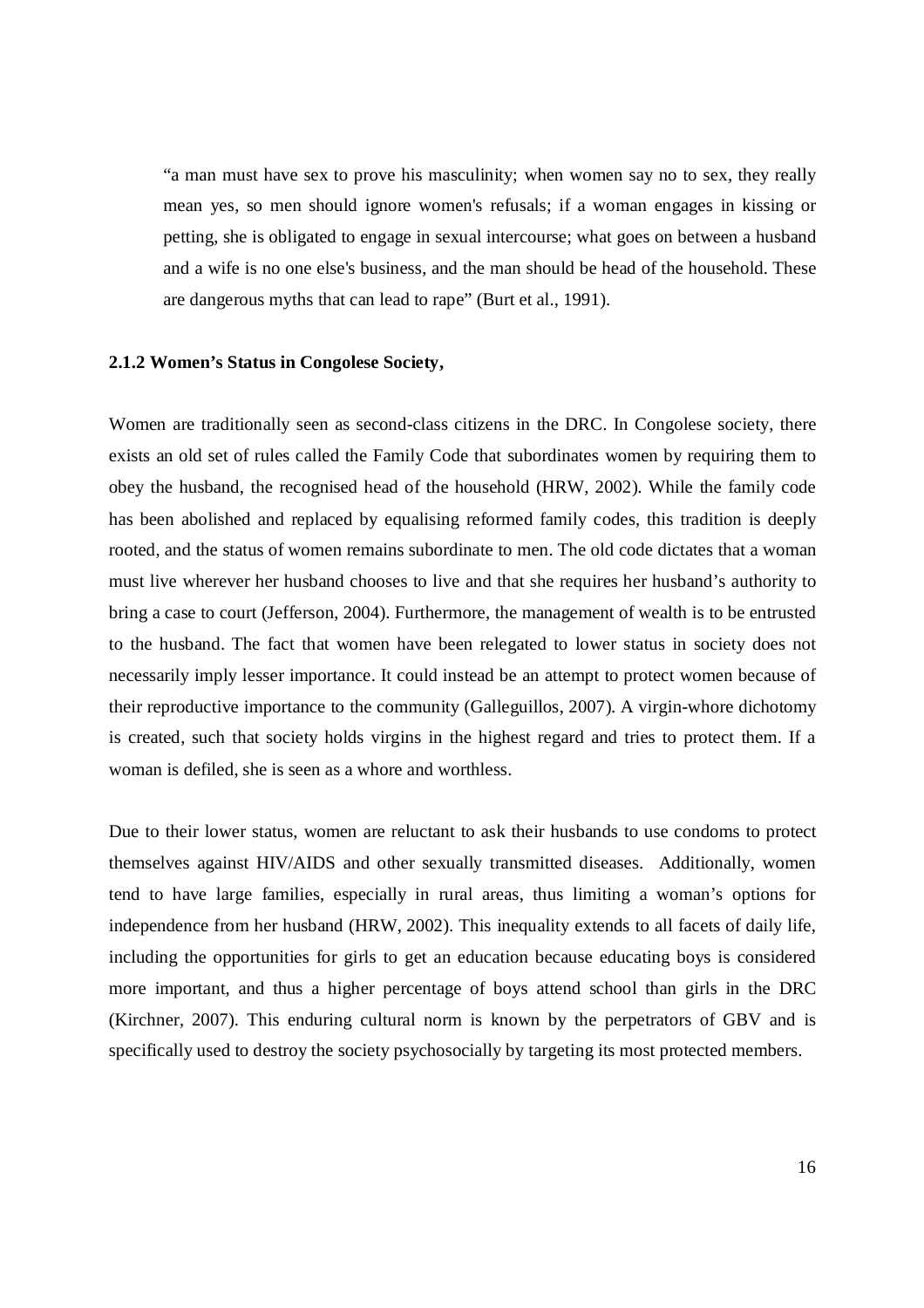> "a man must have sex to prove his masculinity; when women say no to sex, they really mean yes, so men should ignore women's refusals; if a woman engages in kissing or petting, she is obligated to engage in sexual intercourse; what goes on between a husband and a wife is no one else's business, and the man should be head of the household. These are dangerous myths that can lead to rape" (Burt et al., 1991).

### 2.1.2 Women's Status in Congolese Society,

Women are traditionally seen as second-class citizens in the DRC. In Congolese society, there exists an old set of rules called the Family Code that subordinates women by requiring them to obey the husband, the recognised head of the household (HRW, 2002). While the family code has been abolished and replaced by equalising reformed family codes, this tradition is deeply rooted, and the status of women remains subordinate to men. The old code dictates that a woman must live wherever her husband chooses to live and that she requires her husband's authority to bring a case to court (Jefferson, 2004). Furthermore, the management of wealth is to be entrusted to the husband. The fact that women have been relegated to lower status in society does not necessarily imply lesser importance. It could instead be an attempt to protect women because of their reproductive importance to the community (Galleguillos, 2007). A virgin-whore dichotomy is created, such that society holds virgins in the highest regard and tries to protect them. If a woman is defiled, she is seen as a whore and worthless.

Due to their lower status, women are reluctant to ask their husbands to use condoms to protect themselves against HIV/AIDS and other sexually transmitted diseases. Additionally, women tend to have large families, especially in rural areas, thus limiting a woman's options for independence from her husband (HRW, 2002). This inequality extends to all facets of daily life, including the opportunities for girls to get an education because educating boys is considered more important, and thus a higher percentage of boys attend school than girls in the DRC (Kirchner, 2007). This enduring cultural norm is known by the perpetrators of GBV and is specifically used to destroy the society psychosocially by targeting its most protected members.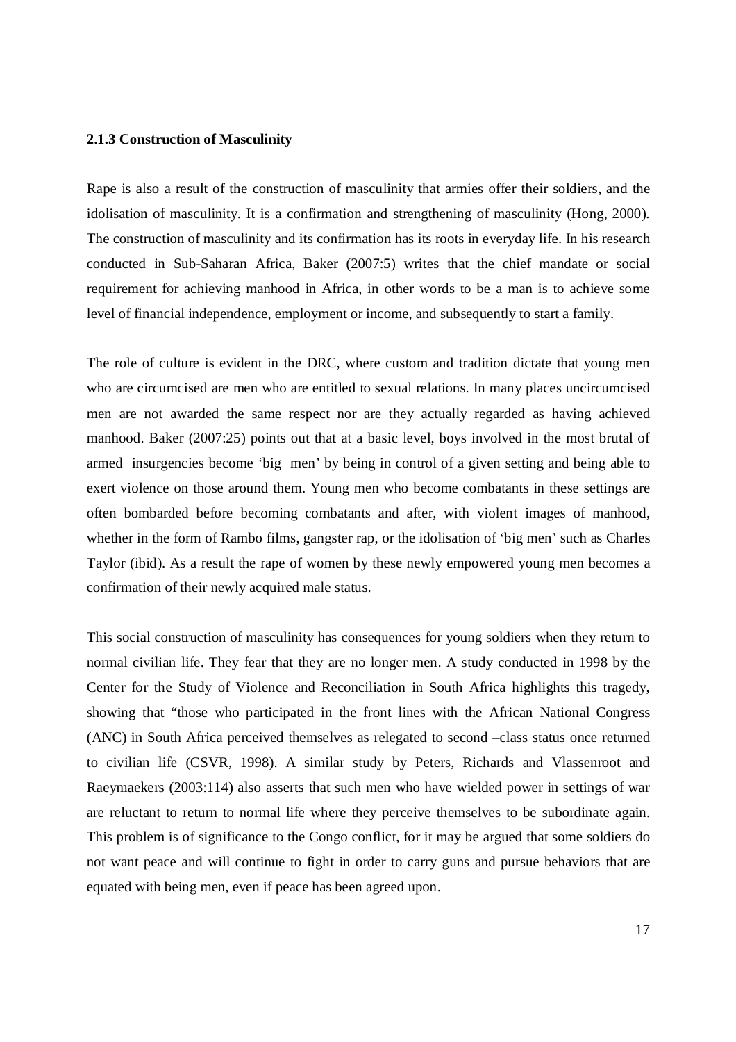### 2.1.3 Construction of Masculinity

Rape is also a result of the construction of masculinity that armies offer their soldiers, and the idolisation of masculinity. It is a confirmation and strengthening of masculinity (Hong, 2000). The construction of masculinity and its confirmation has its roots in everyday life. In his research conducted in Sub-Saharan Africa, Baker (2007:5) writes that the chief mandate or social requirement for achieving manhood in Africa, in other words to be a man is to achieve some level of financial independence, employment or income, and subsequently to start a family.

The role of culture is evident in the DRC, where custom and tradition dictate that young men who are circumcised are men who are entitled to sexual relations. In many places uncircumcised men are not awarded the same respect nor are they actually regarded as having achieved manhood. Baker (2007:25) points out that at a basic level, boys involved in the most brutal of armed insurgencies become 'big men' by being in control of a given setting and being able to exert violence on those around them. Young men who become combatants in these settings are often bombarded before becoming combatants and after, with violent images of manhood, whether in the form of Rambo films, gangster rap, or the idolisation of 'big men' such as Charles Taylor (ibid). As a result the rape of women by these newly empowered young men becomes a confirmation of their newly acquired male status.

This social construction of masculinity has consequences for young soldiers when they return to normal civilian life. They fear that they are no longer men. A study conducted in 1998 by the Center for the Study of Violence and Reconciliation in South Africa highlights this tragedy, showing that "those who participated in the front lines with the African National Congress (ANC) in South Africa perceived themselves as relegated to second –class status once returned to civilian life (CSVR, 1998). A similar study by Peters, Richards and Vlassenroot and Raeymaekers (2003:114) also asserts that such men who have wielded power in settings of war are reluctant to return to normal life where they perceive themselves to be subordinate again. This problem is of significance to the Congo conflict, for it may be argued that some soldiers do not want peace and will continue to fight in order to carry guns and pursue behaviors that are equated with being men, even if peace has been agreed upon.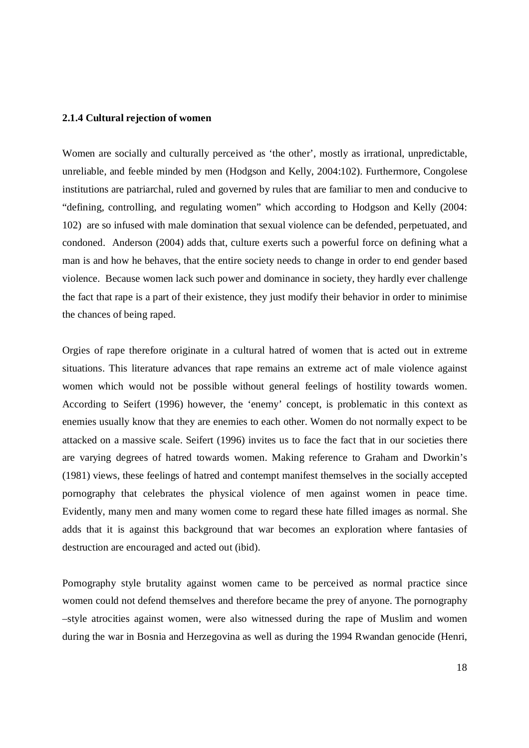### 2.1.4 Cultural rejection of women

Women are socially and culturally perceived as 'the other', mostly as irrational, unpredictable, unreliable, and feeble minded by men (Hodgson and Kelly, 2004:102). Furthermore, Congolese institutions are patriarchal, ruled and governed by rules that are familiar to men and conducive to "defining, controlling, and regulating women" which according to Hodgson and Kelly (2004: 102) are so infused with male domination that sexual violence can be defended, perpetuated, and condoned. Anderson (2004) adds that, culture exerts such a powerful force on defining what a man is and how he behaves, that the entire society needs to change in order to end gender based violence. Because women lack such power and dominance in society, they hardly ever challenge the fact that rape is a part of their existence, they just modify their behavior in order to minimise the chances of being raped.

Orgies of rape therefore originate in a cultural hatred of women that is acted out in extreme situations. This literature advances that rape remains an extreme act of male violence against women which would not be possible without general feelings of hostility towards women. According to Seifert (1996) however, the 'enemy' concept, is problematic in this context as enemies usually know that they are enemies to each other. Women do not normally expect to be attacked on a massive scale. Seifert (1996) invites us to face the fact that in our societies there are varying degrees of hatred towards women. Making reference to Graham and Dworkin's (1981) views, these feelings of hatred and contempt manifest themselves in the socially accepted pornography that celebrates the physical violence of men against women in peace time. Evidently, many men and many women come to regard these hate filled images as normal. She adds that it is against this background that war becomes an exploration where fantasies of destruction are encouraged and acted out (ibid).

Pornography style brutality against women came to be perceived as normal practice since women could not defend themselves and therefore became the prey of anyone. The pornography –style atrocities against women, were also witnessed during the rape of Muslim and women during the war in Bosnia and Herzegovina as well as during the 1994 Rwandan genocide (Henri,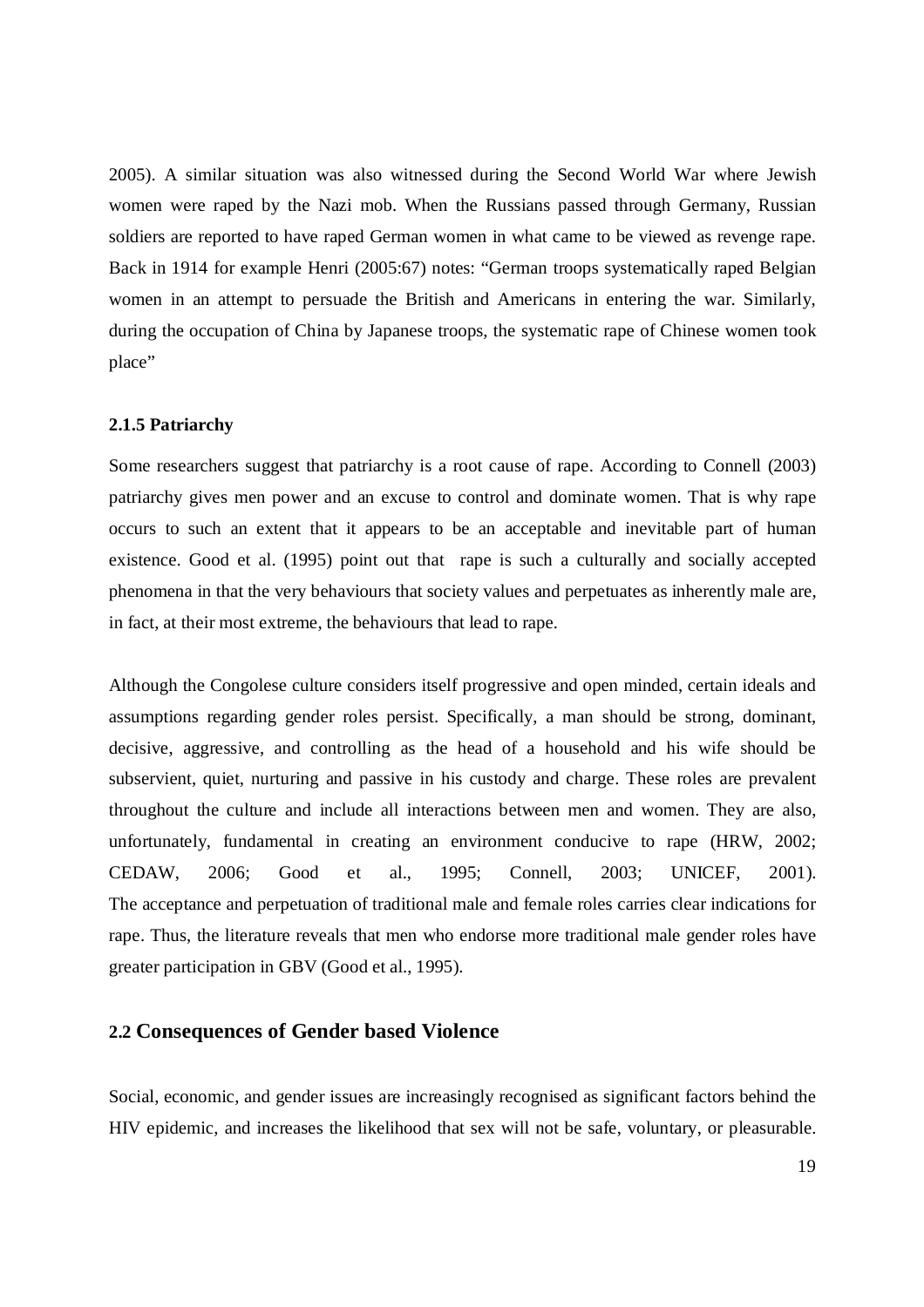2005). A similar situation was also witnessed during the Second World War where Jewish women were raped by the Nazi mob. When the Russians passed through Germany, Russian soldiers are reported to have raped German women in what came to be viewed as revenge rape. Back in 1914 for example Henri (2005:67) notes: "German troops systematically raped Belgian women in an attempt to persuade the British and Americans in entering the war. Similarly, during the occupation of China by Japanese troops, the systematic rape of Chinese women took place"

### 2.1.5 Patriarchy

Some researchers suggest that patriarchy is a root cause of rape. According to Connell (2003) patriarchy gives men power and an excuse to control and dominate women. That is why rape occurs to such an extent that it appears to be an acceptable and inevitable part of human existence. Good et al. (1995) point out that rape is such a culturally and socially accepted phenomena in that the very behaviours that society values and perpetuates as inherently male are, in fact, at their most extreme, the behaviours that lead to rape.

Although the Congolese culture considers itself progressive and open minded, certain ideals and assumptions regarding gender roles persist. Specifically, a man should be strong, dominant, decisive, aggressive, and controlling as the head of a household and his wife should be subservient, quiet, nurturing and passive in his custody and charge. These roles are prevalent throughout the culture and include all interactions between men and women. They are also, unfortunately, fundamental in creating an environment conducive to rape (HRW, 2002; CEDAW, 2006; Good et al., 1995; Connell, 2003; UNICEF, 2001). The acceptance and perpetuation of traditional male and female roles carries clear indications for rape. Thus, the literature reveals that men who endorse more traditional male gender roles have greater participation in GBV (Good et al., 1995).

## 2.2 Consequences of Gender based Violence

Social, economic, and gender issues are increasingly recognised as significant factors behind the HIV epidemic, and increases the likelihood that sex will not be safe, voluntary, or pleasurable.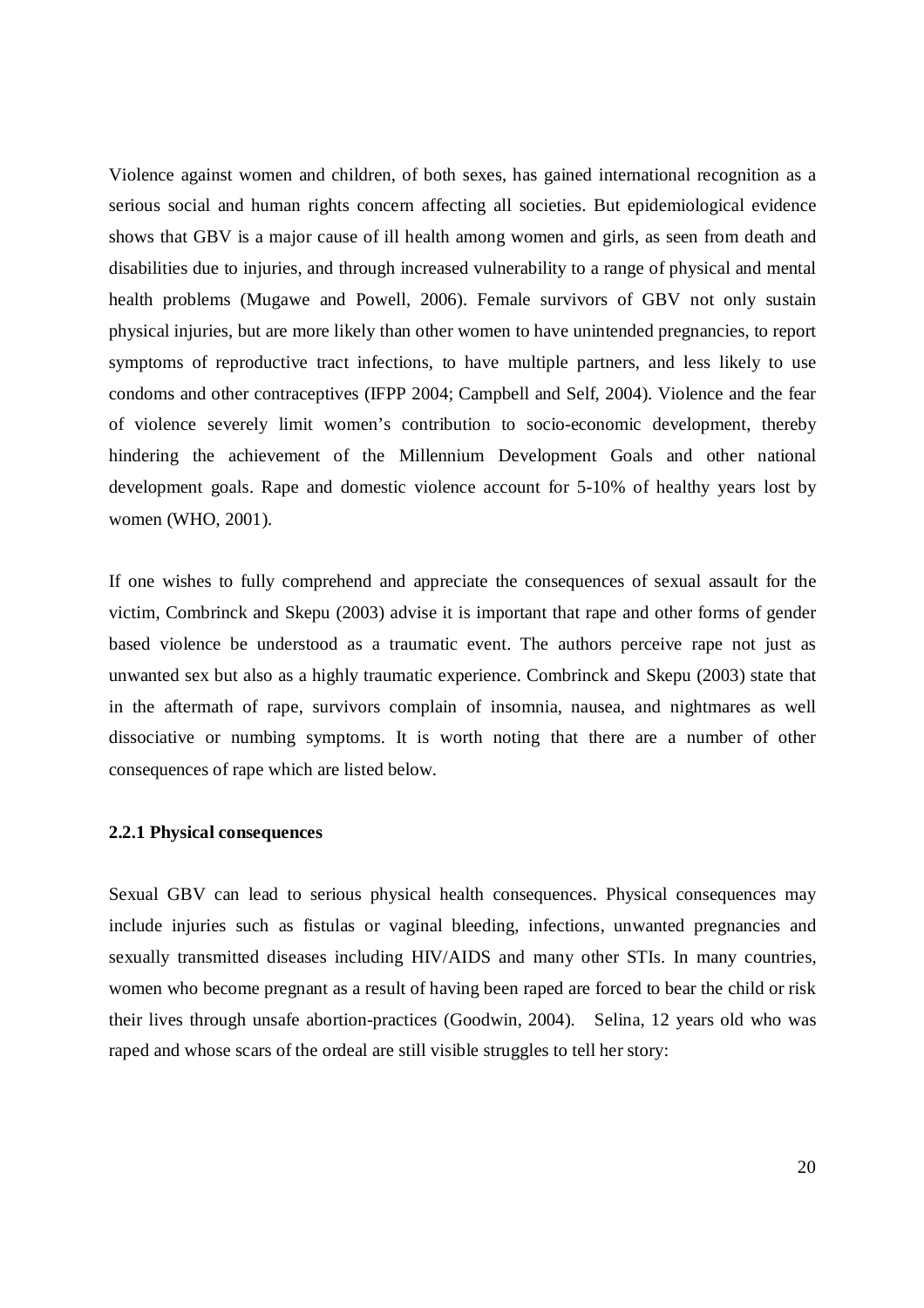Violence against women and children, of both sexes, has gained international recognition as a serious social and human rights concern affecting all societies. But epidemiological evidence shows that GBV is a major cause of ill health among women and girls, as seen from death and disabilities due to injuries, and through increased vulnerability to a range of physical and mental health problems (Mugawe and Powell, 2006). Female survivors of GBV not only sustain physical injuries, but are more likely than other women to have unintended pregnancies, to report symptoms of reproductive tract infections, to have multiple partners, and less likely to use condoms and other contraceptives (IFPP 2004; Campbell and Self, 2004). Violence and the fear of violence severely limit women's contribution to socio-economic development, thereby hindering the achievement of the Millennium Development Goals and other national development goals. Rape and domestic violence account for 5-10% of healthy years lost by women (WHO, 2001).

If one wishes to fully comprehend and appreciate the consequences of sexual assault for the victim, Combrinck and Skepu (2003) advise it is important that rape and other forms of gender based violence be understood as a traumatic event. The authors perceive rape not just as unwanted sex but also as a highly traumatic experience. Combrinck and Skepu (2003) state that in the aftermath of rape, survivors complain of insomnia, nausea, and nightmares as well dissociative or numbing symptoms. It is worth noting that there are a number of other consequences of rape which are listed below.

### 2.2.1 Physical consequences

Sexual GBV can lead to serious physical health consequences. Physical consequences may include injuries such as fistulas or vaginal bleeding, infections, unwanted pregnancies and sexually transmitted diseases including HIV/AIDS and many other STIs. In many countries, women who become pregnant as a result of having been raped are forced to bear the child or risk their lives through unsafe abortion-practices (Goodwin, 2004). Selina, 12 years old who was raped and whose scars of the ordeal are still visible struggles to tell her story: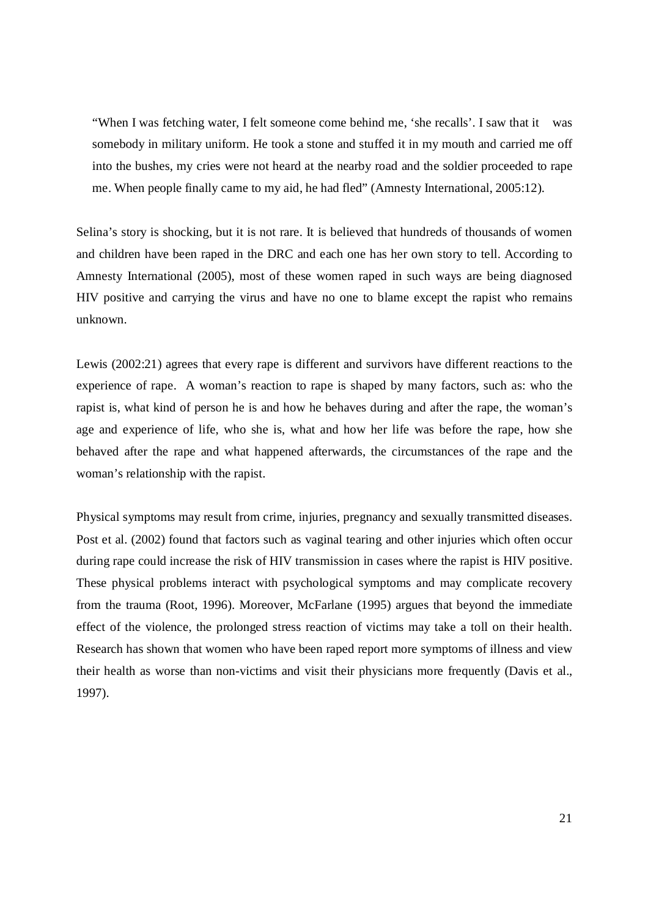> "When I was fetching water, I felt someone come behind me, 'she recalls'. I saw that it was somebody in military uniform. He took a stone and stuffed it in my mouth and carried me off into the bushes, my cries were not heard at the nearby road and the soldier proceeded to rape me. When people finally came to my aid, he had fled" (Amnesty International, 2005:12).

Selina's story is shocking, but it is not rare. It is believed that hundreds of thousands of women and children have been raped in the DRC and each one has her own story to tell. According to Amnesty International (2005), most of these women raped in such ways are being diagnosed HIV positive and carrying the virus and have no one to blame except the rapist who remains unknown.

Lewis (2002:21) agrees that every rape is different and survivors have different reactions to the experience of rape. A woman's reaction to rape is shaped by many factors, such as: who the rapist is, what kind of person he is and how he behaves during and after the rape, the woman's age and experience of life, who she is, what and how her life was before the rape, how she behaved after the rape and what happened afterwards, the circumstances of the rape and the woman's relationship with the rapist.

Physical symptoms may result from crime, injuries, pregnancy and sexually transmitted diseases. Post et al. (2002) found that factors such as vaginal tearing and other injuries which often occur during rape could increase the risk of HIV transmission in cases where the rapist is HIV positive. These physical problems interact with psychological symptoms and may complicate recovery from the trauma (Root, 1996). Moreover, McFarlane (1995) argues that beyond the immediate effect of the violence, the prolonged stress reaction of victims may take a toll on their health. Research has shown that women who have been raped report more symptoms of illness and view their health as worse than non-victims and visit their physicians more frequently (Davis et al., 1997).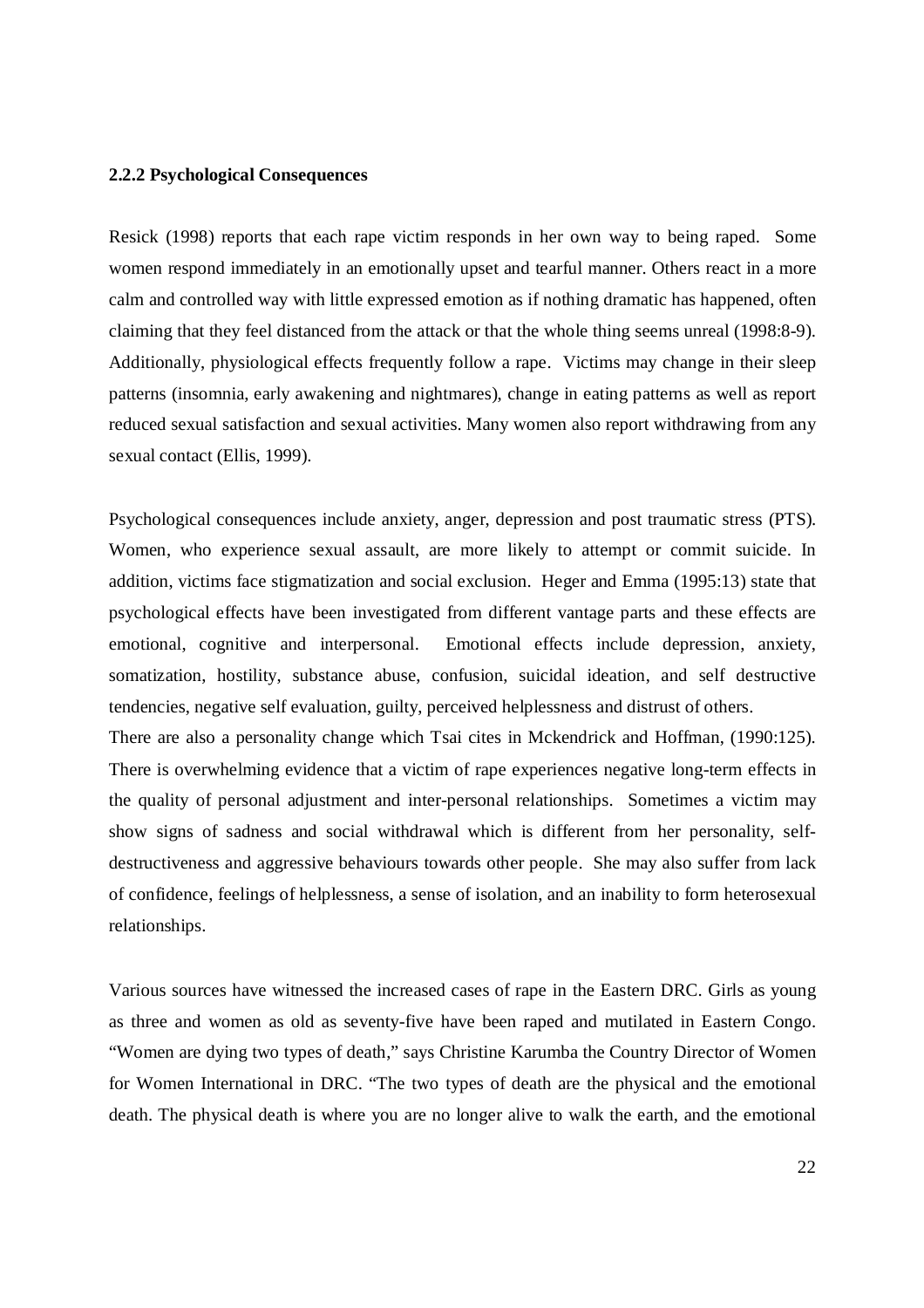### 2.2.2 Psychological Consequences

Resick (1998) reports that each rape victim responds in her own way to being raped. Some women respond immediately in an emotionally upset and tearful manner. Others react in a more calm and controlled way with little expressed emotion as if nothing dramatic has happened, often claiming that they feel distanced from the attack or that the whole thing seems unreal (1998:8-9). Additionally, physiological effects frequently follow a rape. Victims may change in their sleep patterns (insomnia, early awakening and nightmares), change in eating patterns as well as report reduced sexual satisfaction and sexual activities. Many women also report withdrawing from any sexual contact (Ellis, 1999).

Psychological consequences include anxiety, anger, depression and post traumatic stress (PTS). Women, who experience sexual assault, are more likely to attempt or commit suicide. In addition, victims face stigmatization and social exclusion. Heger and Emma (1995:13) state that psychological effects have been investigated from different vantage parts and these effects are emotional, cognitive and interpersonal. Emotional effects include depression, anxiety, somatization, hostility, substance abuse, confusion, suicidal ideation, and self destructive tendencies, negative self evaluation, guilty, perceived helplessness and distrust of others.
There are also a personality change which Tsai cites in Mckendrick and Hoffman, (1990:125). There is overwhelming evidence that a victim of rape experiences negative long-term effects in the quality of personal adjustment and inter-personal relationships. Sometimes a victim may show signs of sadness and social withdrawal which is different from her personality, self-destructiveness and aggressive behaviours towards other people. She may also suffer from lack of confidence, feelings of helplessness, a sense of isolation, and an inability to form heterosexual relationships.

Various sources have witnessed the increased cases of rape in the Eastern DRC. Girls as young as three and women as old as seventy-five have been raped and mutilated in Eastern Congo. "Women are dying two types of death," says Christine Karumba the Country Director of Women for Women International in DRC. "The two types of death are the physical and the emotional death. The physical death is where you are no longer alive to walk the earth, and the emotional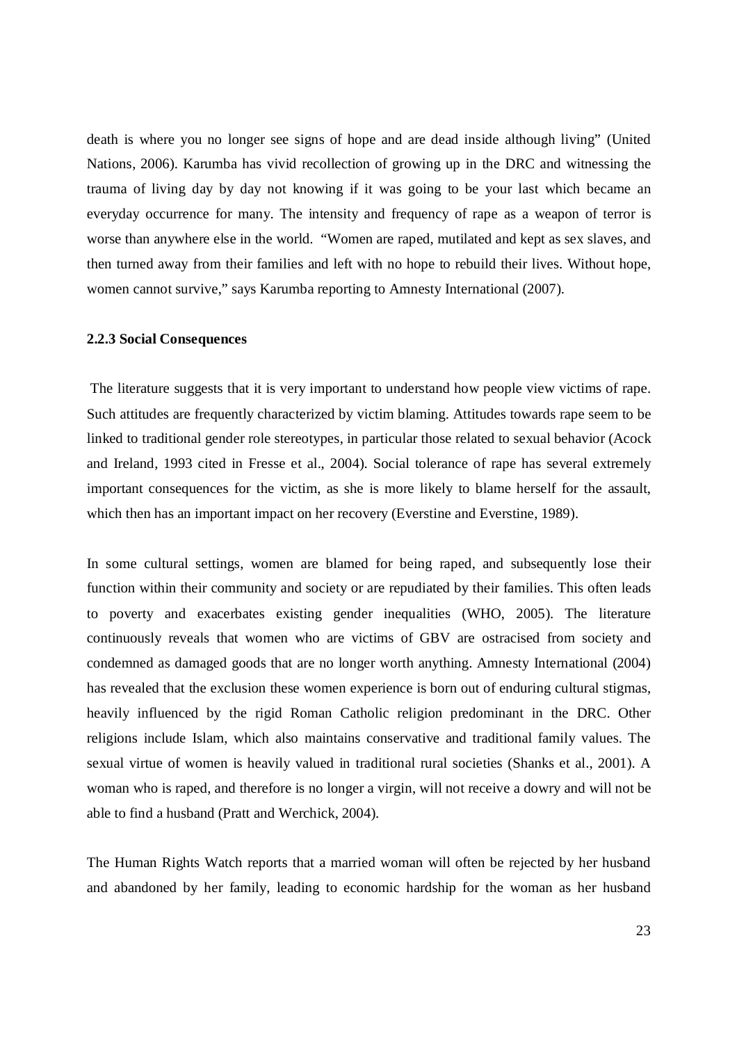death is where you no longer see signs of hope and are dead inside although living" (United Nations, 2006). Karumba has vivid recollection of growing up in the DRC and witnessing the trauma of living day by day not knowing if it was going to be your last which became an everyday occurrence for many. The intensity and frequency of rape as a weapon of terror is worse than anywhere else in the world. "Women are raped, mutilated and kept as sex slaves, and then turned away from their families and left with no hope to rebuild their lives. Without hope, women cannot survive," says Karumba reporting to Amnesty International (2007).

### 2.2.3 Social Consequences

The literature suggests that it is very important to understand how people view victims of rape. Such attitudes are frequently characterized by victim blaming. Attitudes towards rape seem to be linked to traditional gender role stereotypes, in particular those related to sexual behavior (Acock and Ireland, 1993 cited in Fresse et al., 2004). Social tolerance of rape has several extremely important consequences for the victim, as she is more likely to blame herself for the assault, which then has an important impact on her recovery (Everstine and Everstine, 1989).

In some cultural settings, women are blamed for being raped, and subsequently lose their function within their community and society or are repudiated by their families. This often leads to poverty and exacerbates existing gender inequalities (WHO, 2005). The literature continuously reveals that women who are victims of GBV are ostracised from society and condemned as damaged goods that are no longer worth anything. Amnesty International (2004) has revealed that the exclusion these women experience is born out of enduring cultural stigmas, heavily influenced by the rigid Roman Catholic religion predominant in the DRC. Other religions include Islam, which also maintains conservative and traditional family values. The sexual virtue of women is heavily valued in traditional rural societies (Shanks et al., 2001). A woman who is raped, and therefore is no longer a virgin, will not receive a dowry and will not be able to find a husband (Pratt and Werchick, 2004).

The Human Rights Watch reports that a married woman will often be rejected by her husband and abandoned by her family, leading to economic hardship for the woman as her husband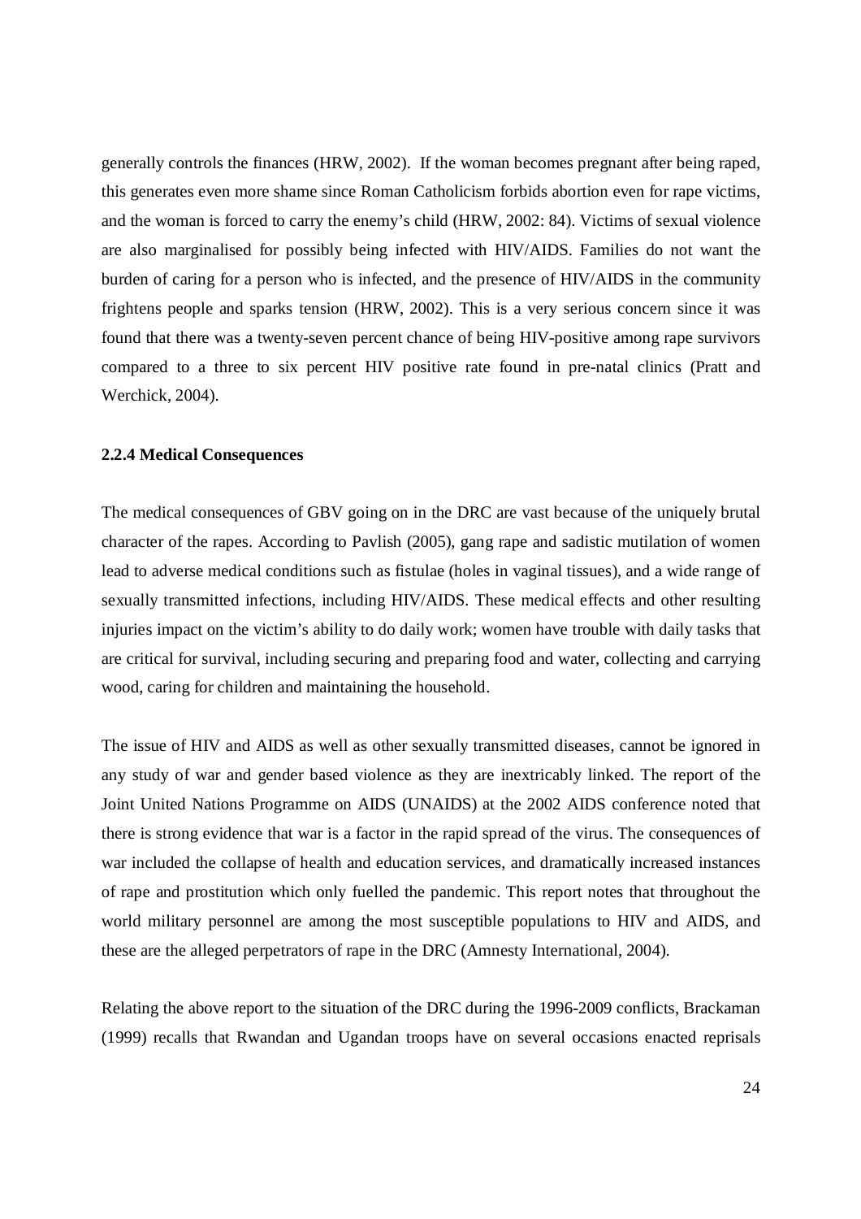generally controls the finances (HRW, 2002). If the woman becomes pregnant after being raped, this generates even more shame since Roman Catholicism forbids abortion even for rape victims, and the woman is forced to carry the enemy's child (HRW, 2002: 84). Victims of sexual violence are also marginalised for possibly being infected with HIV/AIDS. Families do not want the burden of caring for a person who is infected, and the presence of HIV/AIDS in the community frightens people and sparks tension (HRW, 2002). This is a very serious concern since it was found that there was a twenty-seven percent chance of being HIV-positive among rape survivors compared to a three to six percent HIV positive rate found in pre-natal clinics (Pratt and Werchick, 2004).

### 2.2.4 Medical Consequences

The medical consequences of GBV going on in the DRC are vast because of the uniquely brutal character of the rapes. According to Pavlish (2005), gang rape and sadistic mutilation of women lead to adverse medical conditions such as fistulae (holes in vaginal tissues), and a wide range of sexually transmitted infections, including HIV/AIDS. These medical effects and other resulting injuries impact on the victim's ability to do daily work; women have trouble with daily tasks that are critical for survival, including securing and preparing food and water, collecting and carrying wood, caring for children and maintaining the household.

The issue of HIV and AIDS as well as other sexually transmitted diseases, cannot be ignored in any study of war and gender based violence as they are inextricably linked. The report of the Joint United Nations Programme on AIDS (UNAIDS) at the 2002 AIDS conference noted that there is strong evidence that war is a factor in the rapid spread of the virus. The consequences of war included the collapse of health and education services, and dramatically increased instances of rape and prostitution which only fuelled the pandemic. This report notes that throughout the world military personnel are among the most susceptible populations to HIV and AIDS, and these are the alleged perpetrators of rape in the DRC (Amnesty International, 2004).

Relating the above report to the situation of the DRC during the 1996-2009 conflicts, Brackaman (1999) recalls that Rwandan and Ugandan troops have on several occasions enacted reprisals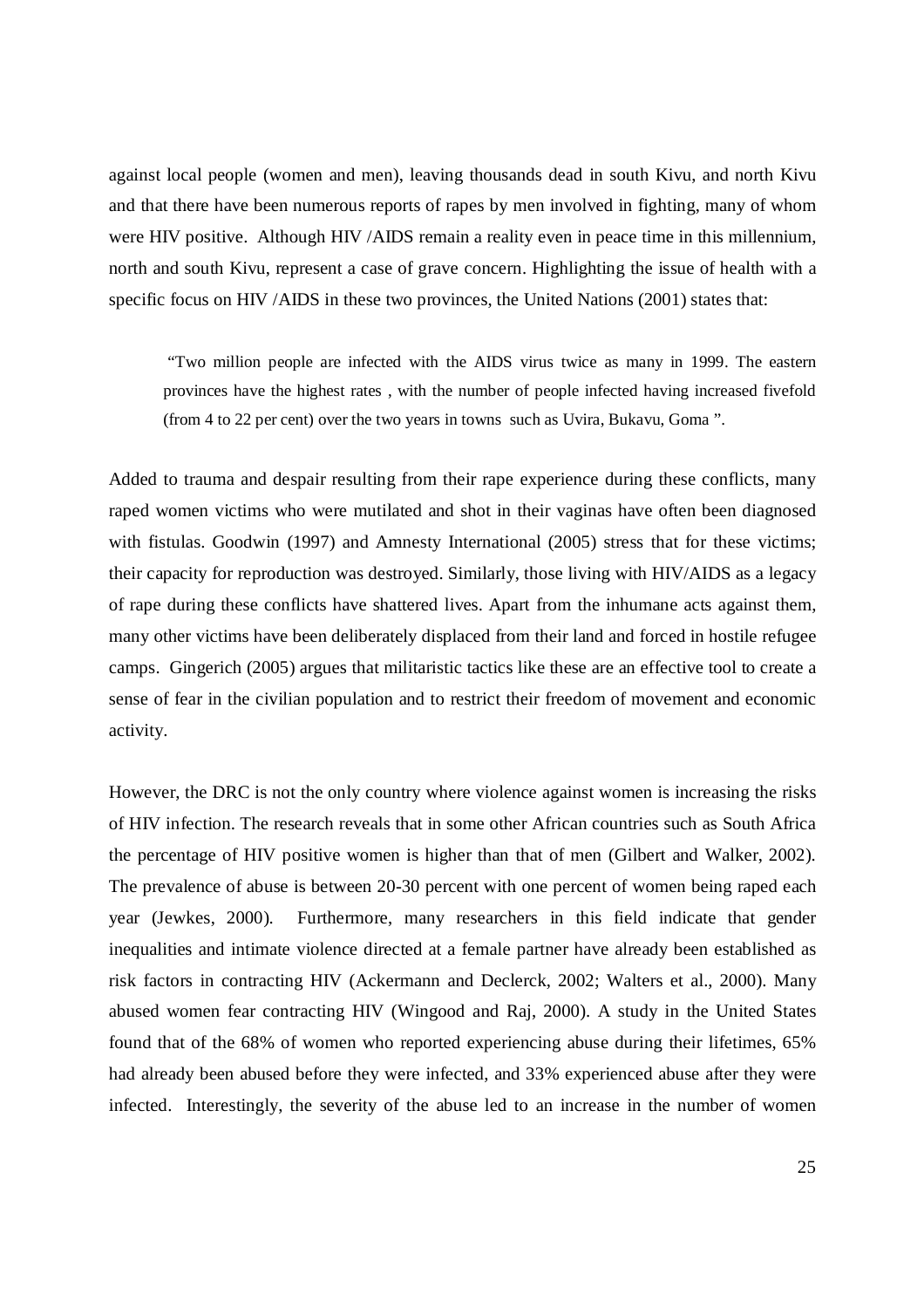against local people (women and men), leaving thousands dead in south Kivu, and north Kivu and that there have been numerous reports of rapes by men involved in fighting, many of whom were HIV positive. Although HIV /AIDS remain a reality even in peace time in this millennium, north and south Kivu, represent a case of grave concern. Highlighting the issue of health with a specific focus on HIV /AIDS in these two provinces, the United Nations (2001) states that:

> "Two million people are infected with the AIDS virus twice as many in 1999. The eastern provinces have the highest rates , with the number of people infected having increased fivefold (from 4 to 22 per cent) over the two years in towns such as Uvira, Bukavu, Goma ".

Added to trauma and despair resulting from their rape experience during these conflicts, many raped women victims who were mutilated and shot in their vaginas have often been diagnosed with fistulas. Goodwin (1997) and Amnesty International (2005) stress that for these victims; their capacity for reproduction was destroyed. Similarly, those living with HIV/AIDS as a legacy of rape during these conflicts have shattered lives. Apart from the inhumane acts against them, many other victims have been deliberately displaced from their land and forced in hostile refugee camps. Gingerich (2005) argues that militaristic tactics like these are an effective tool to create a sense of fear in the civilian population and to restrict their freedom of movement and economic activity.

However, the DRC is not the only country where violence against women is increasing the risks of HIV infection. The research reveals that in some other African countries such as South Africa the percentage of HIV positive women is higher than that of men (Gilbert and Walker, 2002). The prevalence of abuse is between 20-30 percent with one percent of women being raped each year (Jewkes, 2000). Furthermore, many researchers in this field indicate that gender inequalities and intimate violence directed at a female partner have already been established as risk factors in contracting HIV (Ackermann and Declerck, 2002; Walters et al., 2000). Many abused women fear contracting HIV (Wingood and Raj, 2000). A study in the United States found that of the 68% of women who reported experiencing abuse during their lifetimes, 65% had already been abused before they were infected, and 33% experienced abuse after they were infected. Interestingly, the severity of the abuse led to an increase in the number of women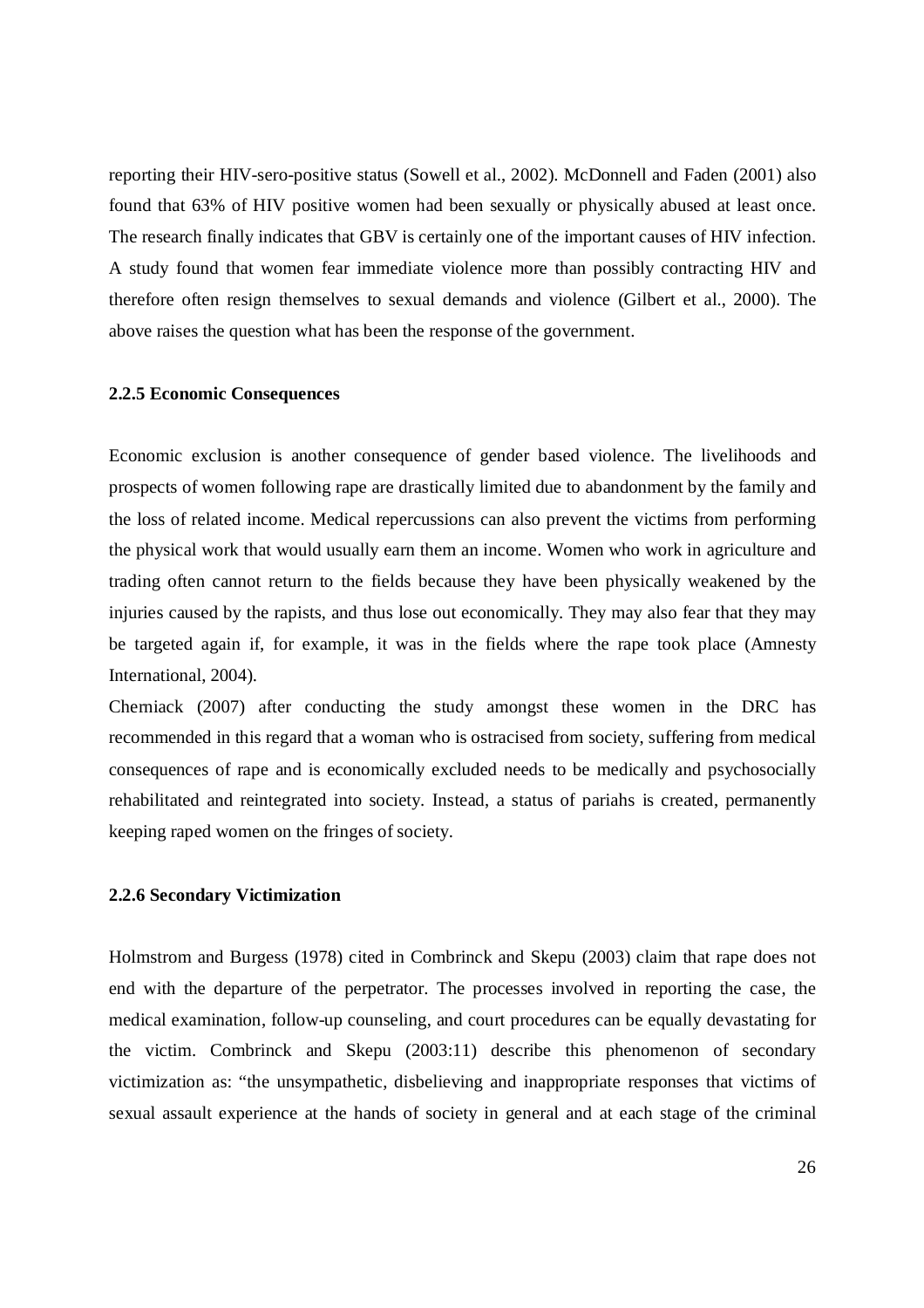reporting their HIV-sero-positive status (Sowell et al., 2002). McDonnell and Faden (2001) also found that 63% of HIV positive women had been sexually or physically abused at least once. The research finally indicates that GBV is certainly one of the important causes of HIV infection. A study found that women fear immediate violence more than possibly contracting HIV and therefore often resign themselves to sexual demands and violence (Gilbert et al., 2000). The above raises the question what has been the response of the government.

### 2.2.5 Economic Consequences

Economic exclusion is another consequence of gender based violence. The livelihoods and prospects of women following rape are drastically limited due to abandonment by the family and the loss of related income. Medical repercussions can also prevent the victims from performing the physical work that would usually earn them an income. Women who work in agriculture and trading often cannot return to the fields because they have been physically weakened by the injuries caused by the rapists, and thus lose out economically. They may also fear that they may be targeted again if, for example, it was in the fields where the rape took place (Amnesty International, 2004).

Cherniack (2007) after conducting the study amongst these women in the DRC has recommended in this regard that a woman who is ostracised from society, suffering from medical consequences of rape and is economically excluded needs to be medically and psychosocially rehabilitated and reintegrated into society. Instead, a status of pariahs is created, permanently keeping raped women on the fringes of society.

### 2.2.6 Secondary Victimization

Holmstrom and Burgess (1978) cited in Combrinck and Skepu (2003) claim that rape does not end with the departure of the perpetrator. The processes involved in reporting the case, the medical examination, follow-up counseling, and court procedures can be equally devastating for the victim. Combrinck and Skepu (2003:11) describe this phenomenon of secondary victimization as: "the unsympathetic, disbelieving and inappropriate responses that victims of sexual assault experience at the hands of society in general and at each stage of the criminal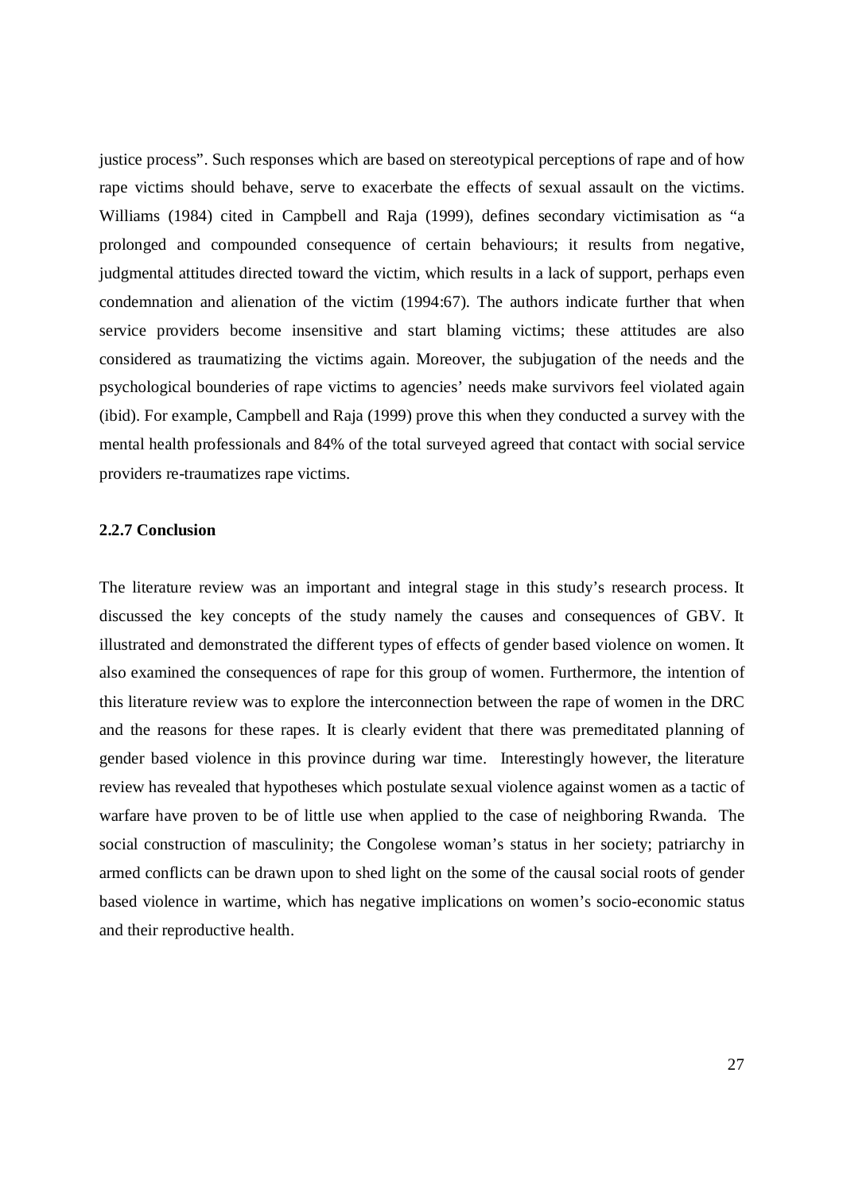justice process". Such responses which are based on stereotypical perceptions of rape and of how rape victims should behave, serve to exacerbate the effects of sexual assault on the victims. Williams (1984) cited in Campbell and Raja (1999), defines secondary victimisation as "a prolonged and compounded consequence of certain behaviours; it results from negative, judgmental attitudes directed toward the victim, which results in a lack of support, perhaps even condemnation and alienation of the victim (1994:67). The authors indicate further that when service providers become insensitive and start blaming victims; these attitudes are also considered as traumatizing the victims again. Moreover, the subjugation of the needs and the psychological bounderies of rape victims to agencies' needs make survivors feel violated again (ibid). For example, Campbell and Raja (1999) prove this when they conducted a survey with the mental health professionals and 84% of the total surveyed agreed that contact with social service providers re-traumatizes rape victims.

### 2.2.7 Conclusion

The literature review was an important and integral stage in this study's research process. It discussed the key concepts of the study namely the causes and consequences of GBV. It illustrated and demonstrated the different types of effects of gender based violence on women. It also examined the consequences of rape for this group of women. Furthermore, the intention of this literature review was to explore the interconnection between the rape of women in the DRC and the reasons for these rapes. It is clearly evident that there was premeditated planning of gender based violence in this province during war time. Interestingly however, the literature review has revealed that hypotheses which postulate sexual violence against women as a tactic of warfare have proven to be of little use when applied to the case of neighboring Rwanda. The social construction of masculinity; the Congolese woman's status in her society; patriarchy in armed conflicts can be drawn upon to shed light on the some of the causal social roots of gender based violence in wartime, which has negative implications on women's socio-economic status and their reproductive health.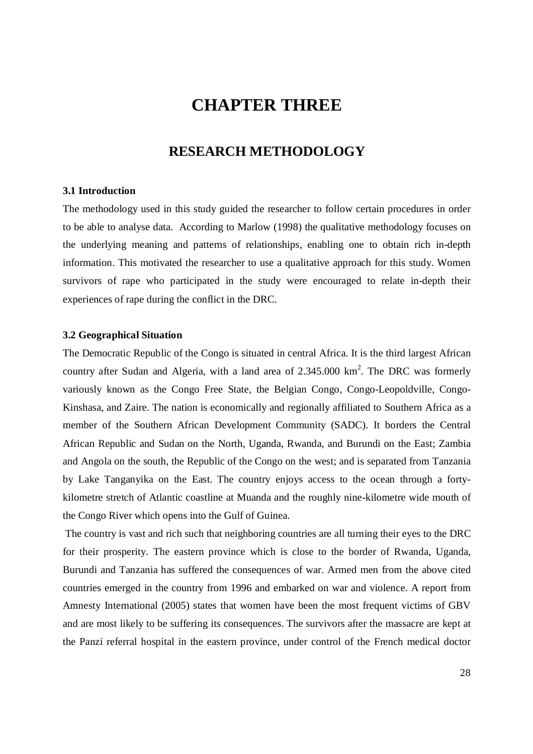# CHAPTER THREE

## RESEARCH METHODOLOGY

### 3.1 Introduction

The methodology used in this study guided the researcher to follow certain procedures in order to be able to analyse data. According to Marlow (1998) the qualitative methodology focuses on the underlying meaning and patterns of relationships, enabling one to obtain rich in-depth information. This motivated the researcher to use a qualitative approach for this study. Women survivors of rape who participated in the study were encouraged to relate in-depth their experiences of rape during the conflict in the DRC.

### 3.2 Geographical Situation

The Democratic Republic of the Congo is situated in central Africa. It is the third largest African country after Sudan and Algeria, with a land area of 2.345.000 km$^2$. The DRC was formerly variously known as the Congo Free State, the Belgian Congo, Congo-Leopoldville, Congo-Kinshasa, and Zaire. The nation is economically and regionally affiliated to Southern Africa as a member of the Southern African Development Community (SADC). It borders the Central African Republic and Sudan on the North, Uganda, Rwanda, and Burundi on the East; Zambia and Angola on the south, the Republic of the Congo on the west; and is separated from Tanzania by Lake Tanganyika on the East. The country enjoys access to the ocean through a forty-kilometre stretch of Atlantic coastline at Muanda and the roughly nine-kilometre wide mouth of the Congo River which opens into the Gulf of Guinea.

The country is vast and rich such that neighboring countries are all turning their eyes to the DRC for their prosperity. The eastern province which is close to the border of Rwanda, Uganda, Burundi and Tanzania has suffered the consequences of war. Armed men from the above cited countries emerged in the country from 1996 and embarked on war and violence. A report from Amnesty International (2005) states that women have been the most frequent victims of GBV and are most likely to be suffering its consequences. The survivors after the massacre are kept at the Panzi referral hospital in the eastern province, under control of the French medical doctor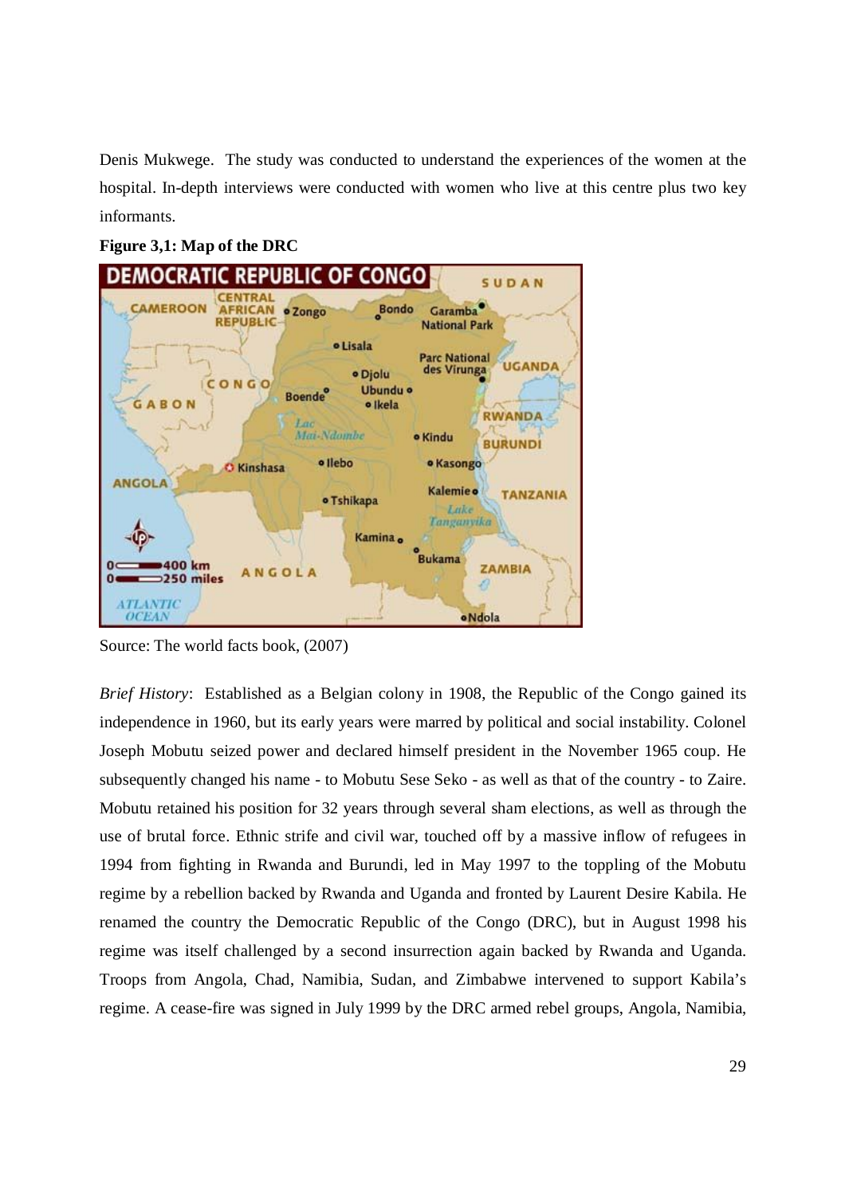Denis Mukwege. The study was conducted to understand the experiences of the women at the hospital. In-depth interviews were conducted with women who live at this centre plus two key informants.

**Figure 3,1: Map of the DRC**

Source: The world facts book, (2007)

*Brief History*: Established as a Belgian colony in 1908, the Republic of the Congo gained its independence in 1960, but its early years were marred by political and social instability. Colonel Joseph Mobutu seized power and declared himself president in the November 1965 coup. He subsequently changed his name - to Mobutu Sese Seko - as well as that of the country - to Zaire. Mobutu retained his position for 32 years through several sham elections, as well as through the use of brutal force. Ethnic strife and civil war, touched off by a massive inflow of refugees in 1994 from fighting in Rwanda and Burundi, led in May 1997 to the toppling of the Mobutu regime by a rebellion backed by Rwanda and Uganda and fronted by Laurent Desire Kabila. He renamed the country the Democratic Republic of the Congo (DRC), but in August 1998 his regime was itself challenged by a second insurrection again backed by Rwanda and Uganda. Troops from Angola, Chad, Namibia, Sudan, and Zimbabwe intervened to support Kabila's regime. A cease-fire was signed in July 1999 by the DRC armed rebel groups, Angola, Namibia,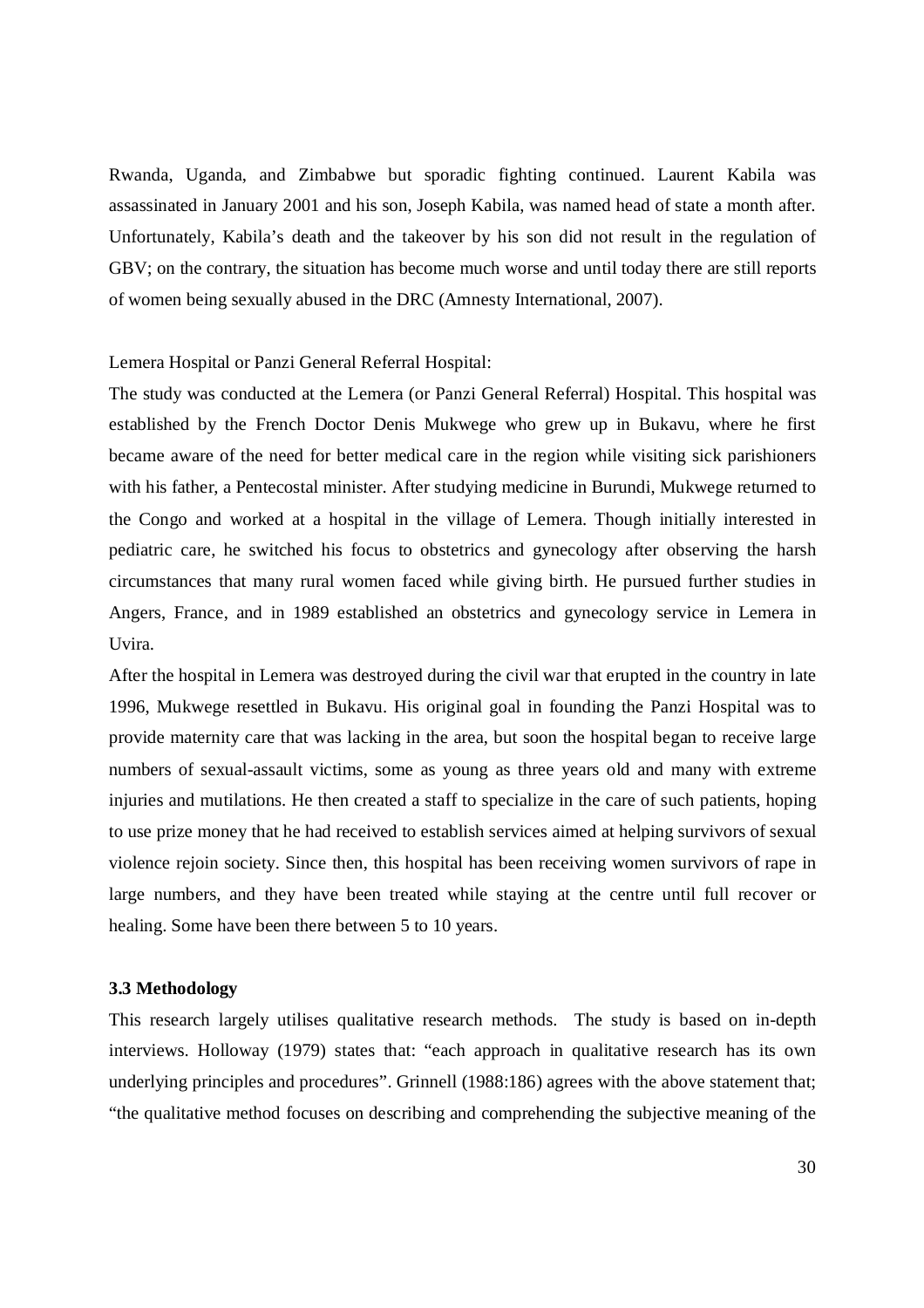Rwanda, Uganda, and Zimbabwe but sporadic fighting continued. Laurent Kabila was assassinated in January 2001 and his son, Joseph Kabila, was named head of state a month after. Unfortunately, Kabila's death and the takeover by his son did not result in the regulation of GBV; on the contrary, the situation has become much worse and until today there are still reports of women being sexually abused in the DRC (Amnesty International, 2007).

Lemera Hospital or Panzi General Referral Hospital:

The study was conducted at the Lemera (or Panzi General Referral) Hospital. This hospital was established by the French Doctor Denis Mukwege who grew up in Bukavu, where he first became aware of the need for better medical care in the region while visiting sick parishioners with his father, a Pentecostal minister. After studying medicine in Burundi, Mukwege returned to the Congo and worked at a hospital in the village of Lemera. Though initially interested in pediatric care, he switched his focus to obstetrics and gynecology after observing the harsh circumstances that many rural women faced while giving birth. He pursued further studies in Angers, France, and in 1989 established an obstetrics and gynecology service in Lemera in Uvira.

After the hospital in Lemera was destroyed during the civil war that erupted in the country in late 1996, Mukwege resettled in Bukavu. His original goal in founding the Panzi Hospital was to provide maternity care that was lacking in the area, but soon the hospital began to receive large numbers of sexual-assault victims, some as young as three years old and many with extreme injuries and mutilations. He then created a staff to specialize in the care of such patients, hoping to use prize money that he had received to establish services aimed at helping survivors of sexual violence rejoin society. Since then, this hospital has been receiving women survivors of rape in large numbers, and they have been treated while staying at the centre until full recover or healing. Some have been there between 5 to 10 years.

### 3.3 Methodology

This research largely utilises qualitative research methods. The study is based on in-depth interviews. Holloway (1979) states that: "each approach in qualitative research has its own underlying principles and procedures". Grinnell (1988:186) agrees with the above statement that; "the qualitative method focuses on describing and comprehending the subjective meaning of the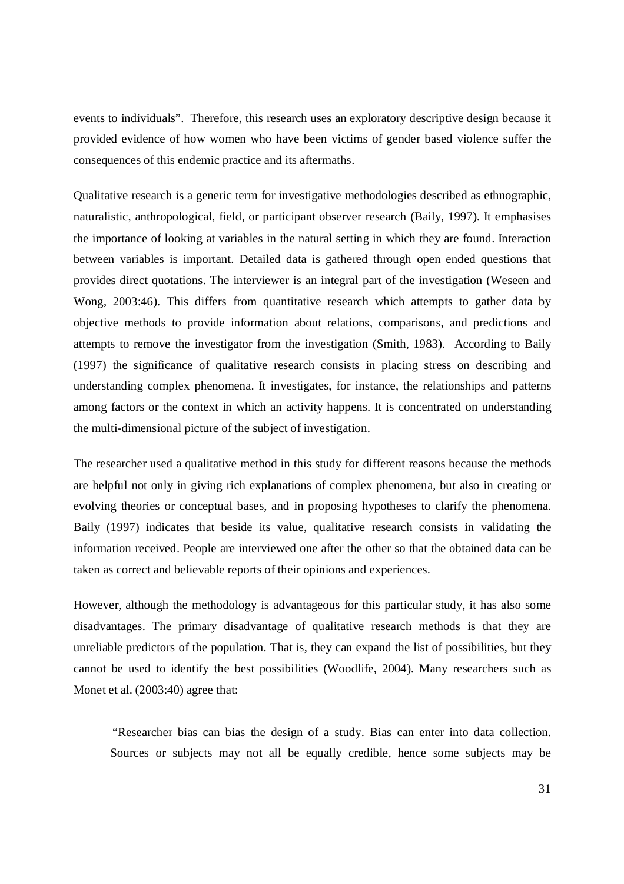events to individuals". Therefore, this research uses an exploratory descriptive design because it provided evidence of how women who have been victims of gender based violence suffer the consequences of this endemic practice and its aftermaths.

Qualitative research is a generic term for investigative methodologies described as ethnographic, naturalistic, anthropological, field, or participant observer research (Baily, 1997). It emphasises the importance of looking at variables in the natural setting in which they are found. Interaction between variables is important. Detailed data is gathered through open ended questions that provides direct quotations. The interviewer is an integral part of the investigation (Weseen and Wong, 2003:46). This differs from quantitative research which attempts to gather data by objective methods to provide information about relations, comparisons, and predictions and attempts to remove the investigator from the investigation (Smith, 1983). According to Baily (1997) the significance of qualitative research consists in placing stress on describing and understanding complex phenomena. It investigates, for instance, the relationships and patterns among factors or the context in which an activity happens. It is concentrated on understanding the multi-dimensional picture of the subject of investigation.

The researcher used a qualitative method in this study for different reasons because the methods are helpful not only in giving rich explanations of complex phenomena, but also in creating or evolving theories or conceptual bases, and in proposing hypotheses to clarify the phenomena. Baily (1997) indicates that beside its value, qualitative research consists in validating the information received. People are interviewed one after the other so that the obtained data can be taken as correct and believable reports of their opinions and experiences.

However, although the methodology is advantageous for this particular study, it has also some disadvantages. The primary disadvantage of qualitative research methods is that they are unreliable predictors of the population. That is, they can expand the list of possibilities, but they cannot be used to identify the best possibilities (Woodlife, 2004). Many researchers such as Monet et al. (2003:40) agree that:

> "Researcher bias can bias the design of a study. Bias can enter into data collection. Sources or subjects may not all be equally credible, hence some subjects may be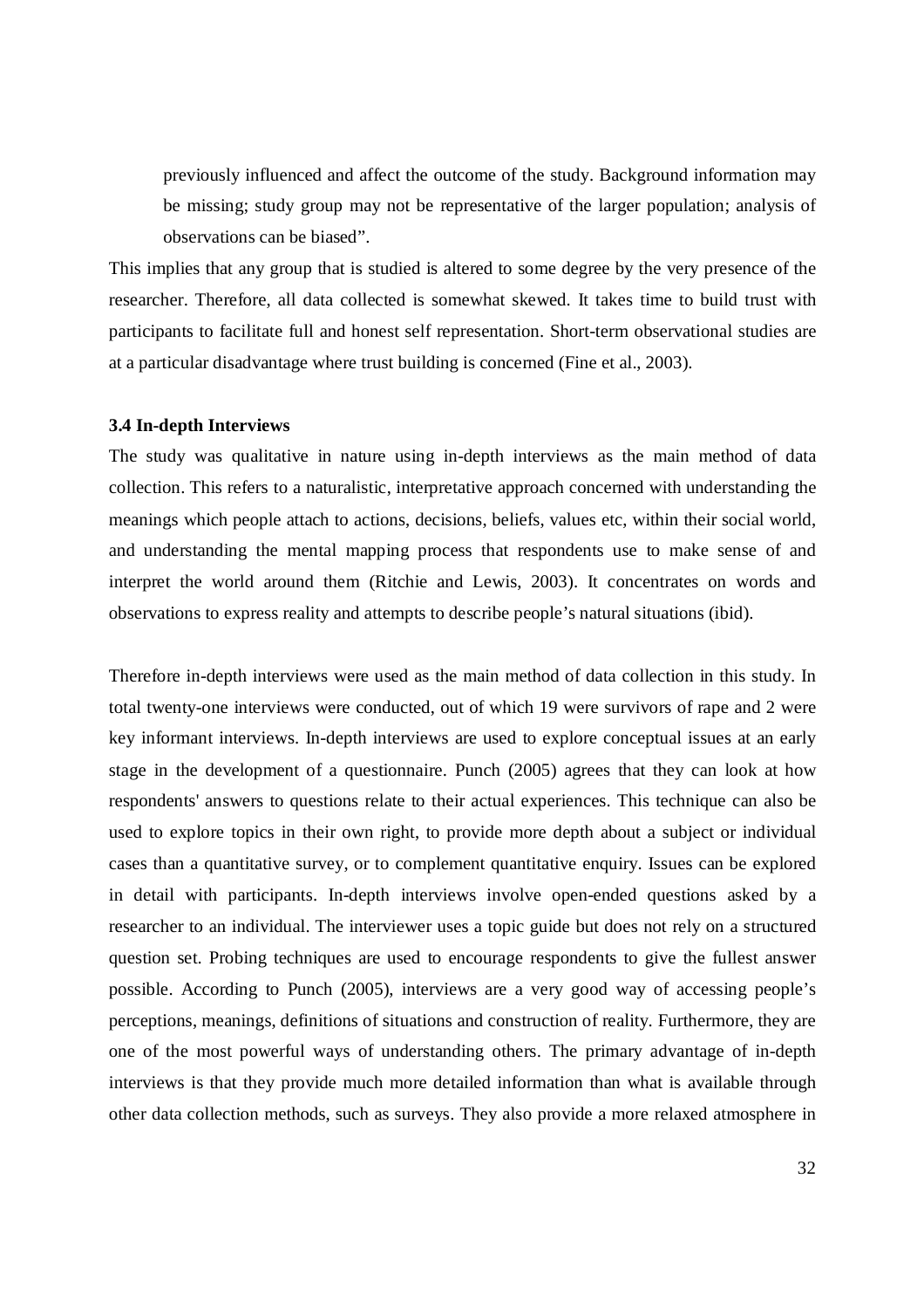> previously influenced and affect the outcome of the study. Background information may be missing; study group may not be representative of the larger population; analysis of observations can be biased".

This implies that any group that is studied is altered to some degree by the very presence of the researcher. Therefore, all data collected is somewhat skewed. It takes time to build trust with participants to facilitate full and honest self representation. Short-term observational studies are at a particular disadvantage where trust building is concerned (Fine et al., 2003).

### 3.4 In-depth Interviews

The study was qualitative in nature using in-depth interviews as the main method of data collection. This refers to a naturalistic, interpretative approach concerned with understanding the meanings which people attach to actions, decisions, beliefs, values etc, within their social world, and understanding the mental mapping process that respondents use to make sense of and interpret the world around them (Ritchie and Lewis, 2003). It concentrates on words and observations to express reality and attempts to describe people's natural situations (ibid).

Therefore in-depth interviews were used as the main method of data collection in this study. In total twenty-one interviews were conducted, out of which 19 were survivors of rape and 2 were key informant interviews. In-depth interviews are used to explore conceptual issues at an early stage in the development of a questionnaire. Punch (2005) agrees that they can look at how respondents' answers to questions relate to their actual experiences. This technique can also be used to explore topics in their own right, to provide more depth about a subject or individual cases than a quantitative survey, or to complement quantitative enquiry. Issues can be explored in detail with participants. In-depth interviews involve open-ended questions asked by a researcher to an individual. The interviewer uses a topic guide but does not rely on a structured question set. Probing techniques are used to encourage respondents to give the fullest answer possible. According to Punch (2005), interviews are a very good way of accessing people's perceptions, meanings, definitions of situations and construction of reality. Furthermore, they are one of the most powerful ways of understanding others. The primary advantage of in-depth interviews is that they provide much more detailed information than what is available through other data collection methods, such as surveys. They also provide a more relaxed atmosphere in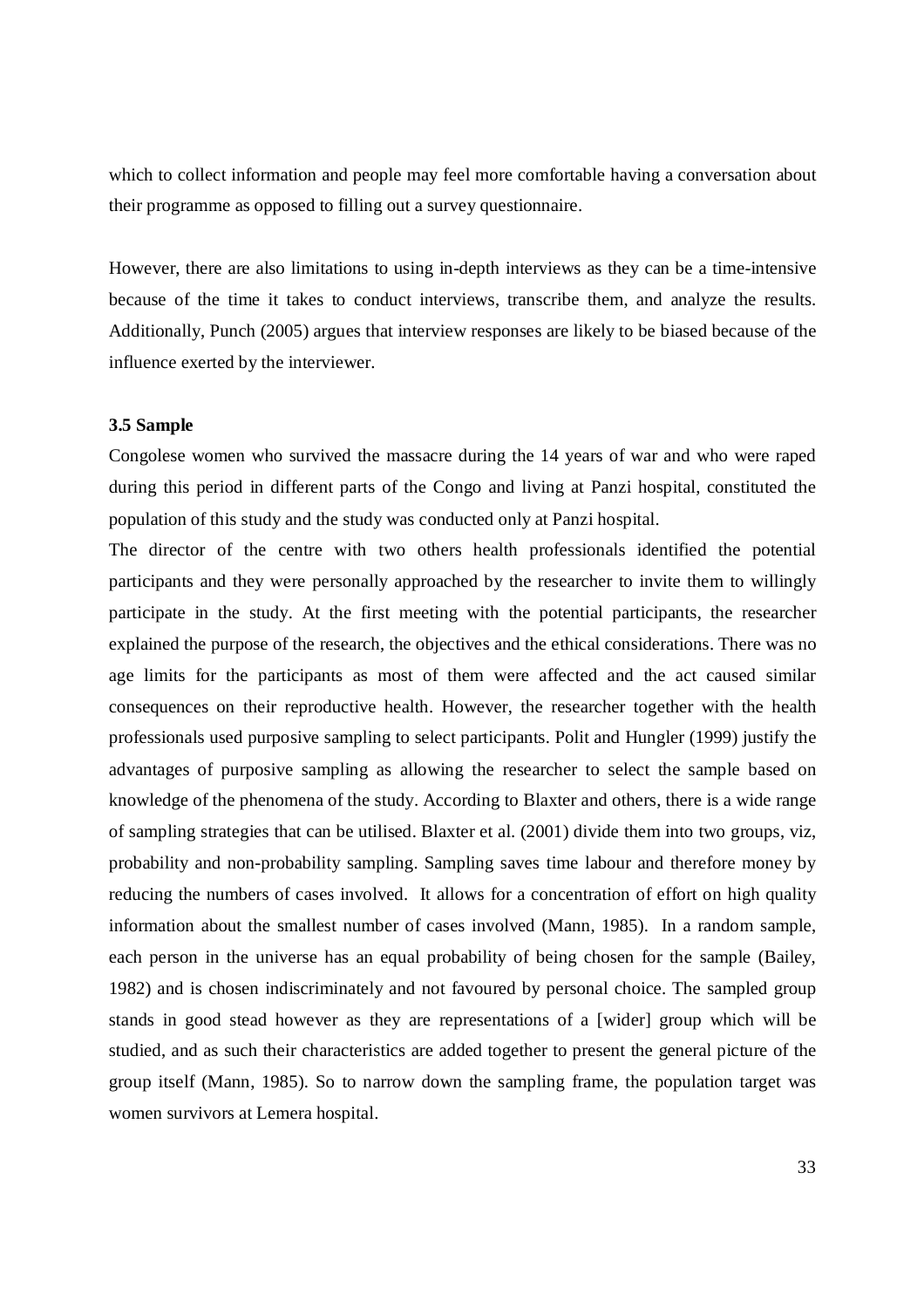which to collect information and people may feel more comfortable having a conversation about their programme as opposed to filling out a survey questionnaire.

However, there are also limitations to using in-depth interviews as they can be a time-intensive because of the time it takes to conduct interviews, transcribe them, and analyze the results. Additionally, Punch (2005) argues that interview responses are likely to be biased because of the influence exerted by the interviewer.

### 3.5 Sample

Congolese women who survived the massacre during the 14 years of war and who were raped during this period in different parts of the Congo and living at Panzi hospital, constituted the population of this study and the study was conducted only at Panzi hospital.

The director of the centre with two others health professionals identified the potential participants and they were personally approached by the researcher to invite them to willingly participate in the study. At the first meeting with the potential participants, the researcher explained the purpose of the research, the objectives and the ethical considerations. There was no age limits for the participants as most of them were affected and the act caused similar consequences on their reproductive health. However, the researcher together with the health professionals used purposive sampling to select participants. Polit and Hungler (1999) justify the advantages of purposive sampling as allowing the researcher to select the sample based on knowledge of the phenomena of the study. According to Blaxter and others, there is a wide range of sampling strategies that can be utilised. Blaxter et al. (2001) divide them into two groups, viz, probability and non-probability sampling. Sampling saves time labour and therefore money by reducing the numbers of cases involved. It allows for a concentration of effort on high quality information about the smallest number of cases involved (Mann, 1985). In a random sample, each person in the universe has an equal probability of being chosen for the sample (Bailey, 1982) and is chosen indiscriminately and not favoured by personal choice. The sampled group stands in good stead however as they are representations of a [wider] group which will be studied, and as such their characteristics are added together to present the general picture of the group itself (Mann, 1985). So to narrow down the sampling frame, the population target was women survivors at Lemera hospital.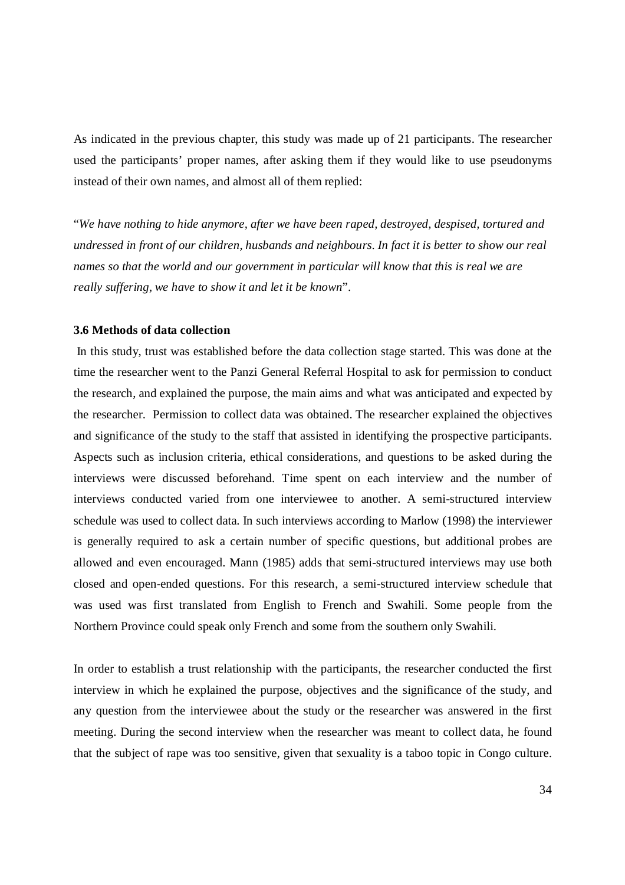As indicated in the previous chapter, this study was made up of 21 participants. The researcher used the participants' proper names, after asking them if they would like to use pseudonyms instead of their own names, and almost all of them replied:

"*We have nothing to hide anymore, after we have been raped, destroyed, despised, tortured and undressed in front of our children, husbands and neighbours. In fact it is better to show our real names so that the world and our government in particular will know that this is real we are really suffering, we have to show it and let it be known*".

### 3.6 Methods of data collection

In this study, trust was established before the data collection stage started. This was done at the time the researcher went to the Panzi General Referral Hospital to ask for permission to conduct the research, and explained the purpose, the main aims and what was anticipated and expected by the researcher. Permission to collect data was obtained. The researcher explained the objectives and significance of the study to the staff that assisted in identifying the prospective participants. Aspects such as inclusion criteria, ethical considerations, and questions to be asked during the interviews were discussed beforehand. Time spent on each interview and the number of interviews conducted varied from one interviewee to another. A semi-structured interview schedule was used to collect data. In such interviews according to Marlow (1998) the interviewer is generally required to ask a certain number of specific questions, but additional probes are allowed and even encouraged. Mann (1985) adds that semi-structured interviews may use both closed and open-ended questions. For this research, a semi-structured interview schedule that was used was first translated from English to French and Swahili. Some people from the Northern Province could speak only French and some from the southern only Swahili.

In order to establish a trust relationship with the participants, the researcher conducted the first interview in which he explained the purpose, objectives and the significance of the study, and any question from the interviewee about the study or the researcher was answered in the first meeting. During the second interview when the researcher was meant to collect data, he found that the subject of rape was too sensitive, given that sexuality is a taboo topic in Congo culture.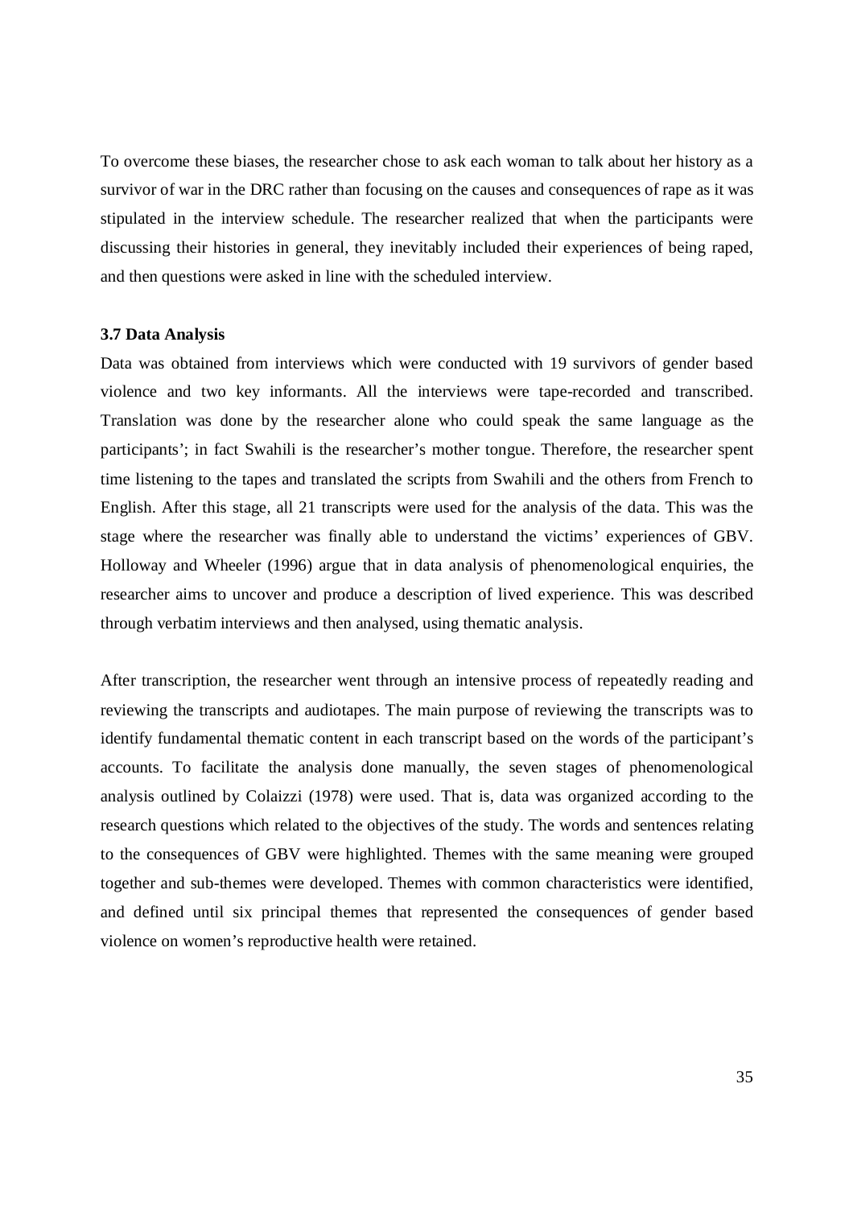To overcome these biases, the researcher chose to ask each woman to talk about her history as a survivor of war in the DRC rather than focusing on the causes and consequences of rape as it was stipulated in the interview schedule. The researcher realized that when the participants were discussing their histories in general, they inevitably included their experiences of being raped, and then questions were asked in line with the scheduled interview.

### 3.7 Data Analysis

Data was obtained from interviews which were conducted with 19 survivors of gender based violence and two key informants. All the interviews were tape-recorded and transcribed. Translation was done by the researcher alone who could speak the same language as the participants'; in fact Swahili is the researcher's mother tongue. Therefore, the researcher spent time listening to the tapes and translated the scripts from Swahili and the others from French to English. After this stage, all 21 transcripts were used for the analysis of the data. This was the stage where the researcher was finally able to understand the victims' experiences of GBV. Holloway and Wheeler (1996) argue that in data analysis of phenomenological enquiries, the researcher aims to uncover and produce a description of lived experience. This was described through verbatim interviews and then analysed, using thematic analysis.

After transcription, the researcher went through an intensive process of repeatedly reading and reviewing the transcripts and audiotapes. The main purpose of reviewing the transcripts was to identify fundamental thematic content in each transcript based on the words of the participant's accounts. To facilitate the analysis done manually, the seven stages of phenomenological analysis outlined by Colaizzi (1978) were used. That is, data was organized according to the research questions which related to the objectives of the study. The words and sentences relating to the consequences of GBV were highlighted. Themes with the same meaning were grouped together and sub-themes were developed. Themes with common characteristics were identified, and defined until six principal themes that represented the consequences of gender based violence on women's reproductive health were retained.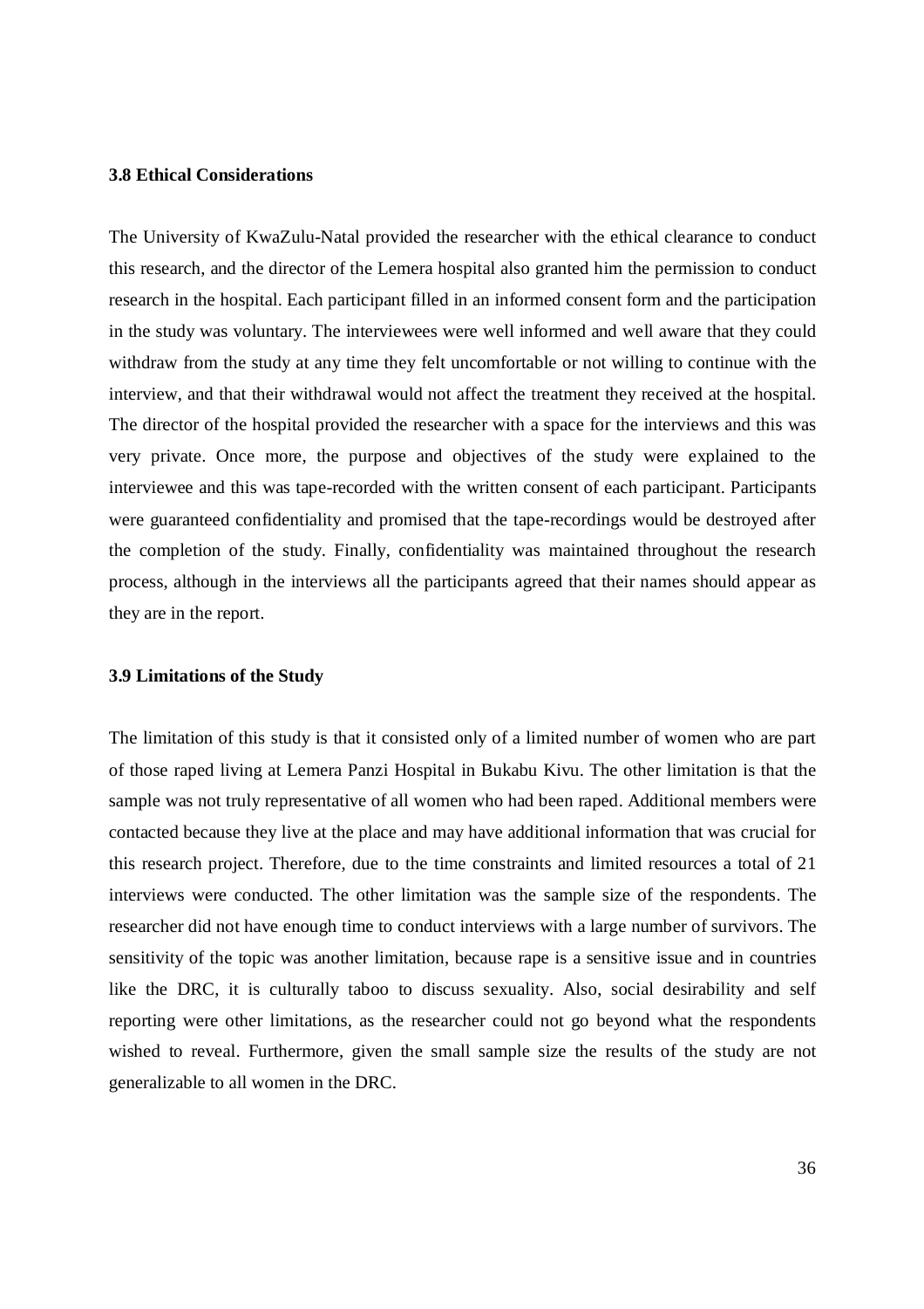### 3.8 Ethical Considerations

The University of KwaZulu-Natal provided the researcher with the ethical clearance to conduct this research, and the director of the Lemera hospital also granted him the permission to conduct research in the hospital. Each participant filled in an informed consent form and the participation in the study was voluntary. The interviewees were well informed and well aware that they could withdraw from the study at any time they felt uncomfortable or not willing to continue with the interview, and that their withdrawal would not affect the treatment they received at the hospital. The director of the hospital provided the researcher with a space for the interviews and this was very private. Once more, the purpose and objectives of the study were explained to the interviewee and this was tape-recorded with the written consent of each participant. Participants were guaranteed confidentiality and promised that the tape-recordings would be destroyed after the completion of the study. Finally, confidentiality was maintained throughout the research process, although in the interviews all the participants agreed that their names should appear as they are in the report.

### 3.9 Limitations of the Study

The limitation of this study is that it consisted only of a limited number of women who are part of those raped living at Lemera Panzi Hospital in Bukabu Kivu. The other limitation is that the sample was not truly representative of all women who had been raped. Additional members were contacted because they live at the place and may have additional information that was crucial for this research project. Therefore, due to the time constraints and limited resources a total of 21 interviews were conducted. The other limitation was the sample size of the respondents. The researcher did not have enough time to conduct interviews with a large number of survivors. The sensitivity of the topic was another limitation, because rape is a sensitive issue and in countries like the DRC, it is culturally taboo to discuss sexuality. Also, social desirability and self reporting were other limitations, as the researcher could not go beyond what the respondents wished to reveal. Furthermore, given the small sample size the results of the study are not generalizable to all women in the DRC.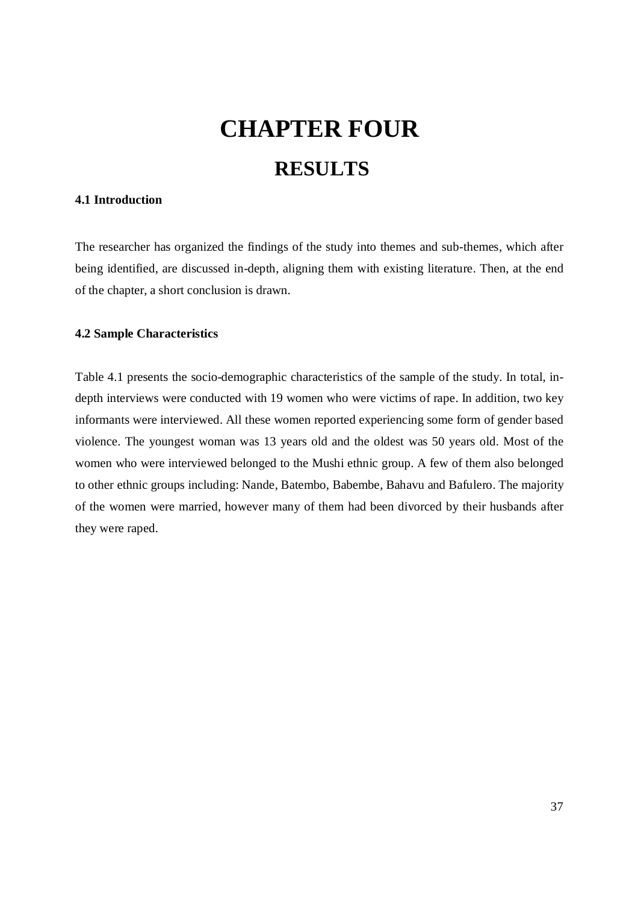# CHAPTER FOUR

## RESULTS

### 4.1 Introduction

The researcher has organized the findings of the study into themes and sub-themes, which after being identified, are discussed in-depth, aligning them with existing literature. Then, at the end of the chapter, a short conclusion is drawn.

### 4.2 Sample Characteristics

Table 4.1 presents the socio-demographic characteristics of the sample of the study. In total, in-depth interviews were conducted with 19 women who were victims of rape. In addition, two key informants were interviewed. All these women reported experiencing some form of gender based violence. The youngest woman was 13 years old and the oldest was 50 years old. Most of the women who were interviewed belonged to the Mushi ethnic group. A few of them also belonged to other ethnic groups including: Nande, Batembo, Babembe, Bahavu and Bafulero. The majority of the women were married, however many of them had been divorced by their husbands after they were raped.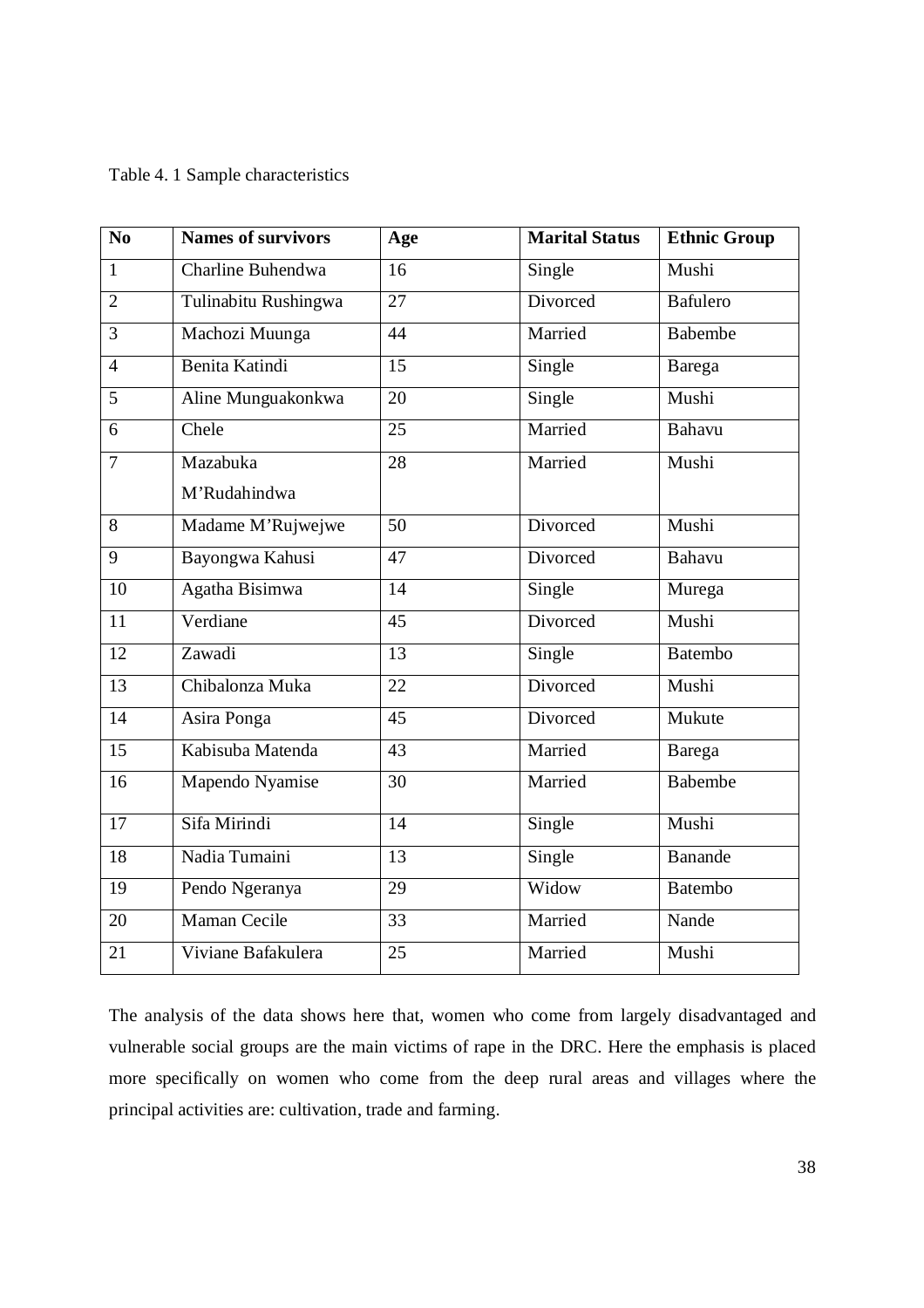Table 4. 1 Sample characteristics

| No | Names of survivors | Age | Marital Status | Ethnic Group |
|---|---|---|---|---|
| 1 | Charline Buhendwa | 16 | Single | Mushi |
| 2 | Tulinabitu Rushingwa | 27 | Divorced | Bafulero |
| 3 | Machozi Muunga | 44 | Married | Babembe |
| 4 | Benita Katindi | 15 | Single | Barega |
| 5 | Aline Munguakonkwa | 20 | Single | Mushi |
| 6 | Chele | 25 | Married | Bahavu |
| 7 | Mazabuka M'Rudahindwa | 28 | Married | Mushi |
| 8 | Madame M'Rujwejwe | 50 | Divorced | Mushi |
| 9 | Bayongwa Kahusi | 47 | Divorced | Bahavu |
| 10 | Agatha Bisimwa | 14 | Single | Murega |
| 11 | Verdiane | 45 | Divorced | Mushi |
| 12 | Zawadi | 13 | Single | Batembo |
| 13 | Chibalonza Muka | 22 | Divorced | Mushi |
| 14 | Asira Ponga | 45 | Divorced | Mukute |
| 15 | Kabisuba Matenda | 43 | Married | Barega |
| 16 | Mapendo Nyamise | 30 | Married | Babembe |
| 17 | Sifa Mirindi | 14 | Single | Mushi |
| 18 | Nadia Tumaini | 13 | Single | Banande |
| 19 | Pendo Ngeranya | 29 | Widow | Batembo |
| 20 | Maman Cecile | 33 | Married | Nande |
| 21 | Viviane Bafakulera | 25 | Married | Mushi |

The analysis of the data shows here that, women who come from largely disadvantaged and vulnerable social groups are the main victims of rape in the DRC. Here the emphasis is placed more specifically on women who come from the deep rural areas and villages where the principal activities are: cultivation, trade and farming.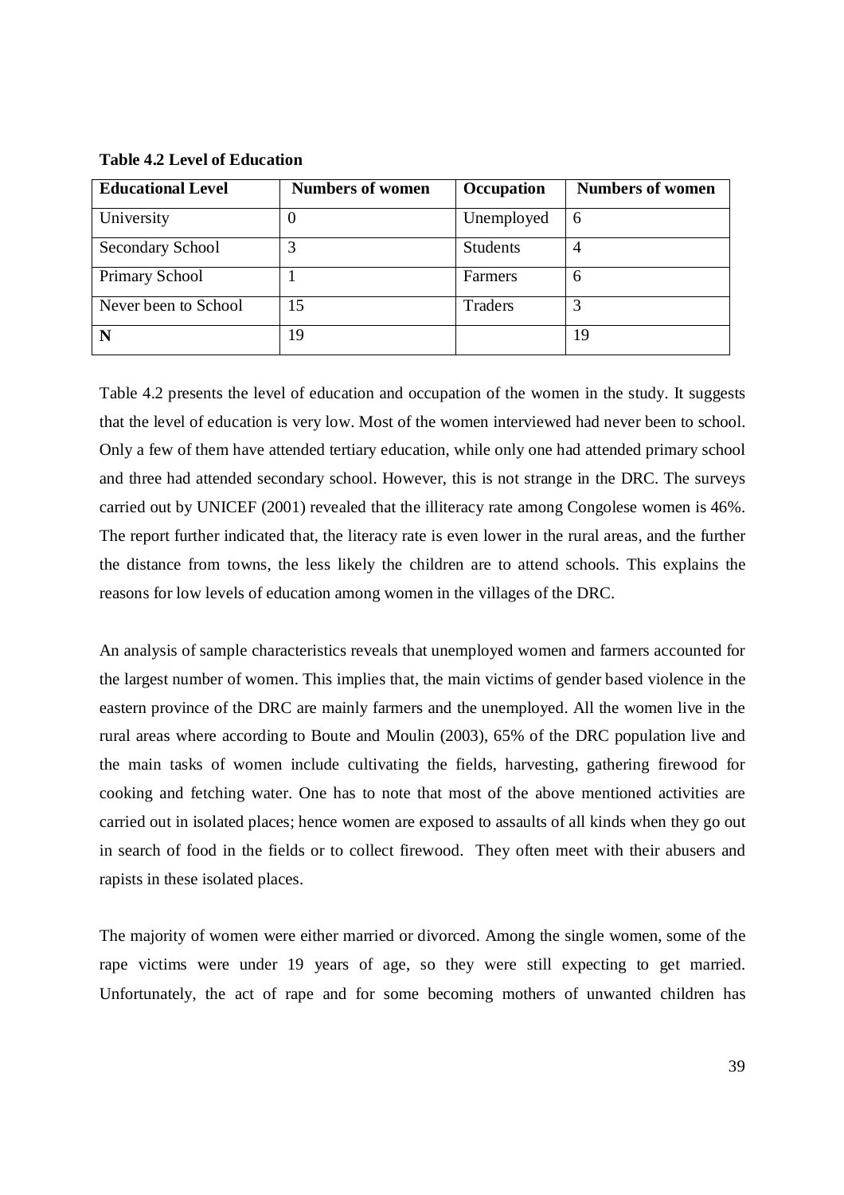**Table 4.2 Level of Education**

| Educational Level | Numbers of women | Occupation | Numbers of women |
|---|---|---|---|
| University | 0 | Unemployed | 6 |
| Secondary School | 3 | Students | 4 |
| Primary School | 1 | Farmers | 6 |
| Never been to School | 15 | Traders | 3 |
| **N** | 19 | | 19 |

Table 4.2 presents the level of education and occupation of the women in the study. It suggests that the level of education is very low. Most of the women interviewed had never been to school. Only a few of them have attended tertiary education, while only one had attended primary school and three had attended secondary school. However, this is not strange in the DRC. The surveys carried out by UNICEF (2001) revealed that the illiteracy rate among Congolese women is 46%. The report further indicated that, the literacy rate is even lower in the rural areas, and the further the distance from towns, the less likely the children are to attend schools. This explains the reasons for low levels of education among women in the villages of the DRC.

An analysis of sample characteristics reveals that unemployed women and farmers accounted for the largest number of women. This implies that, the main victims of gender based violence in the eastern province of the DRC are mainly farmers and the unemployed. All the women live in the rural areas where according to Boute and Moulin (2003), 65% of the DRC population live and the main tasks of women include cultivating the fields, harvesting, gathering firewood for cooking and fetching water. One has to note that most of the above mentioned activities are carried out in isolated places; hence women are exposed to assaults of all kinds when they go out in search of food in the fields or to collect firewood. They often meet with their abusers and rapists in these isolated places.

The majority of women were either married or divorced. Among the single women, some of the rape victims were under 19 years of age, so they were still expecting to get married. Unfortunately, the act of rape and for some becoming mothers of unwanted children has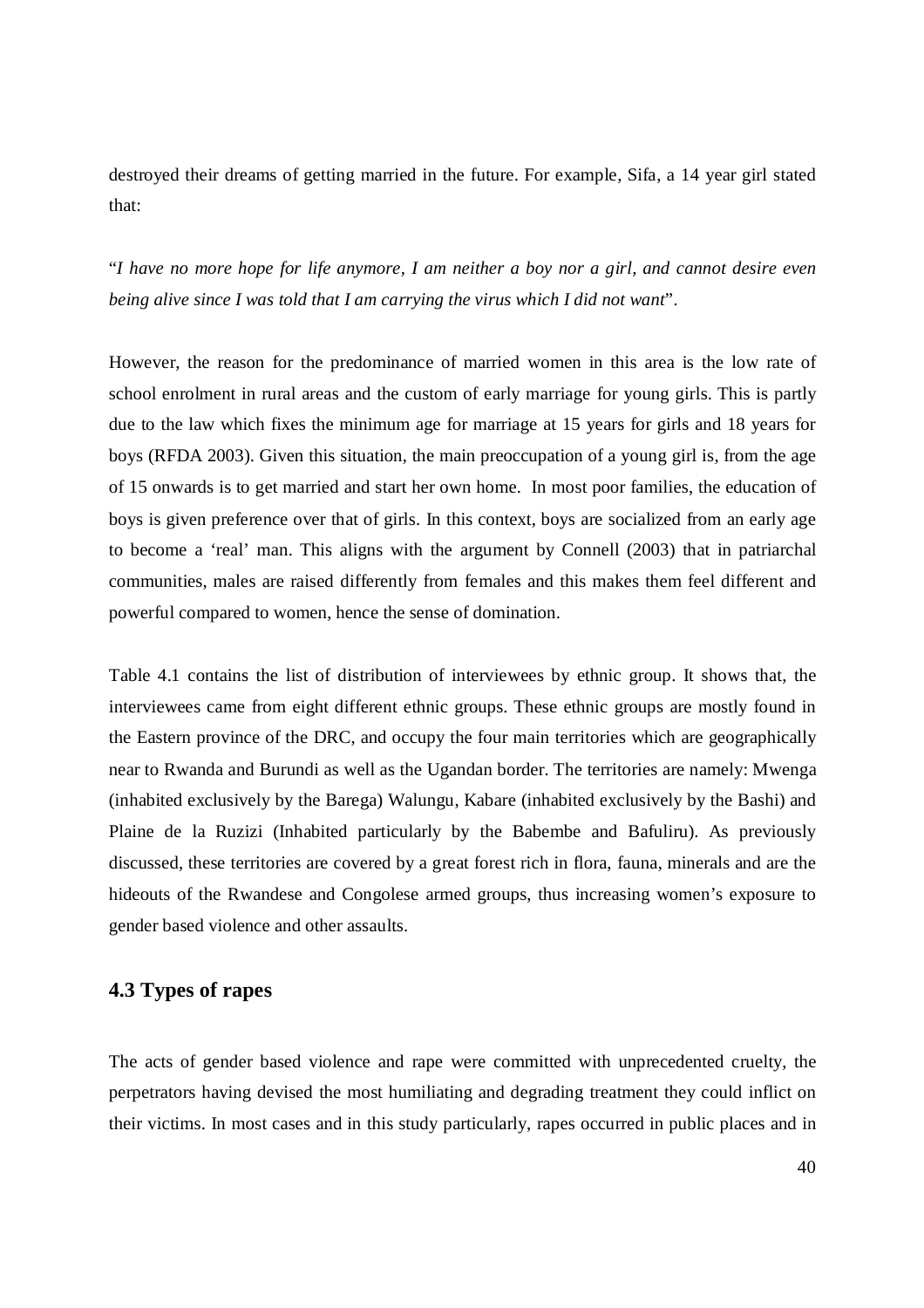destroyed their dreams of getting married in the future. For example, Sifa, a 14 year girl stated that:

"*I have no more hope for life anymore, I am neither a boy nor a girl, and cannot desire even being alive since I was told that I am carrying the virus which I did not want*".

However, the reason for the predominance of married women in this area is the low rate of school enrolment in rural areas and the custom of early marriage for young girls. This is partly due to the law which fixes the minimum age for marriage at 15 years for girls and 18 years for boys (RFDA 2003). Given this situation, the main preoccupation of a young girl is, from the age of 15 onwards is to get married and start her own home. In most poor families, the education of boys is given preference over that of girls. In this context, boys are socialized from an early age to become a 'real' man. This aligns with the argument by Connell (2003) that in patriarchal communities, males are raised differently from females and this makes them feel different and powerful compared to women, hence the sense of domination.

Table 4.1 contains the list of distribution of interviewees by ethnic group. It shows that, the interviewees came from eight different ethnic groups. These ethnic groups are mostly found in the Eastern province of the DRC, and occupy the four main territories which are geographically near to Rwanda and Burundi as well as the Ugandan border. The territories are namely: Mwenga (inhabited exclusively by the Barega) Walungu, Kabare (inhabited exclusively by the Bashi) and Plaine de la Ruzizi (Inhabited particularly by the Babembe and Bafuliru). As previously discussed, these territories are covered by a great forest rich in flora, fauna, minerals and are the hideouts of the Rwandese and Congolese armed groups, thus increasing women's exposure to gender based violence and other assaults.

## 4.3 Types of rapes

The acts of gender based violence and rape were committed with unprecedented cruelty, the perpetrators having devised the most humiliating and degrading treatment they could inflict on their victims. In most cases and in this study particularly, rapes occurred in public places and in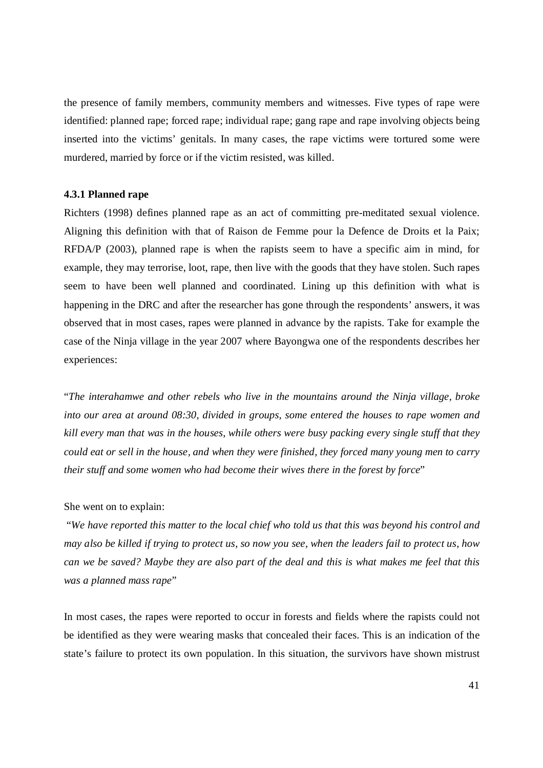the presence of family members, community members and witnesses. Five types of rape were identified: planned rape; forced rape; individual rape; gang rape and rape involving objects being inserted into the victims' genitals. In many cases, the rape victims were tortured some were murdered, married by force or if the victim resisted, was killed.

#### 4.3.1 Planned rape

Richters (1998) defines planned rape as an act of committing pre-meditated sexual violence. Aligning this definition with that of Raison de Femme pour la Defence de Droits et la Paix; RFDA/P (2003), planned rape is when the rapists seem to have a specific aim in mind, for example, they may terrorise, loot, rape, then live with the goods that they have stolen. Such rapes seem to have been well planned and coordinated. Lining up this definition with what is happening in the DRC and after the researcher has gone through the respondents' answers, it was observed that in most cases, rapes were planned in advance by the rapists. Take for example the case of the Ninja village in the year 2007 where Bayongwa one of the respondents describes her experiences:

"*The interahamwe and other rebels who live in the mountains around the Ninja village, broke into our area at around 08:30, divided in groups, some entered the houses to rape women and kill every man that was in the houses, while others were busy packing every single stuff that they could eat or sell in the house, and when they were finished, they forced many young men to carry their stuff and some women who had become their wives there in the forest by force*"

She went on to explain:

"*We have reported this matter to the local chief who told us that this was beyond his control and may also be killed if trying to protect us, so now you see, when the leaders fail to protect us, how can we be saved? Maybe they are also part of the deal and this is what makes me feel that this was a planned mass rape*"

In most cases, the rapes were reported to occur in forests and fields where the rapists could not be identified as they were wearing masks that concealed their faces. This is an indication of the state's failure to protect its own population. In this situation, the survivors have shown mistrust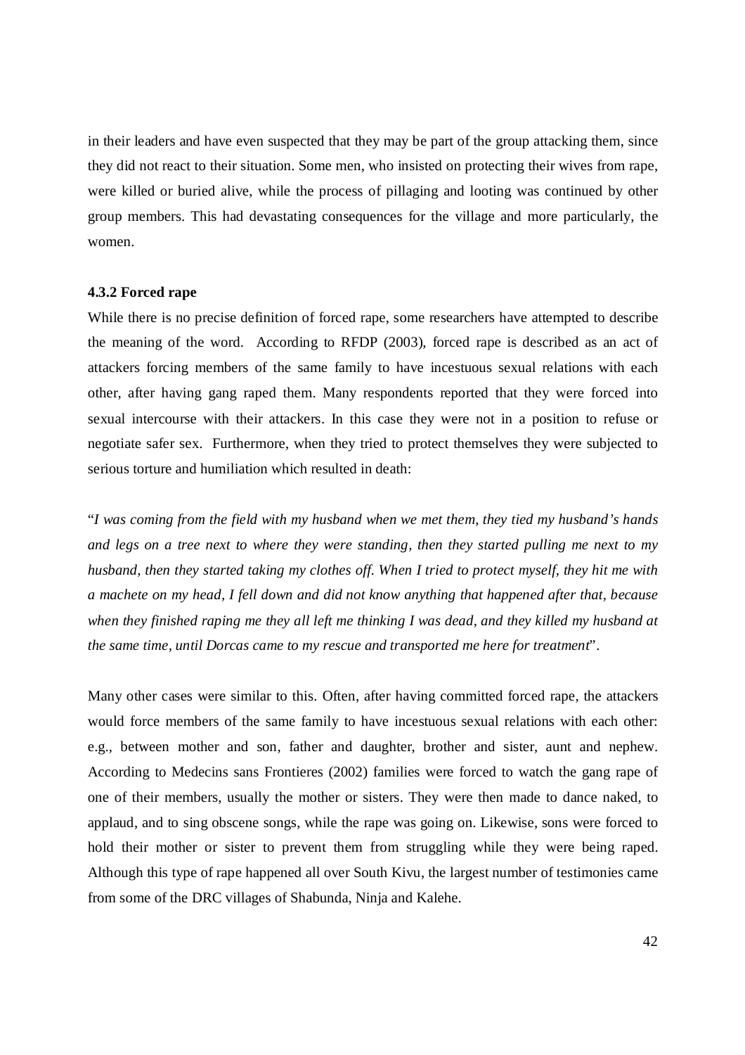in their leaders and have even suspected that they may be part of the group attacking them, since they did not react to their situation. Some men, who insisted on protecting their wives from rape, were killed or buried alive, while the process of pillaging and looting was continued by other group members. This had devastating consequences for the village and more particularly, the women.

#### 4.3.2 Forced rape

While there is no precise definition of forced rape, some researchers have attempted to describe the meaning of the word. According to RFDP (2003), forced rape is described as an act of attackers forcing members of the same family to have incestuous sexual relations with each other, after having gang raped them. Many respondents reported that they were forced into sexual intercourse with their attackers. In this case they were not in a position to refuse or negotiate safer sex. Furthermore, when they tried to protect themselves they were subjected to serious torture and humiliation which resulted in death:

"*I was coming from the field with my husband when we met them, they tied my husband's hands and legs on a tree next to where they were standing, then they started pulling me next to my husband, then they started taking my clothes off. When I tried to protect myself, they hit me with a machete on my head, I fell down and did not know anything that happened after that, because when they finished raping me they all left me thinking I was dead, and they killed my husband at the same time, until Dorcas came to my rescue and transported me here for treatment*".

Many other cases were similar to this. Often, after having committed forced rape, the attackers would force members of the same family to have incestuous sexual relations with each other: e.g., between mother and son, father and daughter, brother and sister, aunt and nephew. According to Medecins sans Frontieres (2002) families were forced to watch the gang rape of one of their members, usually the mother or sisters. They were then made to dance naked, to applaud, and to sing obscene songs, while the rape was going on. Likewise, sons were forced to hold their mother or sister to prevent them from struggling while they were being raped. Although this type of rape happened all over South Kivu, the largest number of testimonies came from some of the DRC villages of Shabunda, Ninja and Kalehe.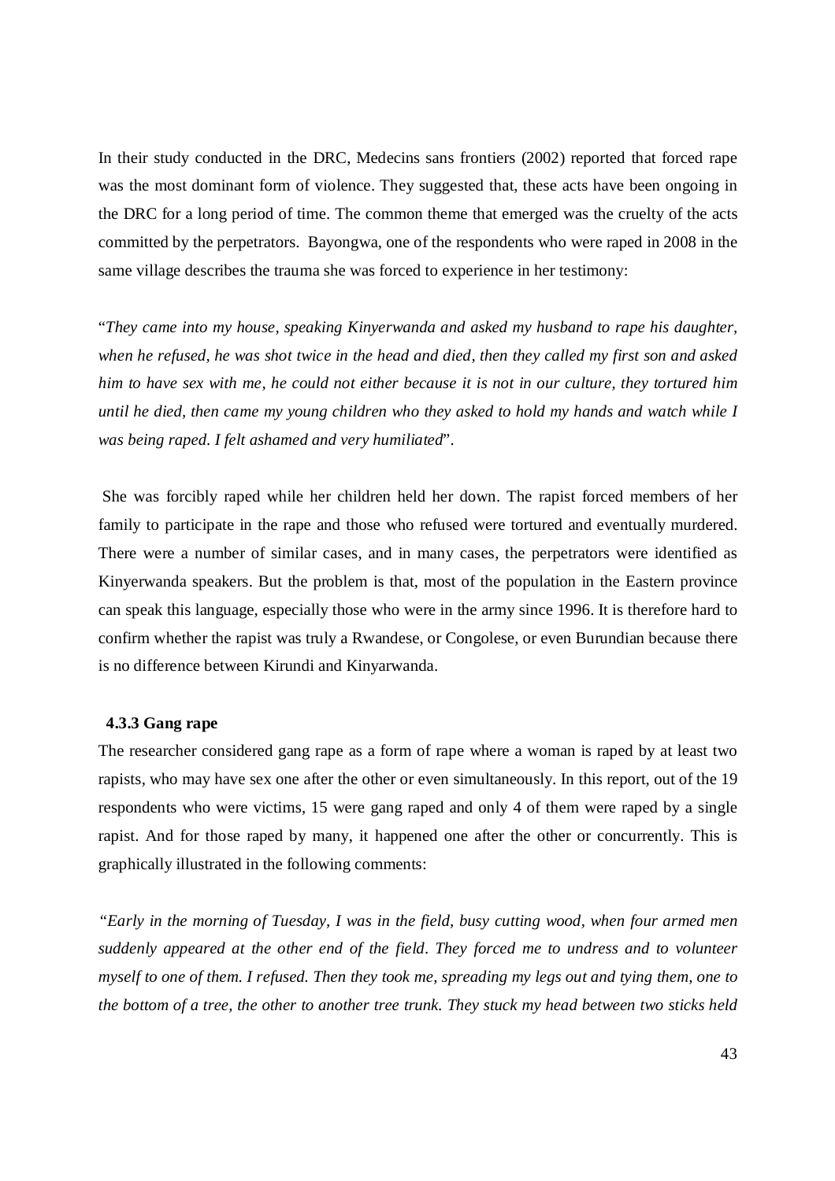In their study conducted in the DRC, Medecins sans frontiers (2002) reported that forced rape was the most dominant form of violence. They suggested that, these acts have been ongoing in the DRC for a long period of time. The common theme that emerged was the cruelty of the acts committed by the perpetrators. Bayongwa, one of the respondents who were raped in 2008 in the same village describes the trauma she was forced to experience in her testimony:

"*They came into my house, speaking Kinyerwanda and asked my husband to rape his daughter, when he refused, he was shot twice in the head and died, then they called my first son and asked him to have sex with me, he could not either because it is not in our culture, they tortured him until he died, then came my young children who they asked to hold my hands and watch while I was being raped. I felt ashamed and very humiliated*".

She was forcibly raped while her children held her down. The rapist forced members of her family to participate in the rape and those who refused were tortured and eventually murdered. There were a number of similar cases, and in many cases, the perpetrators were identified as Kinyerwanda speakers. But the problem is that, most of the population in the Eastern province can speak this language, especially those who were in the army since 1996. It is therefore hard to confirm whether the rapist was truly a Rwandese, or Congolese, or even Burundian because there is no difference between Kirundi and Kinyarwanda.

### 4.3.3 Gang rape

The researcher considered gang rape as a form of rape where a woman is raped by at least two rapists, who may have sex one after the other or even simultaneously. In this report, out of the 19 respondents who were victims, 15 were gang raped and only 4 of them were raped by a single rapist. And for those raped by many, it happened one after the other or concurrently. This is graphically illustrated in the following comments:

*"Early in the morning of Tuesday, I was in the field, busy cutting wood, when four armed men suddenly appeared at the other end of the field. They forced me to undress and to volunteer myself to one of them. I refused. Then they took me, spreading my legs out and tying them, one to the bottom of a tree, the other to another tree trunk. They stuck my head between two sticks held*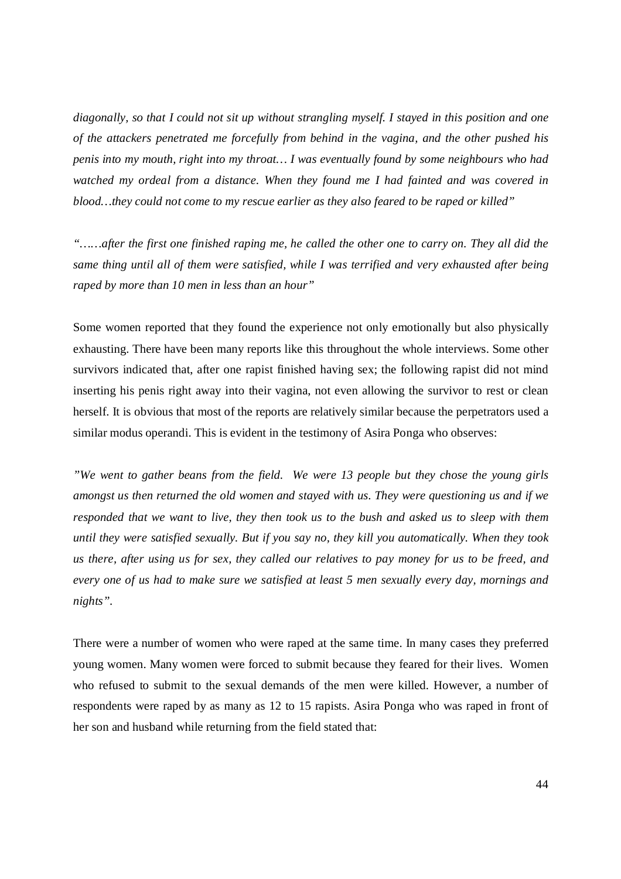*diagonally, so that I could not sit up without strangling myself. I stayed in this position and one of the attackers penetrated me forcefully from behind in the vagina, and the other pushed his penis into my mouth, right into my throat… I was eventually found by some neighbours who had watched my ordeal from a distance. When they found me I had fainted and was covered in blood…they could not come to my rescue earlier as they also feared to be raped or killed"*

*"……after the first one finished raping me, he called the other one to carry on. They all did the same thing until all of them were satisfied, while I was terrified and very exhausted after being raped by more than 10 men in less than an hour"*

Some women reported that they found the experience not only emotionally but also physically exhausting. There have been many reports like this throughout the whole interviews. Some other survivors indicated that, after one rapist finished having sex; the following rapist did not mind inserting his penis right away into their vagina, not even allowing the survivor to rest or clean herself. It is obvious that most of the reports are relatively similar because the perpetrators used a similar modus operandi. This is evident in the testimony of Asira Ponga who observes:

*"We went to gather beans from the field. We were 13 people but they chose the young girls amongst us then returned the old women and stayed with us. They were questioning us and if we responded that we want to live, they then took us to the bush and asked us to sleep with them until they were satisfied sexually. But if you say no, they kill you automatically. When they took us there, after using us for sex, they called our relatives to pay money for us to be freed, and every one of us had to make sure we satisfied at least 5 men sexually every day, mornings and nights".*

There were a number of women who were raped at the same time. In many cases they preferred young women. Many women were forced to submit because they feared for their lives. Women who refused to submit to the sexual demands of the men were killed. However, a number of respondents were raped by as many as 12 to 15 rapists. Asira Ponga who was raped in front of her son and husband while returning from the field stated that: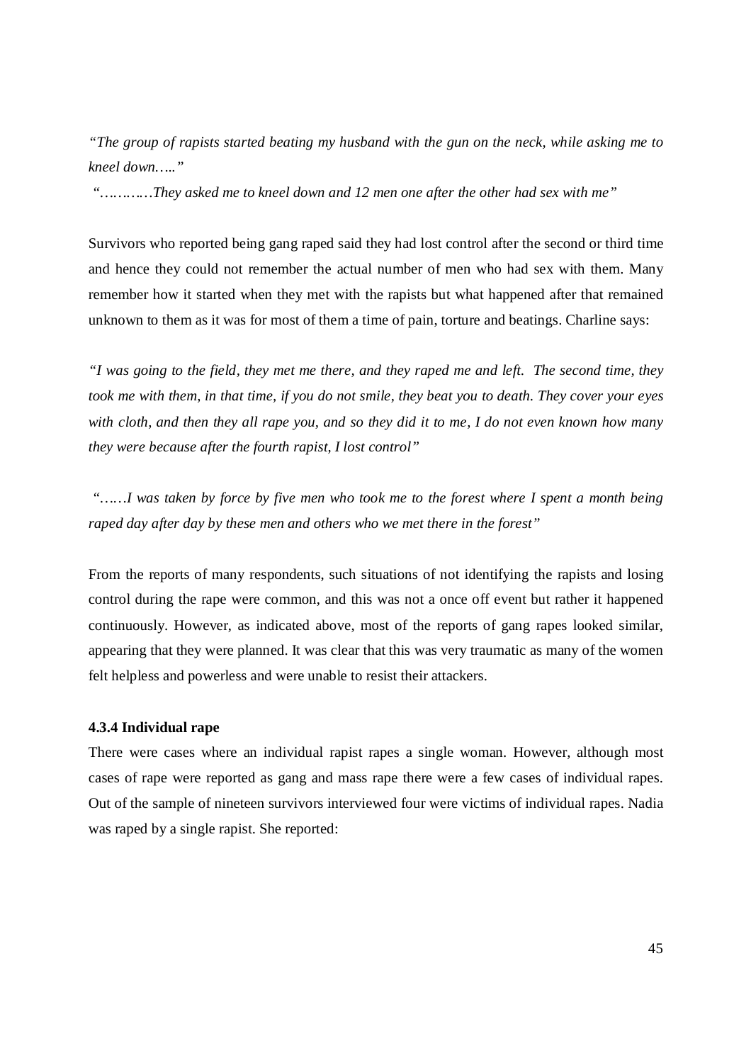*"The group of rapists started beating my husband with the gun on the neck, while asking me to kneel down….."*

*"…………They asked me to kneel down and 12 men one after the other had sex with me"*

Survivors who reported being gang raped said they had lost control after the second or third time and hence they could not remember the actual number of men who had sex with them. Many remember how it started when they met with the rapists but what happened after that remained unknown to them as it was for most of them a time of pain, torture and beatings. Charline says:

*"I was going to the field, they met me there, and they raped me and left. The second time, they took me with them, in that time, if you do not smile, they beat you to death. They cover your eyes with cloth, and then they all rape you, and so they did it to me, I do not even known how many they were because after the fourth rapist, I lost control"*

*"……I was taken by force by five men who took me to the forest where I spent a month being raped day after day by these men and others who we met there in the forest"*

From the reports of many respondents, such situations of not identifying the rapists and losing control during the rape were common, and this was not a once off event but rather it happened continuously. However, as indicated above, most of the reports of gang rapes looked similar, appearing that they were planned. It was clear that this was very traumatic as many of the women felt helpless and powerless and were unable to resist their attackers.

### 4.3.4 Individual rape

There were cases where an individual rapist rapes a single woman. However, although most cases of rape were reported as gang and mass rape there were a few cases of individual rapes. Out of the sample of nineteen survivors interviewed four were victims of individual rapes. Nadia was raped by a single rapist. She reported: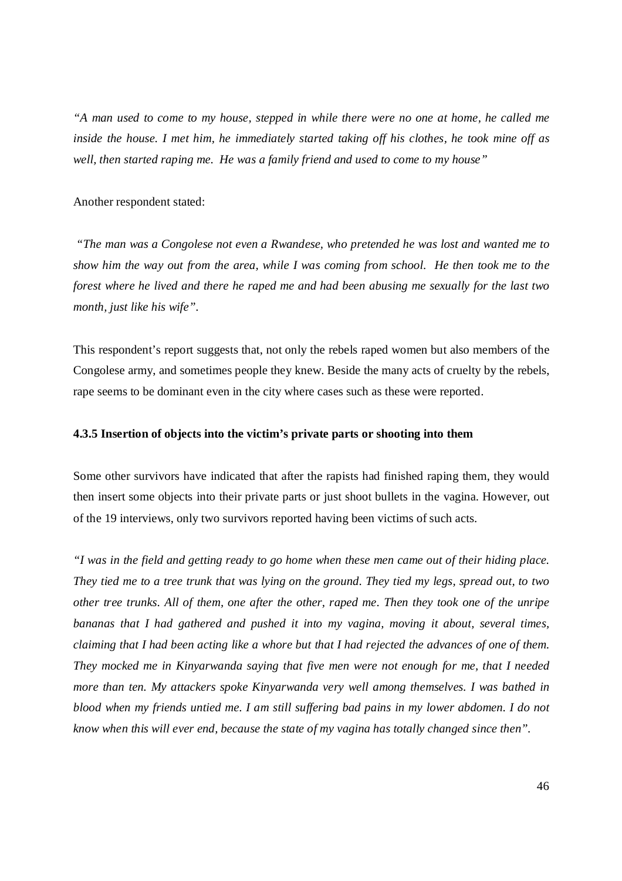*"A man used to come to my house, stepped in while there were no one at home, he called me inside the house. I met him, he immediately started taking off his clothes, he took mine off as well, then started raping me. He was a family friend and used to come to my house"*

Another respondent stated:

*"The man was a Congolese not even a Rwandese, who pretended he was lost and wanted me to show him the way out from the area, while I was coming from school. He then took me to the forest where he lived and there he raped me and had been abusing me sexually for the last two month, just like his wife".*

This respondent's report suggests that, not only the rebels raped women but also members of the Congolese army, and sometimes people they knew. Beside the many acts of cruelty by the rebels, rape seems to be dominant even in the city where cases such as these were reported.

#### 4.3.5 Insertion of objects into the victim's private parts or shooting into them

Some other survivors have indicated that after the rapists had finished raping them, they would then insert some objects into their private parts or just shoot bullets in the vagina. However, out of the 19 interviews, only two survivors reported having been victims of such acts.

*"I was in the field and getting ready to go home when these men came out of their hiding place. They tied me to a tree trunk that was lying on the ground. They tied my legs, spread out, to two other tree trunks. All of them, one after the other, raped me. Then they took one of the unripe bananas that I had gathered and pushed it into my vagina, moving it about, several times, claiming that I had been acting like a whore but that I had rejected the advances of one of them. They mocked me in Kinyarwanda saying that five men were not enough for me, that I needed more than ten. My attackers spoke Kinyarwanda very well among themselves. I was bathed in blood when my friends untied me. I am still suffering bad pains in my lower abdomen. I do not know when this will ever end, because the state of my vagina has totally changed since then".*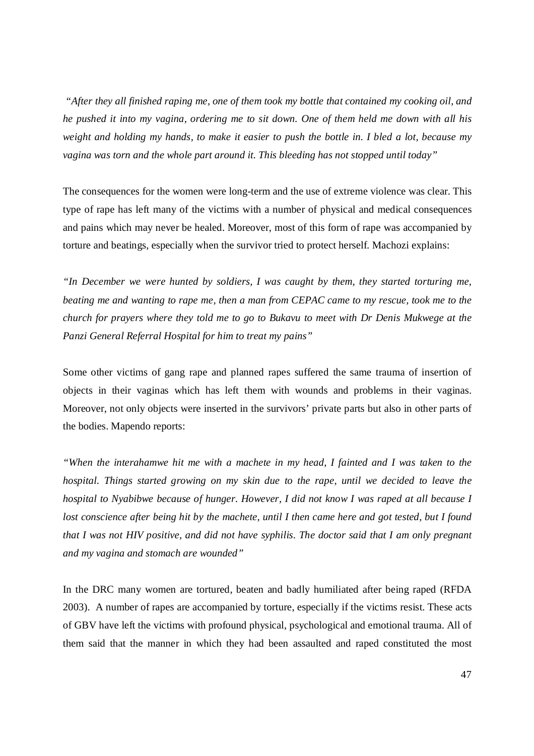*"After they all finished raping me, one of them took my bottle that contained my cooking oil, and he pushed it into my vagina, ordering me to sit down. One of them held me down with all his weight and holding my hands, to make it easier to push the bottle in. I bled a lot, because my vagina was torn and the whole part around it. This bleeding has not stopped until today"*

The consequences for the women were long-term and the use of extreme violence was clear. This type of rape has left many of the victims with a number of physical and medical consequences and pains which may never be healed. Moreover, most of this form of rape was accompanied by torture and beatings, especially when the survivor tried to protect herself. Machozi explains:

*"In December we were hunted by soldiers, I was caught by them, they started torturing me, beating me and wanting to rape me, then a man from CEPAC came to my rescue, took me to the church for prayers where they told me to go to Bukavu to meet with Dr Denis Mukwege at the Panzi General Referral Hospital for him to treat my pains"*

Some other victims of gang rape and planned rapes suffered the same trauma of insertion of objects in their vaginas which has left them with wounds and problems in their vaginas. Moreover, not only objects were inserted in the survivors' private parts but also in other parts of the bodies. Mapendo reports:

*"When the interahamwe hit me with a machete in my head, I fainted and I was taken to the hospital. Things started growing on my skin due to the rape, until we decided to leave the hospital to Nyabibwe because of hunger. However, I did not know I was raped at all because I lost conscience after being hit by the machete, until I then came here and got tested, but I found that I was not HIV positive, and did not have syphilis. The doctor said that I am only pregnant and my vagina and stomach are wounded"*

In the DRC many women are tortured, beaten and badly humiliated after being raped (RFDA 2003). A number of rapes are accompanied by torture, especially if the victims resist. These acts of GBV have left the victims with profound physical, psychological and emotional trauma. All of them said that the manner in which they had been assaulted and raped constituted the most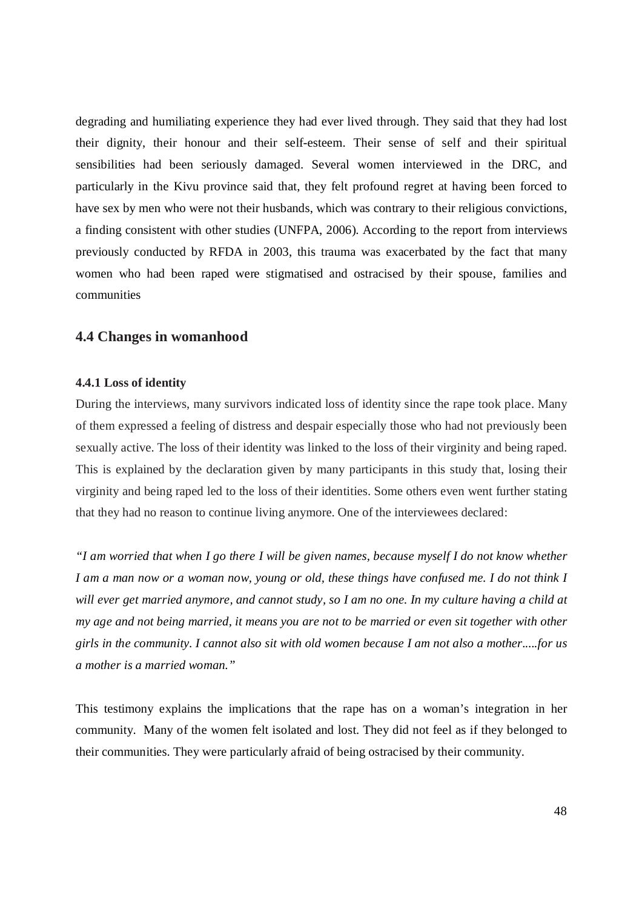degrading and humiliating experience they had ever lived through. They said that they had lost their dignity, their honour and their self-esteem. Their sense of self and their spiritual sensibilities had been seriously damaged. Several women interviewed in the DRC, and particularly in the Kivu province said that, they felt profound regret at having been forced to have sex by men who were not their husbands, which was contrary to their religious convictions, a finding consistent with other studies (UNFPA, 2006). According to the report from interviews previously conducted by RFDA in 2003, this trauma was exacerbated by the fact that many women who had been raped were stigmatised and ostracised by their spouse, families and communities

## 4.4 Changes in womanhood

#### 4.4.1 Loss of identity

During the interviews, many survivors indicated loss of identity since the rape took place. Many of them expressed a feeling of distress and despair especially those who had not previously been sexually active. The loss of their identity was linked to the loss of their virginity and being raped. This is explained by the declaration given by many participants in this study that, losing their virginity and being raped led to the loss of their identities. Some others even went further stating that they had no reason to continue living anymore. One of the interviewees declared:

*"I am worried that when I go there I will be given names, because myself I do not know whether I am a man now or a woman now, young or old, these things have confused me. I do not think I will ever get married anymore, and cannot study, so I am no one. In my culture having a child at my age and not being married, it means you are not to be married or even sit together with other girls in the community. I cannot also sit with old women because I am not also a mother.....for us a mother is a married woman."*

This testimony explains the implications that the rape has on a woman's integration in her community. Many of the women felt isolated and lost. They did not feel as if they belonged to their communities. They were particularly afraid of being ostracised by their community.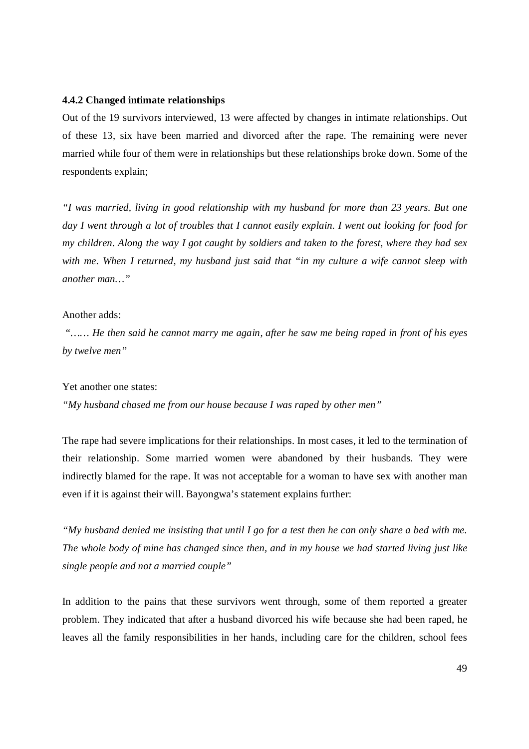#### 4.4.2 Changed intimate relationships

Out of the 19 survivors interviewed, 13 were affected by changes in intimate relationships. Out of these 13, six have been married and divorced after the rape. The remaining were never married while four of them were in relationships but these relationships broke down. Some of the respondents explain;

*"I was married, living in good relationship with my husband for more than 23 years. But one day I went through a lot of troubles that I cannot easily explain. I went out looking for food for my children. Along the way I got caught by soldiers and taken to the forest, where they had sex with me. When I returned, my husband just said that "in my culture a wife cannot sleep with another man…"*

Another adds:

*"…… He then said he cannot marry me again, after he saw me being raped in front of his eyes by twelve men"*

Yet another one states:

*"My husband chased me from our house because I was raped by other men"*

The rape had severe implications for their relationships. In most cases, it led to the termination of their relationship. Some married women were abandoned by their husbands. They were indirectly blamed for the rape. It was not acceptable for a woman to have sex with another man even if it is against their will. Bayongwa's statement explains further:

*"My husband denied me insisting that until I go for a test then he can only share a bed with me. The whole body of mine has changed since then, and in my house we had started living just like single people and not a married couple"*

In addition to the pains that these survivors went through, some of them reported a greater problem. They indicated that after a husband divorced his wife because she had been raped, he leaves all the family responsibilities in her hands, including care for the children, school fees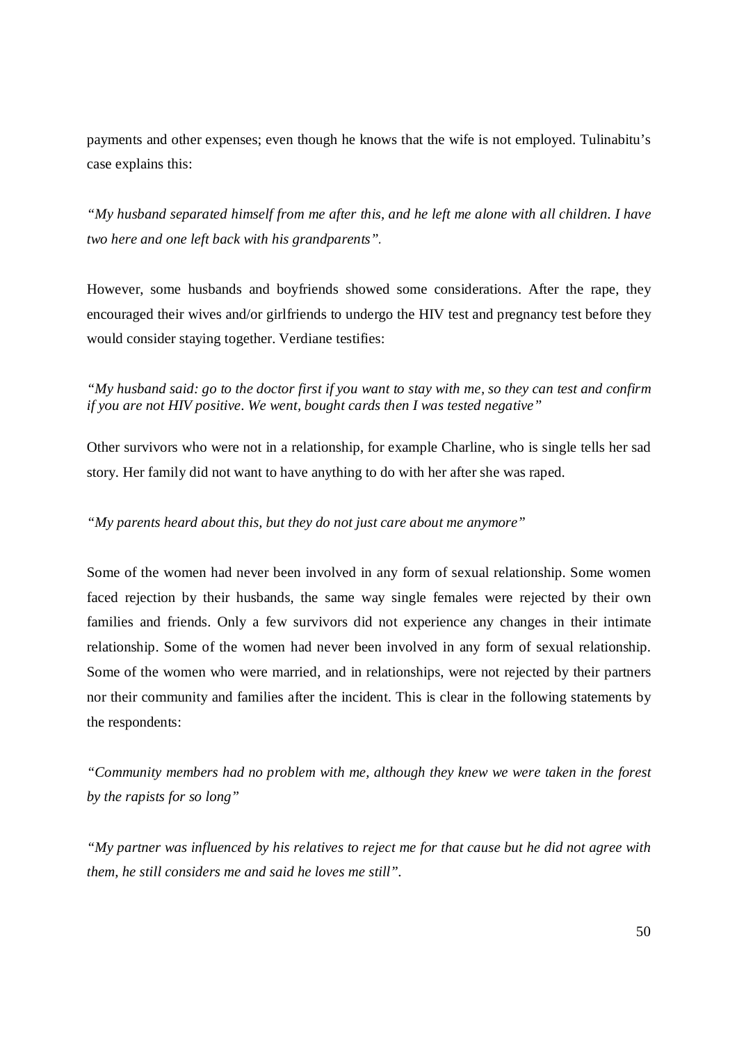payments and other expenses; even though he knows that the wife is not employed. Tulinabitu's case explains this:

*"My husband separated himself from me after this, and he left me alone with all children. I have two here and one left back with his grandparents".*

However, some husbands and boyfriends showed some considerations. After the rape, they encouraged their wives and/or girlfriends to undergo the HIV test and pregnancy test before they would consider staying together. Verdiane testifies:

*"My husband said: go to the doctor first if you want to stay with me, so they can test and confirm if you are not HIV positive. We went, bought cards then I was tested negative"*

Other survivors who were not in a relationship, for example Charline, who is single tells her sad story. Her family did not want to have anything to do with her after she was raped.

*"My parents heard about this, but they do not just care about me anymore"*

Some of the women had never been involved in any form of sexual relationship. Some women faced rejection by their husbands, the same way single females were rejected by their own families and friends. Only a few survivors did not experience any changes in their intimate relationship. Some of the women had never been involved in any form of sexual relationship. Some of the women who were married, and in relationships, were not rejected by their partners nor their community and families after the incident. This is clear in the following statements by the respondents:

*"Community members had no problem with me, although they knew we were taken in the forest by the rapists for so long"*

*"My partner was influenced by his relatives to reject me for that cause but he did not agree with them, he still considers me and said he loves me still".*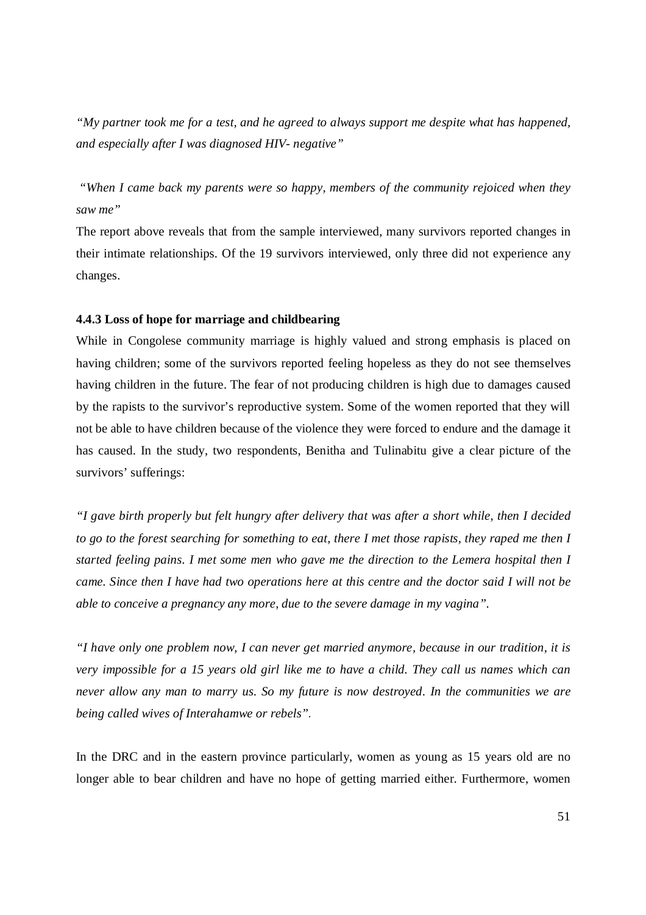*"My partner took me for a test, and he agreed to always support me despite what has happened, and especially after I was diagnosed HIV- negative"*

*"When I came back my parents were so happy, members of the community rejoiced when they saw me"*

The report above reveals that from the sample interviewed, many survivors reported changes in their intimate relationships. Of the 19 survivors interviewed, only three did not experience any changes.

#### 4.4.3 Loss of hope for marriage and childbearing

While in Congolese community marriage is highly valued and strong emphasis is placed on having children; some of the survivors reported feeling hopeless as they do not see themselves having children in the future. The fear of not producing children is high due to damages caused by the rapists to the survivor's reproductive system. Some of the women reported that they will not be able to have children because of the violence they were forced to endure and the damage it has caused. In the study, two respondents, Benitha and Tulinabitu give a clear picture of the survivors' sufferings:

*"I gave birth properly but felt hungry after delivery that was after a short while, then I decided to go to the forest searching for something to eat, there I met those rapists, they raped me then I started feeling pains. I met some men who gave me the direction to the Lemera hospital then I came. Since then I have had two operations here at this centre and the doctor said I will not be able to conceive a pregnancy any more, due to the severe damage in my vagina".*

*"I have only one problem now, I can never get married anymore, because in our tradition, it is very impossible for a 15 years old girl like me to have a child. They call us names which can never allow any man to marry us. So my future is now destroyed. In the communities we are being called wives of Interahamwe or rebels".*

In the DRC and in the eastern province particularly, women as young as 15 years old are no longer able to bear children and have no hope of getting married either. Furthermore, women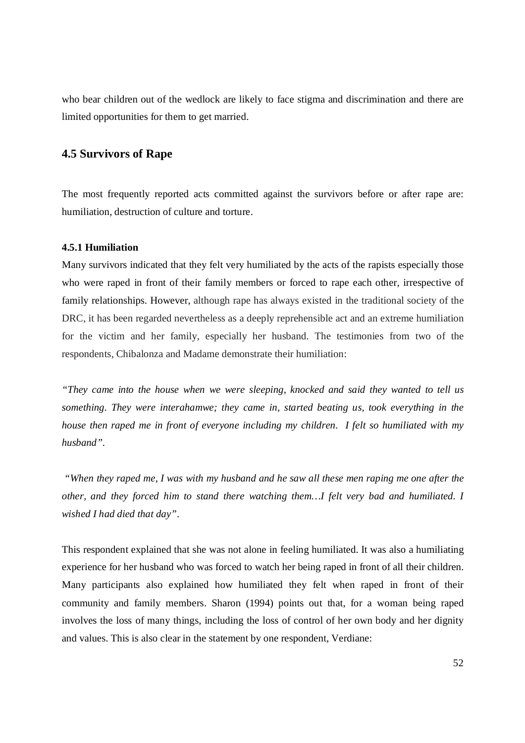who bear children out of the wedlock are likely to face stigma and discrimination and there are limited opportunities for them to get married.

## 4.5 Survivors of Rape

The most frequently reported acts committed against the survivors before or after rape are: humiliation, destruction of culture and torture.

### 4.5.1 Humiliation

Many survivors indicated that they felt very humiliated by the acts of the rapists especially those who were raped in front of their family members or forced to rape each other, irrespective of family relationships. However, although rape has always existed in the traditional society of the DRC, it has been regarded nevertheless as a deeply reprehensible act and an extreme humiliation for the victim and her family, especially her husband. The testimonies from two of the respondents, Chibalonza and Madame demonstrate their humiliation:

*"They came into the house when we were sleeping, knocked and said they wanted to tell us something. They were interahamwe; they came in, started beating us, took everything in the house then raped me in front of everyone including my children. I felt so humiliated with my husband".*

*"When they raped me, I was with my husband and he saw all these men raping me one after the other, and they forced him to stand there watching them…I felt very bad and humiliated. I wished I had died that day".*

This respondent explained that she was not alone in feeling humiliated. It was also a humiliating experience for her husband who was forced to watch her being raped in front of all their children. Many participants also explained how humiliated they felt when raped in front of their community and family members. Sharon (1994) points out that, for a woman being raped involves the loss of many things, including the loss of control of her own body and her dignity and values. This is also clear in the statement by one respondent, Verdiane: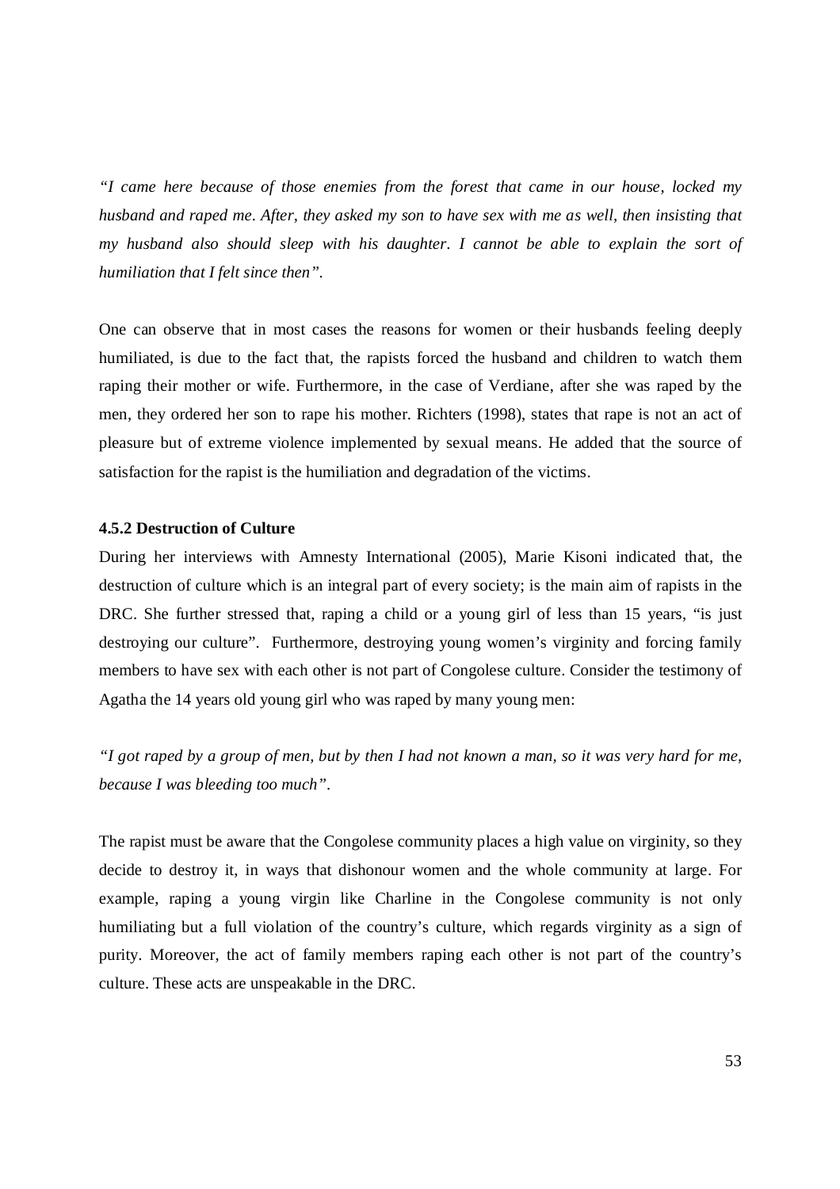*"I came here because of those enemies from the forest that came in our house, locked my husband and raped me. After, they asked my son to have sex with me as well, then insisting that my husband also should sleep with his daughter. I cannot be able to explain the sort of humiliation that I felt since then".*

One can observe that in most cases the reasons for women or their husbands feeling deeply humiliated, is due to the fact that, the rapists forced the husband and children to watch them raping their mother or wife. Furthermore, in the case of Verdiane, after she was raped by the men, they ordered her son to rape his mother. Richters (1998), states that rape is not an act of pleasure but of extreme violence implemented by sexual means. He added that the source of satisfaction for the rapist is the humiliation and degradation of the victims.

#### 4.5.2 Destruction of Culture

During her interviews with Amnesty International (2005), Marie Kisoni indicated that, the destruction of culture which is an integral part of every society; is the main aim of rapists in the DRC. She further stressed that, raping a child or a young girl of less than 15 years, "is just destroying our culture". Furthermore, destroying young women's virginity and forcing family members to have sex with each other is not part of Congolese culture. Consider the testimony of Agatha the 14 years old young girl who was raped by many young men:

*"I got raped by a group of men, but by then I had not known a man, so it was very hard for me, because I was bleeding too much".*

The rapist must be aware that the Congolese community places a high value on virginity, so they decide to destroy it, in ways that dishonour women and the whole community at large. For example, raping a young virgin like Charline in the Congolese community is not only humiliating but a full violation of the country's culture, which regards virginity as a sign of purity. Moreover, the act of family members raping each other is not part of the country's culture. These acts are unspeakable in the DRC.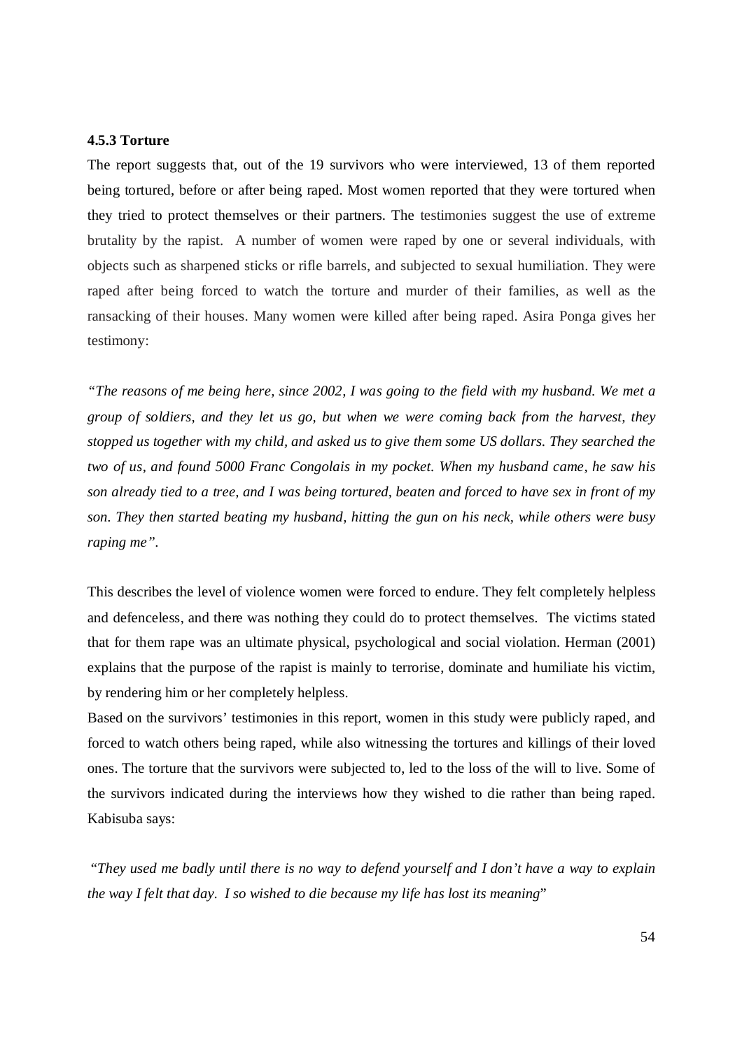**4.5.3 Torture**

The report suggests that, out of the 19 survivors who were interviewed, 13 of them reported being tortured, before or after being raped. Most women reported that they were tortured when they tried to protect themselves or their partners. The testimonies suggest the use of extreme brutality by the rapist. A number of women were raped by one or several individuals, with objects such as sharpened sticks or rifle barrels, and subjected to sexual humiliation. They were raped after being forced to watch the torture and murder of their families, as well as the ransacking of their houses. Many women were killed after being raped. Asira Ponga gives her testimony:

*"The reasons of me being here, since 2002, I was going to the field with my husband. We met a group of soldiers, and they let us go, but when we were coming back from the harvest, they stopped us together with my child, and asked us to give them some US dollars. They searched the two of us, and found 5000 Franc Congolais in my pocket. When my husband came, he saw his son already tied to a tree, and I was being tortured, beaten and forced to have sex in front of my son. They then started beating my husband, hitting the gun on his neck, while others were busy raping me".*

This describes the level of violence women were forced to endure. They felt completely helpless and defenceless, and there was nothing they could do to protect themselves. The victims stated that for them rape was an ultimate physical, psychological and social violation. Herman (2001) explains that the purpose of the rapist is mainly to terrorise, dominate and humiliate his victim, by rendering him or her completely helpless.

Based on the survivors' testimonies in this report, women in this study were publicly raped, and forced to watch others being raped, while also witnessing the tortures and killings of their loved ones. The torture that the survivors were subjected to, led to the loss of the will to live. Some of the survivors indicated during the interviews how they wished to die rather than being raped. Kabisuba says:

"*They used me badly until there is no way to defend yourself and I don't have a way to explain the way I felt that day. I so wished to die because my life has lost its meaning*"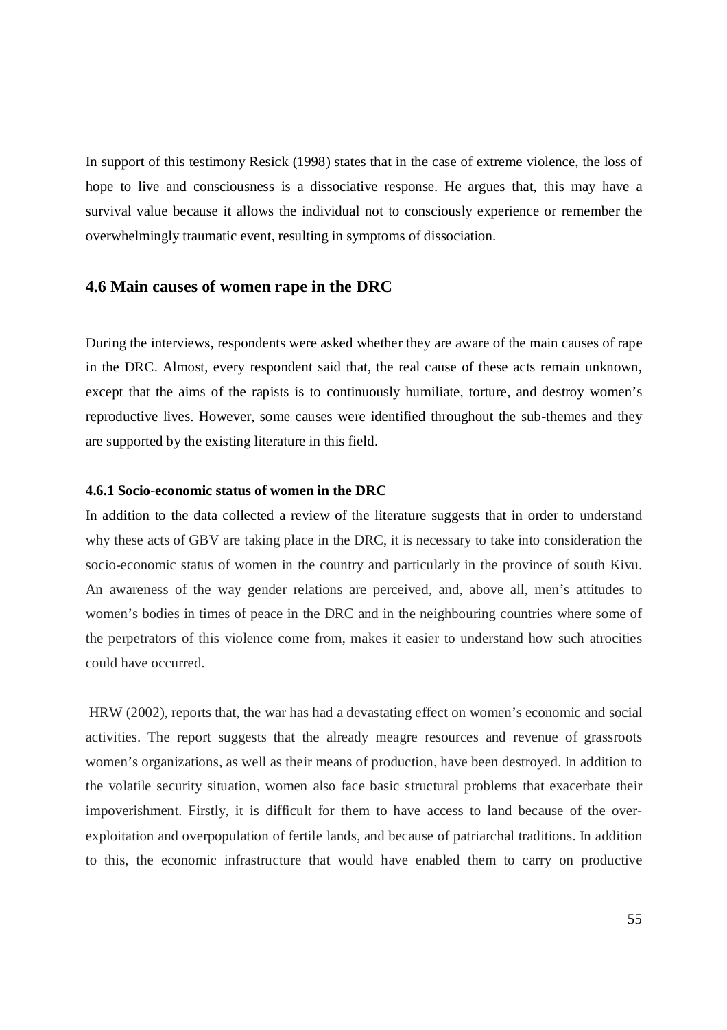In support of this testimony Resick (1998) states that in the case of extreme violence, the loss of hope to live and consciousness is a dissociative response. He argues that, this may have a survival value because it allows the individual not to consciously experience or remember the overwhelmingly traumatic event, resulting in symptoms of dissociation.

## 4.6 Main causes of women rape in the DRC

During the interviews, respondents were asked whether they are aware of the main causes of rape in the DRC. Almost, every respondent said that, the real cause of these acts remain unknown, except that the aims of the rapists is to continuously humiliate, torture, and destroy women's reproductive lives. However, some causes were identified throughout the sub-themes and they are supported by the existing literature in this field.

### 4.6.1 Socio-economic status of women in the DRC

In addition to the data collected a review of the literature suggests that in order to understand why these acts of GBV are taking place in the DRC, it is necessary to take into consideration the socio-economic status of women in the country and particularly in the province of south Kivu. An awareness of the way gender relations are perceived, and, above all, men's attitudes to women's bodies in times of peace in the DRC and in the neighbouring countries where some of the perpetrators of this violence come from, makes it easier to understand how such atrocities could have occurred.

HRW (2002), reports that, the war has had a devastating effect on women's economic and social activities. The report suggests that the already meagre resources and revenue of grassroots women's organizations, as well as their means of production, have been destroyed. In addition to the volatile security situation, women also face basic structural problems that exacerbate their impoverishment. Firstly, it is difficult for them to have access to land because of the over-exploitation and overpopulation of fertile lands, and because of patriarchal traditions. In addition to this, the economic infrastructure that would have enabled them to carry on productive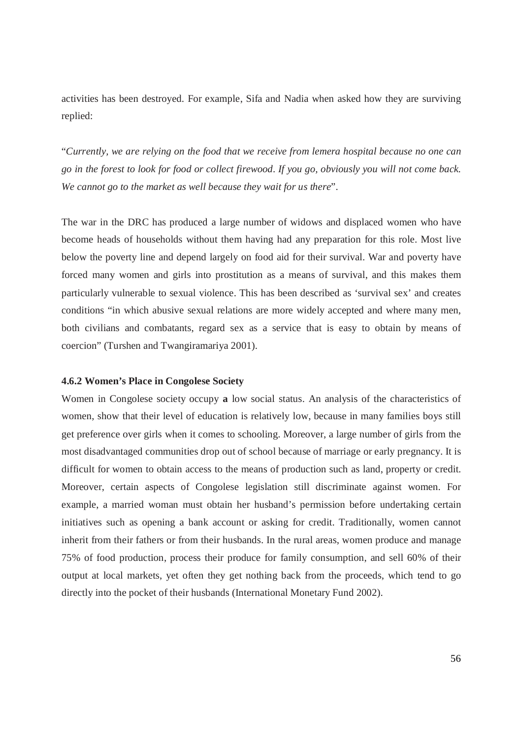activities has been destroyed. For example, Sifa and Nadia when asked how they are surviving replied:

"*Currently, we are relying on the food that we receive from lemera hospital because no one can go in the forest to look for food or collect firewood*. *If you go, obviously you will not come back. We cannot go to the market as well because they wait for us there*".

The war in the DRC has produced a large number of widows and displaced women who have become heads of households without them having had any preparation for this role. Most live below the poverty line and depend largely on food aid for their survival. War and poverty have forced many women and girls into prostitution as a means of survival, and this makes them particularly vulnerable to sexual violence. This has been described as 'survival sex' and creates conditions "in which abusive sexual relations are more widely accepted and where many men, both civilians and combatants, regard sex as a service that is easy to obtain by means of coercion" (Turshen and Twangiramariya 2001).

#### 4.6.2 Women's Place in Congolese Society

Women in Congolese society occupy **a** low social status. An analysis of the characteristics of women, show that their level of education is relatively low, because in many families boys still get preference over girls when it comes to schooling. Moreover, a large number of girls from the most disadvantaged communities drop out of school because of marriage or early pregnancy. It is difficult for women to obtain access to the means of production such as land, property or credit. Moreover, certain aspects of Congolese legislation still discriminate against women. For example, a married woman must obtain her husband's permission before undertaking certain initiatives such as opening a bank account or asking for credit. Traditionally, women cannot inherit from their fathers or from their husbands. In the rural areas, women produce and manage 75% of food production, process their produce for family consumption, and sell 60% of their output at local markets, yet often they get nothing back from the proceeds, which tend to go directly into the pocket of their husbands (International Monetary Fund 2002).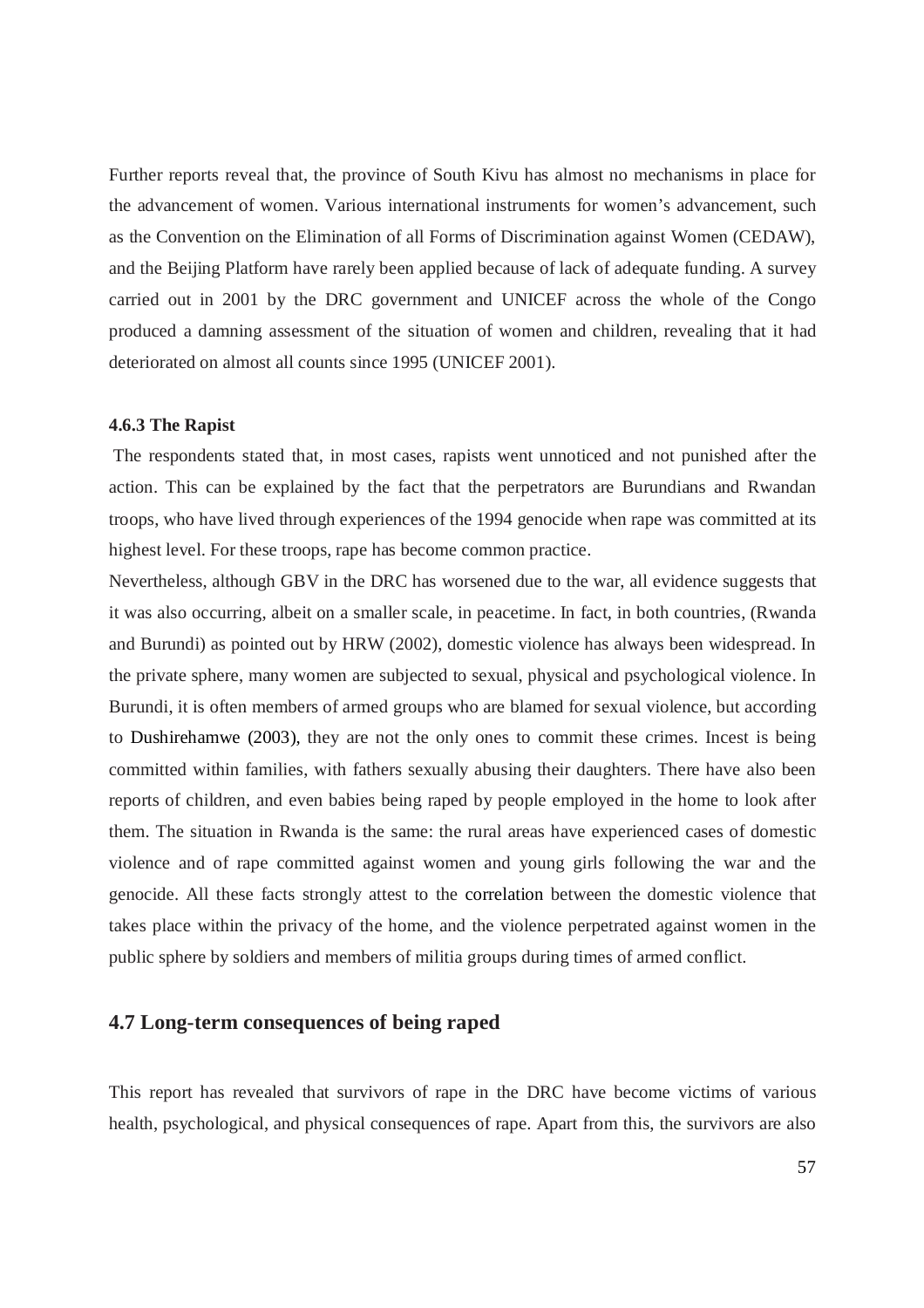Further reports reveal that, the province of South Kivu has almost no mechanisms in place for the advancement of women. Various international instruments for women's advancement, such as the Convention on the Elimination of all Forms of Discrimination against Women (CEDAW), and the Beijing Platform have rarely been applied because of lack of adequate funding. A survey carried out in 2001 by the DRC government and UNICEF across the whole of the Congo produced a damning assessment of the situation of women and children, revealing that it had deteriorated on almost all counts since 1995 (UNICEF 2001).

#### 4.6.3 The Rapist

The respondents stated that, in most cases, rapists went unnoticed and not punished after the action. This can be explained by the fact that the perpetrators are Burundians and Rwandan troops, who have lived through experiences of the 1994 genocide when rape was committed at its highest level. For these troops, rape has become common practice.

Nevertheless, although GBV in the DRC has worsened due to the war, all evidence suggests that it was also occurring, albeit on a smaller scale, in peacetime. In fact, in both countries, (Rwanda and Burundi) as pointed out by HRW (2002), domestic violence has always been widespread. In the private sphere, many women are subjected to sexual, physical and psychological violence. In Burundi, it is often members of armed groups who are blamed for sexual violence, but according to Dushirehamwe (2003), they are not the only ones to commit these crimes. Incest is being committed within families, with fathers sexually abusing their daughters. There have also been reports of children, and even babies being raped by people employed in the home to look after them. The situation in Rwanda is the same: the rural areas have experienced cases of domestic violence and of rape committed against women and young girls following the war and the genocide. All these facts strongly attest to the correlation between the domestic violence that takes place within the privacy of the home, and the violence perpetrated against women in the public sphere by soldiers and members of militia groups during times of armed conflict.

### 4.7 Long-term consequences of being raped

This report has revealed that survivors of rape in the DRC have become victims of various health, psychological, and physical consequences of rape. Apart from this, the survivors are also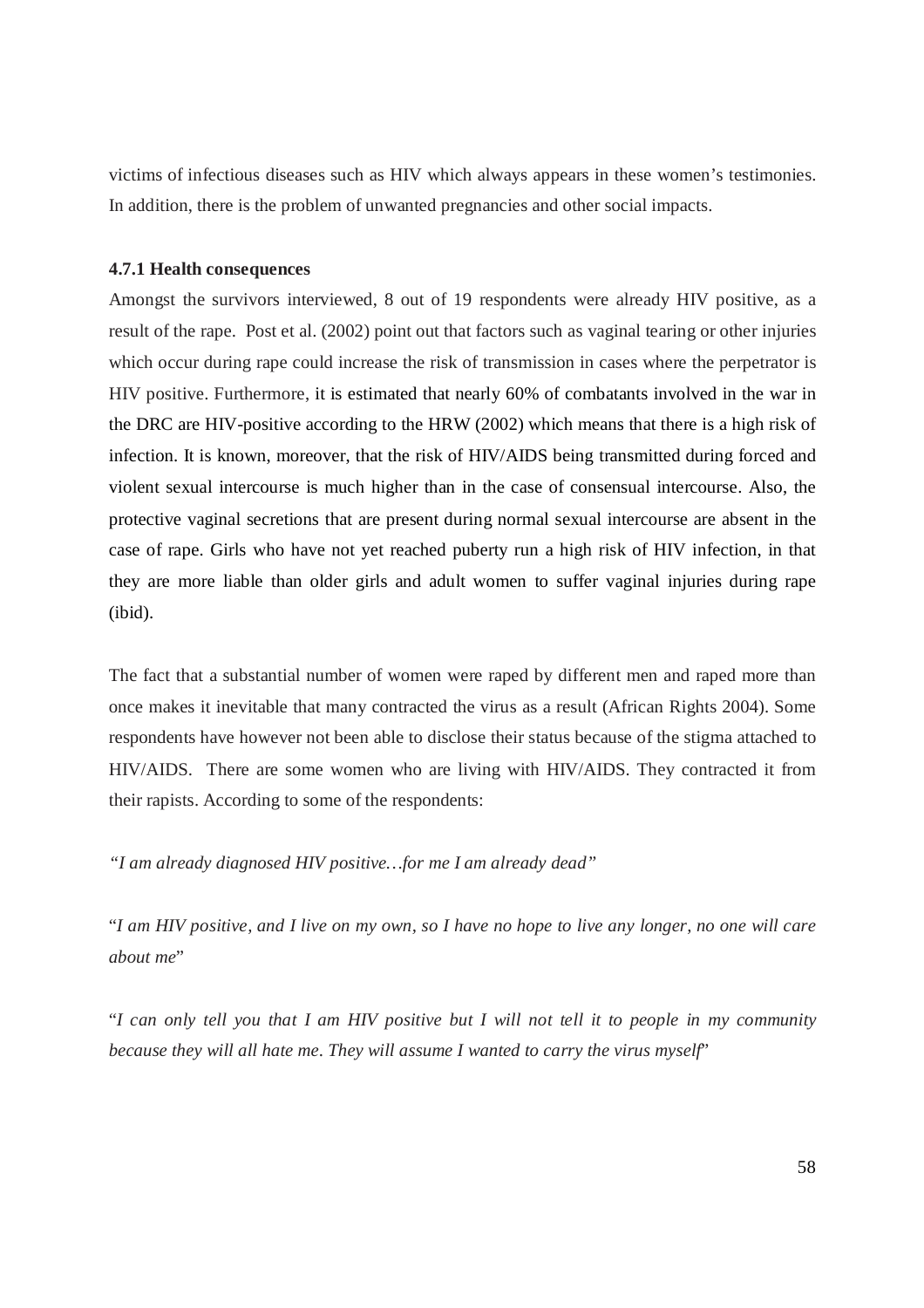victims of infectious diseases such as HIV which always appears in these women's testimonies. In addition, there is the problem of unwanted pregnancies and other social impacts.

#### 4.7.1 Health consequences

Amongst the survivors interviewed, 8 out of 19 respondents were already HIV positive, as a result of the rape. Post et al. (2002) point out that factors such as vaginal tearing or other injuries which occur during rape could increase the risk of transmission in cases where the perpetrator is HIV positive. Furthermore, it is estimated that nearly 60% of combatants involved in the war in the DRC are HIV-positive according to the HRW (2002) which means that there is a high risk of infection. It is known, moreover, that the risk of HIV/AIDS being transmitted during forced and violent sexual intercourse is much higher than in the case of consensual intercourse. Also, the protective vaginal secretions that are present during normal sexual intercourse are absent in the case of rape. Girls who have not yet reached puberty run a high risk of HIV infection, in that they are more liable than older girls and adult women to suffer vaginal injuries during rape (ibid).

The fact that a substantial number of women were raped by different men and raped more than once makes it inevitable that many contracted the virus as a result (African Rights 2004). Some respondents have however not been able to disclose their status because of the stigma attached to HIV/AIDS. There are some women who are living with HIV/AIDS. They contracted it from their rapists. According to some of the respondents:

*"I am already diagnosed HIV positive…for me I am already dead"*

"*I am HIV positive, and I live on my own, so I have no hope to live any longer, no one will care about me*"

"*I can only tell you that I am HIV positive but I will not tell it to people in my community because they will all hate me. They will assume I wanted to carry the virus myself*"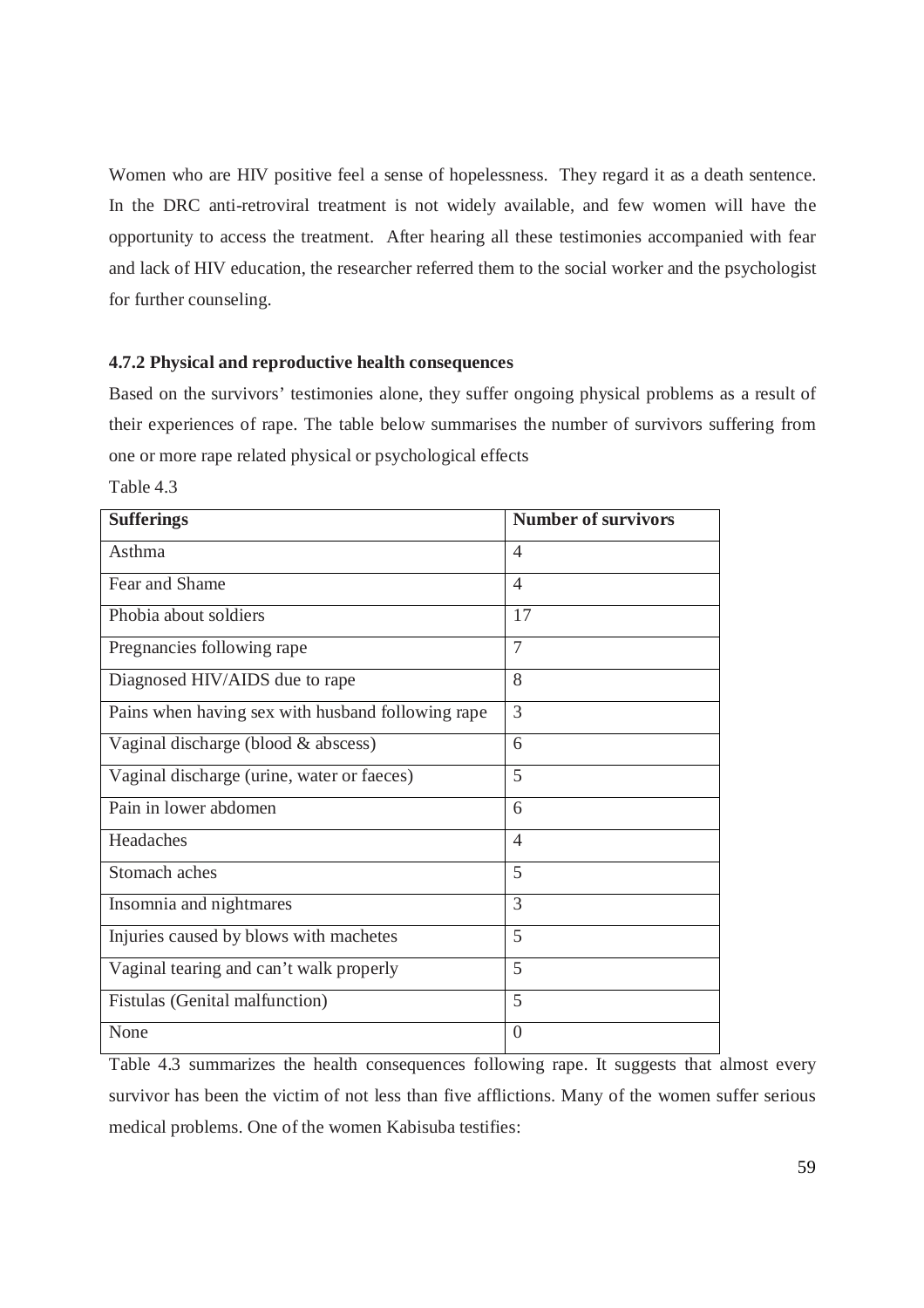Women who are HIV positive feel a sense of hopelessness. They regard it as a death sentence. In the DRC anti-retroviral treatment is not widely available, and few women will have the opportunity to access the treatment. After hearing all these testimonies accompanied with fear and lack of HIV education, the researcher referred them to the social worker and the psychologist for further counseling.

### 4.7.2 Physical and reproductive health consequences

Based on the survivors' testimonies alone, they suffer ongoing physical problems as a result of their experiences of rape. The table below summarises the number of survivors suffering from one or more rape related physical or psychological effects

Table 4.3

| **Sufferings** | **Number of survivors** |
|---|---|
| Asthma | 4 |
| Fear and Shame | 4 |
| Phobia about soldiers | 17 |
| Pregnancies following rape | 7 |
| Diagnosed HIV/AIDS due to rape | 8 |
| Pains when having sex with husband following rape | 3 |
| Vaginal discharge (blood & abscess) | 6 |
| Vaginal discharge (urine, water or faeces) | 5 |
| Pain in lower abdomen | 6 |
| Headaches | 4 |
| Stomach aches | 5 |
| Insomnia and nightmares | 3 |
| Injuries caused by blows with machetes | 5 |
| Vaginal tearing and can't walk properly | 5 |
| Fistulas (Genital malfunction) | 5 |
| None | 0 |

Table 4.3 summarizes the health consequences following rape. It suggests that almost every survivor has been the victim of not less than five afflictions. Many of the women suffer serious medical problems. One of the women Kabisuba testifies: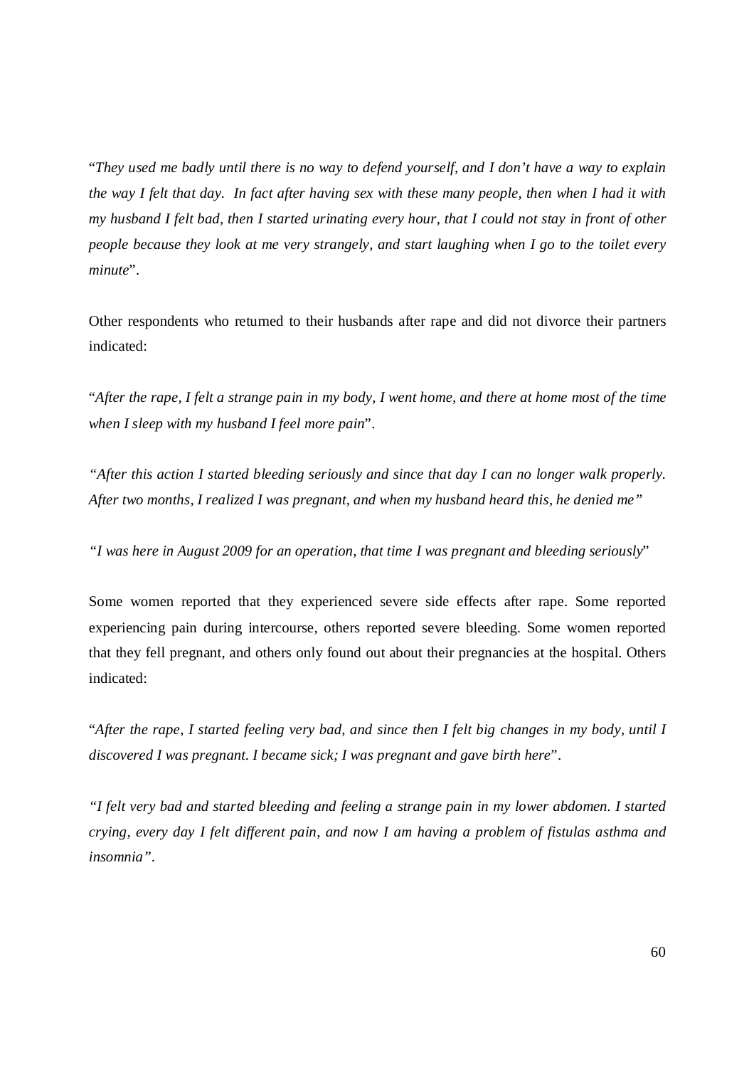"*They used me badly until there is no way to defend yourself, and I don't have a way to explain the way I felt that day. In fact after having sex with these many people, then when I had it with my husband I felt bad, then I started urinating every hour, that I could not stay in front of other people because they look at me very strangely, and start laughing when I go to the toilet every minute*".

Other respondents who returned to their husbands after rape and did not divorce their partners indicated:

"*After the rape, I felt a strange pain in my body, I went home, and there at home most of the time when I sleep with my husband I feel more pain*".

*"After this action I started bleeding seriously and since that day I can no longer walk properly. After two months, I realized I was pregnant, and when my husband heard this, he denied me"*

*"I was here in August 2009 for an operation, that time I was pregnant and bleeding seriously*"

Some women reported that they experienced severe side effects after rape. Some reported experiencing pain during intercourse, others reported severe bleeding. Some women reported that they fell pregnant, and others only found out about their pregnancies at the hospital. Others indicated:

"*After the rape, I started feeling very bad, and since then I felt big changes in my body, until I discovered I was pregnant. I became sick; I was pregnant and gave birth here*".

*"I felt very bad and started bleeding and feeling a strange pain in my lower abdomen. I started crying, every day I felt different pain, and now I am having a problem of fistulas asthma and insomnia".*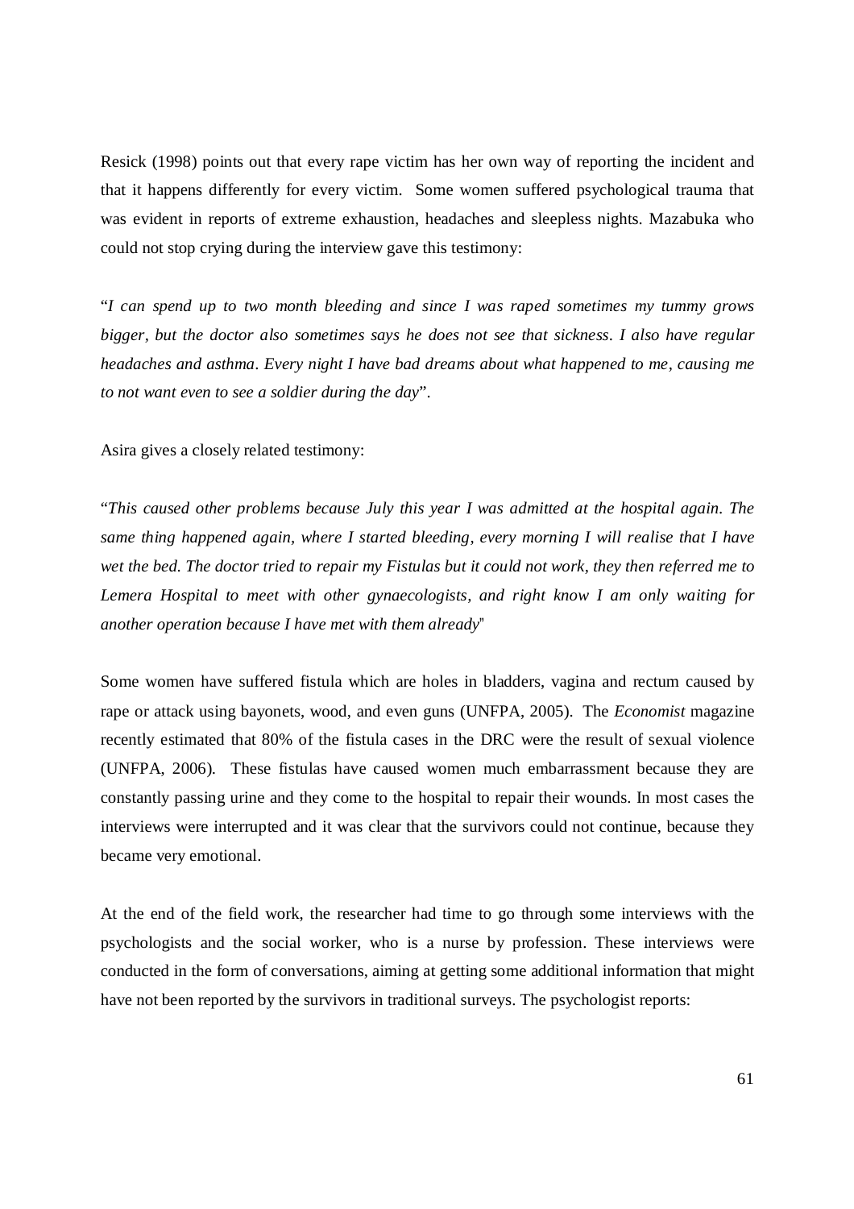Resick (1998) points out that every rape victim has her own way of reporting the incident and that it happens differently for every victim. Some women suffered psychological trauma that was evident in reports of extreme exhaustion, headaches and sleepless nights. Mazabuka who could not stop crying during the interview gave this testimony:

"*I can spend up to two month bleeding and since I was raped sometimes my tummy grows bigger, but the doctor also sometimes says he does not see that sickness. I also have regular headaches and asthma. Every night I have bad dreams about what happened to me, causing me to not want even to see a soldier during the day*".

Asira gives a closely related testimony:

"*This caused other problems because July this year I was admitted at the hospital again. The same thing happened again, where I started bleeding, every morning I will realise that I have wet the bed. The doctor tried to repair my Fistulas but it could not work, they then referred me to Lemera Hospital to meet with other gynaecologists, and right know I am only waiting for another operation because I have met with them already*"

Some women have suffered fistula which are holes in bladders, vagina and rectum caused by rape or attack using bayonets, wood, and even guns (UNFPA, 2005). The *Economist* magazine recently estimated that 80% of the fistula cases in the DRC were the result of sexual violence (UNFPA, 2006). These fistulas have caused women much embarrassment because they are constantly passing urine and they come to the hospital to repair their wounds. In most cases the interviews were interrupted and it was clear that the survivors could not continue, because they became very emotional.

At the end of the field work, the researcher had time to go through some interviews with the psychologists and the social worker, who is a nurse by profession. These interviews were conducted in the form of conversations, aiming at getting some additional information that might have not been reported by the survivors in traditional surveys. The psychologist reports: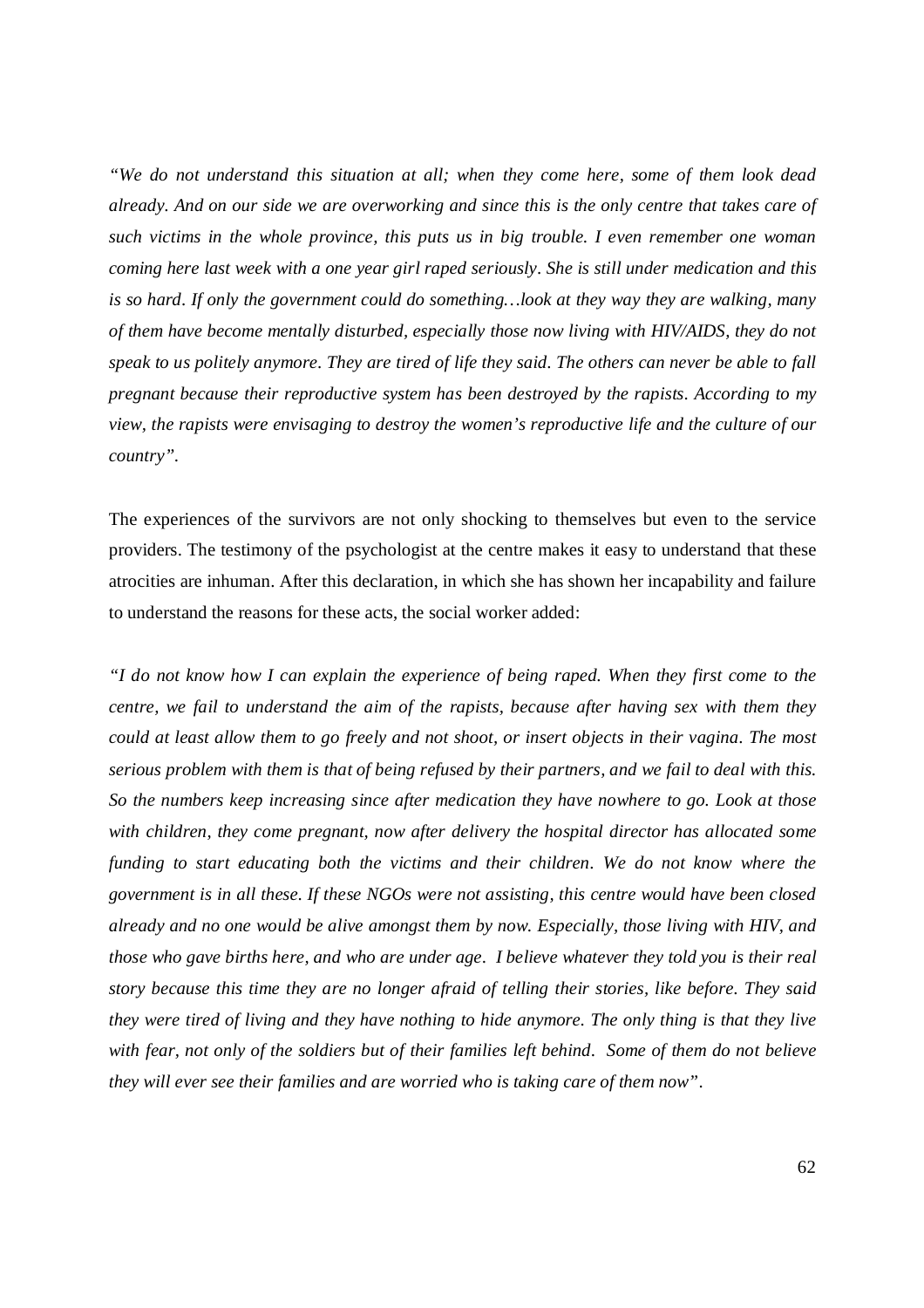*"We do not understand this situation at all; when they come here, some of them look dead already. And on our side we are overworking and since this is the only centre that takes care of such victims in the whole province, this puts us in big trouble. I even remember one woman coming here last week with a one year girl raped seriously. She is still under medication and this is so hard. If only the government could do something…look at they way they are walking, many of them have become mentally disturbed, especially those now living with HIV/AIDS, they do not speak to us politely anymore. They are tired of life they said. The others can never be able to fall pregnant because their reproductive system has been destroyed by the rapists. According to my view, the rapists were envisaging to destroy the women's reproductive life and the culture of our country".*

The experiences of the survivors are not only shocking to themselves but even to the service providers. The testimony of the psychologist at the centre makes it easy to understand that these atrocities are inhuman. After this declaration, in which she has shown her incapability and failure to understand the reasons for these acts, the social worker added:

*"I do not know how I can explain the experience of being raped. When they first come to the centre, we fail to understand the aim of the rapists, because after having sex with them they could at least allow them to go freely and not shoot, or insert objects in their vagina. The most serious problem with them is that of being refused by their partners, and we fail to deal with this. So the numbers keep increasing since after medication they have nowhere to go. Look at those with children, they come pregnant, now after delivery the hospital director has allocated some funding to start educating both the victims and their children. We do not know where the government is in all these. If these NGOs were not assisting, this centre would have been closed already and no one would be alive amongst them by now. Especially, those living with HIV, and those who gave births here, and who are under age. I believe whatever they told you is their real story because this time they are no longer afraid of telling their stories, like before. They said they were tired of living and they have nothing to hide anymore. The only thing is that they live with fear, not only of the soldiers but of their families left behind. Some of them do not believe they will ever see their families and are worried who is taking care of them now".*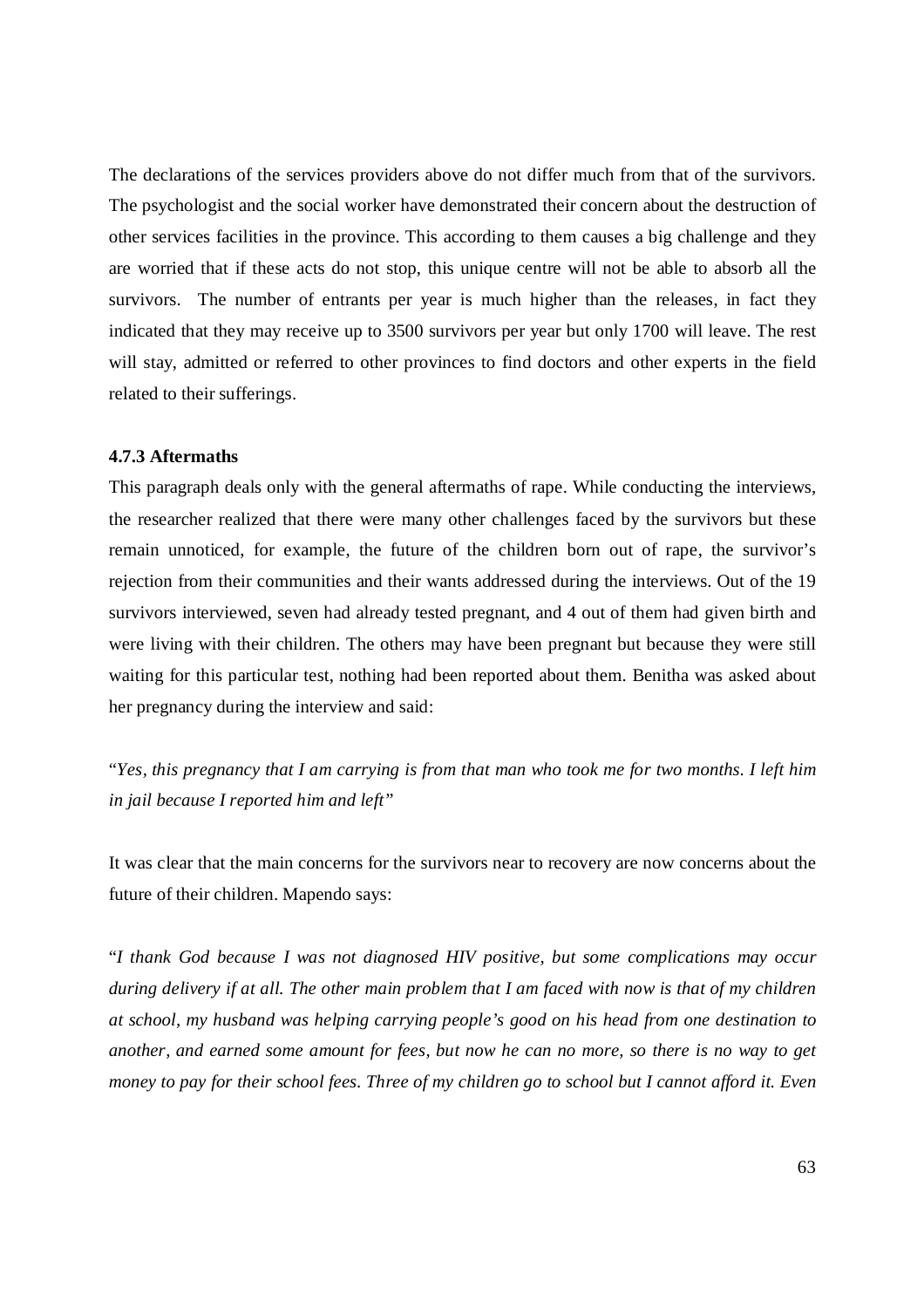The declarations of the services providers above do not differ much from that of the survivors. The psychologist and the social worker have demonstrated their concern about the destruction of other services facilities in the province. This according to them causes a big challenge and they are worried that if these acts do not stop, this unique centre will not be able to absorb all the survivors. The number of entrants per year is much higher than the releases, in fact they indicated that they may receive up to 3500 survivors per year but only 1700 will leave. The rest will stay, admitted or referred to other provinces to find doctors and other experts in the field related to their sufferings.

### 4.7.3 Aftermaths

This paragraph deals only with the general aftermaths of rape. While conducting the interviews, the researcher realized that there were many other challenges faced by the survivors but these remain unnoticed, for example, the future of the children born out of rape, the survivor's rejection from their communities and their wants addressed during the interviews. Out of the 19 survivors interviewed, seven had already tested pregnant, and 4 out of them had given birth and were living with their children. The others may have been pregnant but because they were still waiting for this particular test, nothing had been reported about them. Benitha was asked about her pregnancy during the interview and said:

"*Yes, this pregnancy that I am carrying is from that man who took me for two months. I left him in jail because I reported him and left*"

It was clear that the main concerns for the survivors near to recovery are now concerns about the future of their children. Mapendo says:

"*I thank God because I was not diagnosed HIV positive, but some complications may occur during delivery if at all. The other main problem that I am faced with now is that of my children at school, my husband was helping carrying people's good on his head from one destination to another, and earned some amount for fees, but now he can no more, so there is no way to get money to pay for their school fees. Three of my children go to school but I cannot afford it. Even*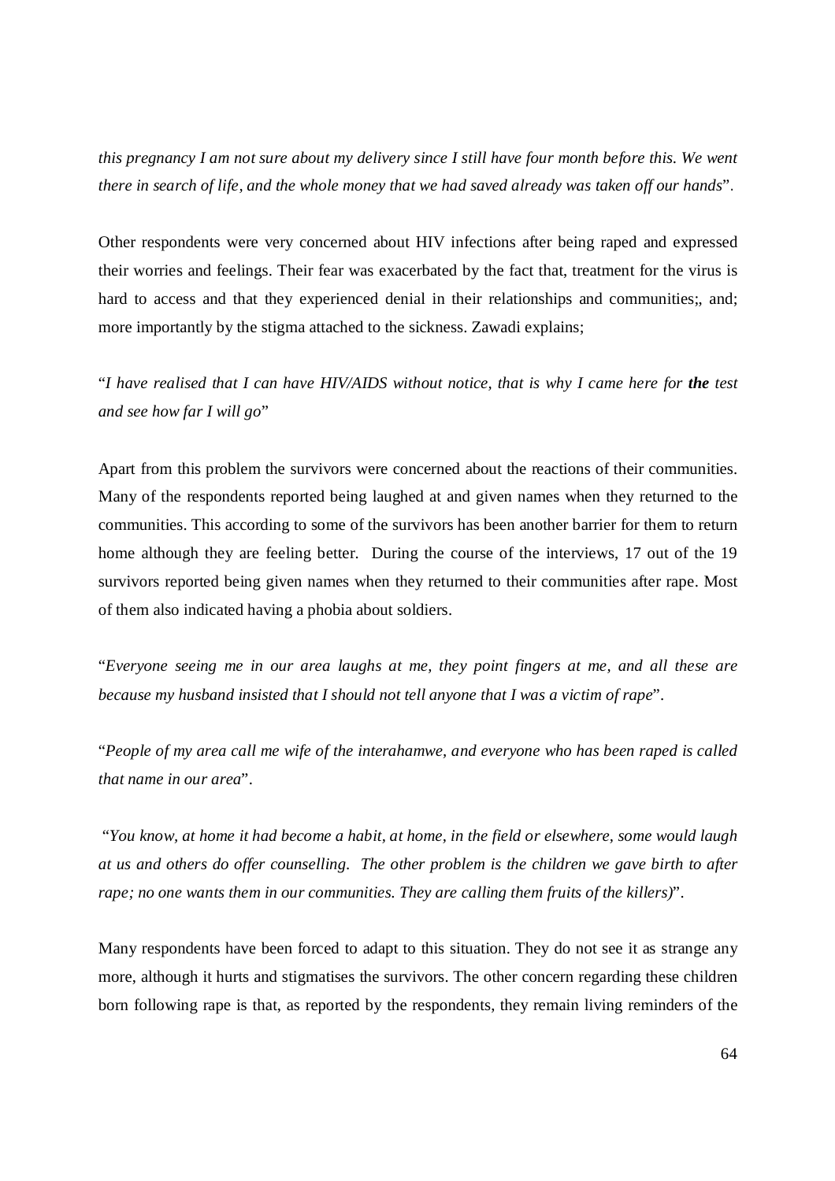*this pregnancy I am not sure about my delivery since I still have four month before this. We went there in search of life, and the whole money that we had saved already was taken off our hands*".

Other respondents were very concerned about HIV infections after being raped and expressed their worries and feelings. Their fear was exacerbated by the fact that, treatment for the virus is hard to access and that they experienced denial in their relationships and communities;, and; more importantly by the stigma attached to the sickness. Zawadi explains;

"*I have realised that I can have HIV/AIDS without notice, that is why I came here for* ***the*** *test and see how far I will go*"

Apart from this problem the survivors were concerned about the reactions of their communities. Many of the respondents reported being laughed at and given names when they returned to the communities. This according to some of the survivors has been another barrier for them to return home although they are feeling better. During the course of the interviews, 17 out of the 19 survivors reported being given names when they returned to their communities after rape. Most of them also indicated having a phobia about soldiers.

"*Everyone seeing me in our area laughs at me, they point fingers at me, and all these are because my husband insisted that I should not tell anyone that I was a victim of rape*".

"*People of my area call me wife of the interahamwe, and everyone who has been raped is called that name in our area*".

"*You know, at home it had become a habit, at home, in the field or elsewhere, some would laugh at us and others do offer counselling. The other problem is the children we gave birth to after rape; no one wants them in our communities. They are calling them fruits of the killers)*".

Many respondents have been forced to adapt to this situation. They do not see it as strange any more, although it hurts and stigmatises the survivors. The other concern regarding these children born following rape is that, as reported by the respondents, they remain living reminders of the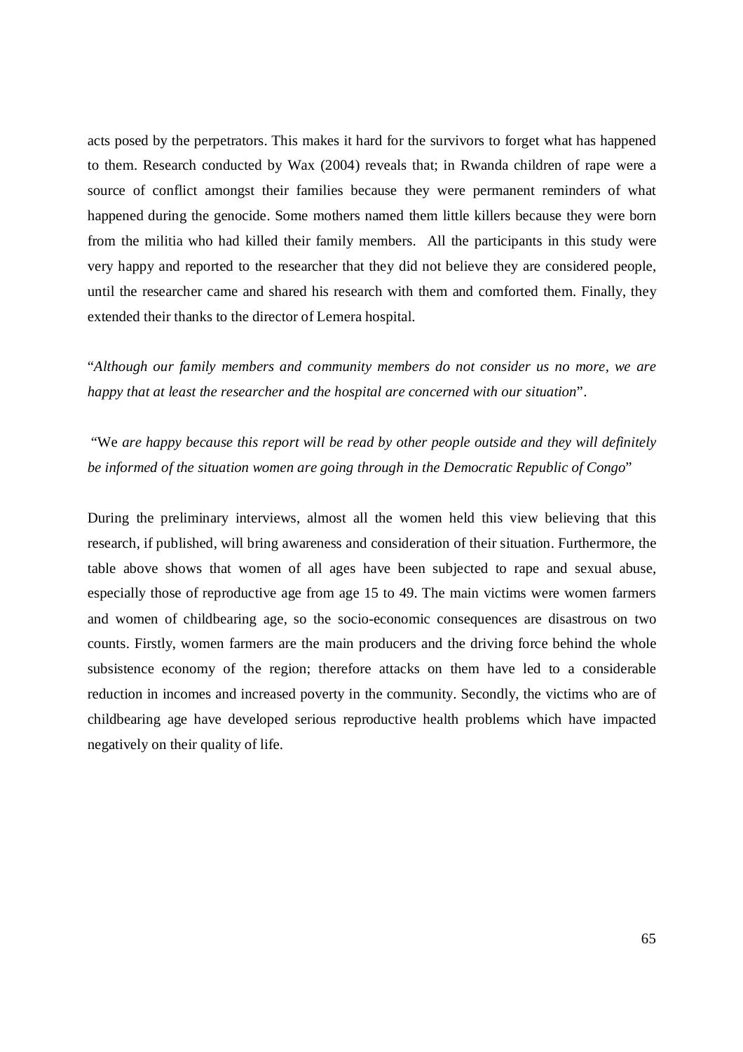acts posed by the perpetrators. This makes it hard for the survivors to forget what has happened to them. Research conducted by Wax (2004) reveals that; in Rwanda children of rape were a source of conflict amongst their families because they were permanent reminders of what happened during the genocide. Some mothers named them little killers because they were born from the militia who had killed their family members. All the participants in this study were very happy and reported to the researcher that they did not believe they are considered people, until the researcher came and shared his research with them and comforted them. Finally, they extended their thanks to the director of Lemera hospital.

"*Although our family members and community members do not consider us no more, we are happy that at least the researcher and the hospital are concerned with our situation*".

"We *are happy because this report will be read by other people outside and they will definitely be informed of the situation women are going through in the Democratic Republic of Congo*"

During the preliminary interviews, almost all the women held this view believing that this research, if published, will bring awareness and consideration of their situation. Furthermore, the table above shows that women of all ages have been subjected to rape and sexual abuse, especially those of reproductive age from age 15 to 49. The main victims were women farmers and women of childbearing age, so the socio-economic consequences are disastrous on two counts. Firstly, women farmers are the main producers and the driving force behind the whole subsistence economy of the region; therefore attacks on them have led to a considerable reduction in incomes and increased poverty in the community. Secondly, the victims who are of childbearing age have developed serious reproductive health problems which have impacted negatively on their quality of life.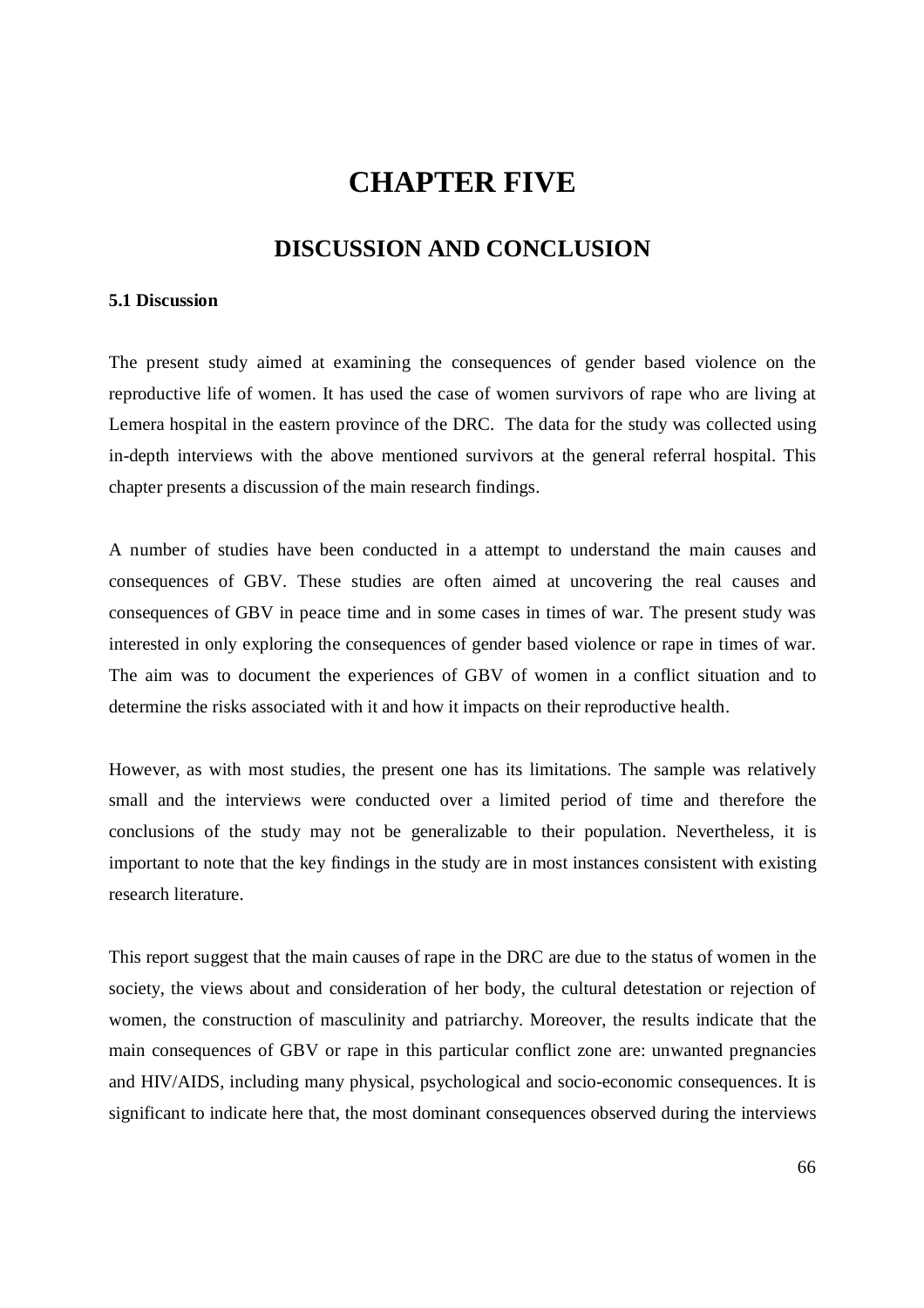# CHAPTER FIVE

## DISCUSSION AND CONCLUSION

### 5.1 Discussion

The present study aimed at examining the consequences of gender based violence on the reproductive life of women. It has used the case of women survivors of rape who are living at Lemera hospital in the eastern province of the DRC. The data for the study was collected using in-depth interviews with the above mentioned survivors at the general referral hospital. This chapter presents a discussion of the main research findings.

A number of studies have been conducted in a attempt to understand the main causes and consequences of GBV. These studies are often aimed at uncovering the real causes and consequences of GBV in peace time and in some cases in times of war. The present study was interested in only exploring the consequences of gender based violence or rape in times of war. The aim was to document the experiences of GBV of women in a conflict situation and to determine the risks associated with it and how it impacts on their reproductive health.

However, as with most studies, the present one has its limitations. The sample was relatively small and the interviews were conducted over a limited period of time and therefore the conclusions of the study may not be generalizable to their population. Nevertheless, it is important to note that the key findings in the study are in most instances consistent with existing research literature.

This report suggest that the main causes of rape in the DRC are due to the status of women in the society, the views about and consideration of her body, the cultural detestation or rejection of women, the construction of masculinity and patriarchy. Moreover, the results indicate that the main consequences of GBV or rape in this particular conflict zone are: unwanted pregnancies and HIV/AIDS, including many physical, psychological and socio-economic consequences. It is significant to indicate here that, the most dominant consequences observed during the interviews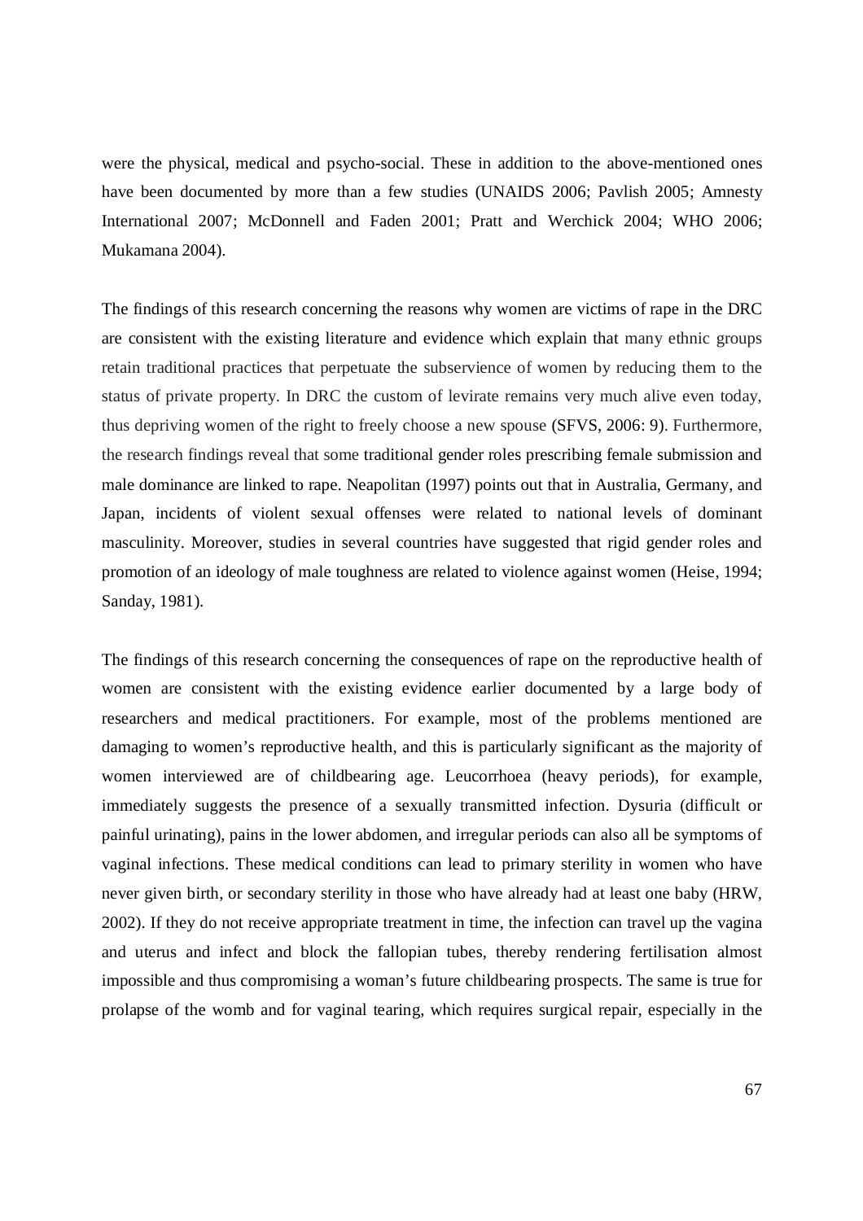were the physical, medical and psycho-social. These in addition to the above-mentioned ones have been documented by more than a few studies (UNAIDS 2006; Pavlish 2005; Amnesty International 2007; McDonnell and Faden 2001; Pratt and Werchick 2004; WHO 2006; Mukamana 2004).

The findings of this research concerning the reasons why women are victims of rape in the DRC are consistent with the existing literature and evidence which explain that many ethnic groups retain traditional practices that perpetuate the subservience of women by reducing them to the status of private property. In DRC the custom of levirate remains very much alive even today, thus depriving women of the right to freely choose a new spouse (SFVS, 2006: 9). Furthermore, the research findings reveal that some traditional gender roles prescribing female submission and male dominance are linked to rape. Neapolitan (1997) points out that in Australia, Germany, and Japan, incidents of violent sexual offenses were related to national levels of dominant masculinity. Moreover, studies in several countries have suggested that rigid gender roles and promotion of an ideology of male toughness are related to violence against women (Heise, 1994; Sanday, 1981).

The findings of this research concerning the consequences of rape on the reproductive health of women are consistent with the existing evidence earlier documented by a large body of researchers and medical practitioners. For example, most of the problems mentioned are damaging to women's reproductive health, and this is particularly significant as the majority of women interviewed are of childbearing age. Leucorrhoea (heavy periods), for example, immediately suggests the presence of a sexually transmitted infection. Dysuria (difficult or painful urinating), pains in the lower abdomen, and irregular periods can also all be symptoms of vaginal infections. These medical conditions can lead to primary sterility in women who have never given birth, or secondary sterility in those who have already had at least one baby (HRW, 2002). If they do not receive appropriate treatment in time, the infection can travel up the vagina and uterus and infect and block the fallopian tubes, thereby rendering fertilisation almost impossible and thus compromising a woman's future childbearing prospects. The same is true for prolapse of the womb and for vaginal tearing, which requires surgical repair, especially in the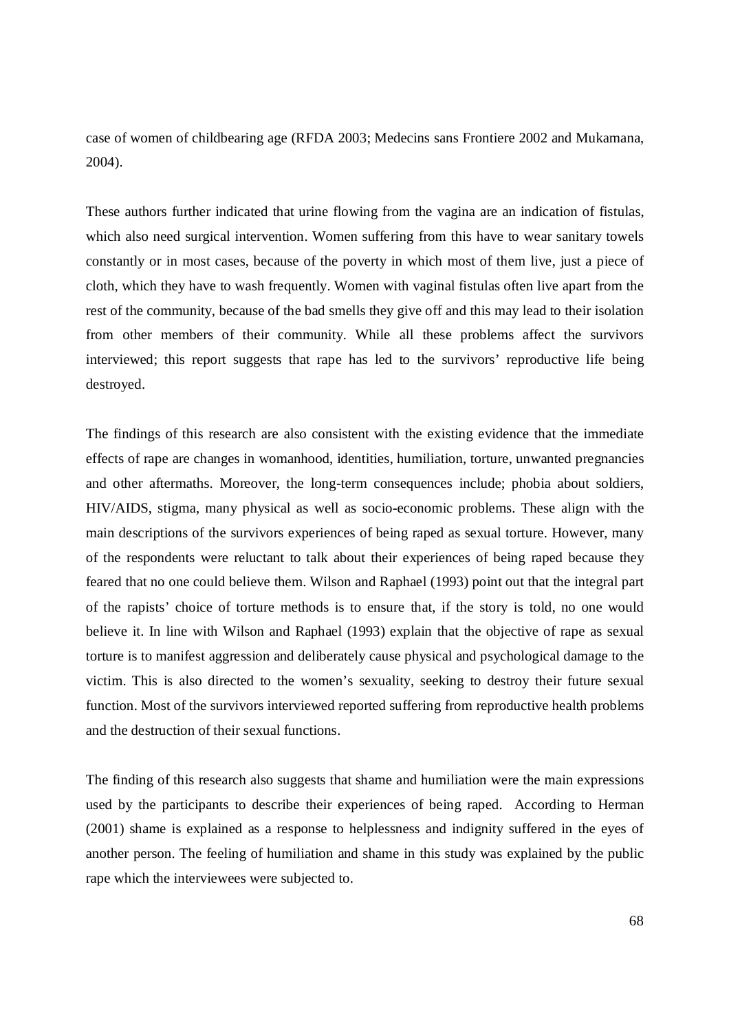case of women of childbearing age (RFDA 2003; Medecins sans Frontiere 2002 and Mukamana, 2004).

These authors further indicated that urine flowing from the vagina are an indication of fistulas, which also need surgical intervention. Women suffering from this have to wear sanitary towels constantly or in most cases, because of the poverty in which most of them live, just a piece of cloth, which they have to wash frequently. Women with vaginal fistulas often live apart from the rest of the community, because of the bad smells they give off and this may lead to their isolation from other members of their community. While all these problems affect the survivors interviewed; this report suggests that rape has led to the survivors' reproductive life being destroyed.

The findings of this research are also consistent with the existing evidence that the immediate effects of rape are changes in womanhood, identities, humiliation, torture, unwanted pregnancies and other aftermaths. Moreover, the long-term consequences include; phobia about soldiers, HIV/AIDS, stigma, many physical as well as socio-economic problems. These align with the main descriptions of the survivors experiences of being raped as sexual torture. However, many of the respondents were reluctant to talk about their experiences of being raped because they feared that no one could believe them. Wilson and Raphael (1993) point out that the integral part of the rapists' choice of torture methods is to ensure that, if the story is told, no one would believe it. In line with Wilson and Raphael (1993) explain that the objective of rape as sexual torture is to manifest aggression and deliberately cause physical and psychological damage to the victim. This is also directed to the women's sexuality, seeking to destroy their future sexual function. Most of the survivors interviewed reported suffering from reproductive health problems and the destruction of their sexual functions.

The finding of this research also suggests that shame and humiliation were the main expressions used by the participants to describe their experiences of being raped. According to Herman (2001) shame is explained as a response to helplessness and indignity suffered in the eyes of another person. The feeling of humiliation and shame in this study was explained by the public rape which the interviewees were subjected to.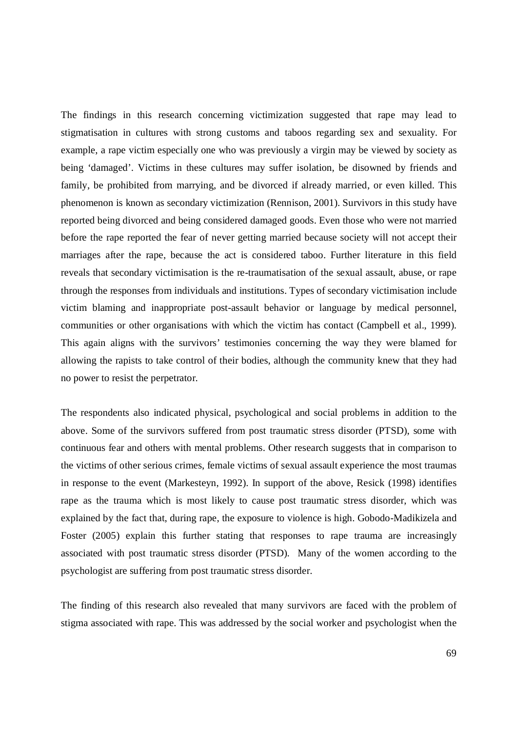The findings in this research concerning victimization suggested that rape may lead to stigmatisation in cultures with strong customs and taboos regarding sex and sexuality. For example, a rape victim especially one who was previously a virgin may be viewed by society as being 'damaged'. Victims in these cultures may suffer isolation, be disowned by friends and family, be prohibited from marrying, and be divorced if already married, or even killed. This phenomenon is known as secondary victimization (Rennison, 2001). Survivors in this study have reported being divorced and being considered damaged goods. Even those who were not married before the rape reported the fear of never getting married because society will not accept their marriages after the rape, because the act is considered taboo. Further literature in this field reveals that secondary victimisation is the re-traumatisation of the sexual assault, abuse, or rape through the responses from individuals and institutions. Types of secondary victimisation include victim blaming and inappropriate post-assault behavior or language by medical personnel, communities or other organisations with which the victim has contact (Campbell et al., 1999). This again aligns with the survivors' testimonies concerning the way they were blamed for allowing the rapists to take control of their bodies, although the community knew that they had no power to resist the perpetrator.

The respondents also indicated physical, psychological and social problems in addition to the above. Some of the survivors suffered from post traumatic stress disorder (PTSD), some with continuous fear and others with mental problems. Other research suggests that in comparison to the victims of other serious crimes, female victims of sexual assault experience the most traumas in response to the event (Markesteyn, 1992). In support of the above, Resick (1998) identifies rape as the trauma which is most likely to cause post traumatic stress disorder, which was explained by the fact that, during rape, the exposure to violence is high. Gobodo-Madikizela and Foster (2005) explain this further stating that responses to rape trauma are increasingly associated with post traumatic stress disorder (PTSD). Many of the women according to the psychologist are suffering from post traumatic stress disorder.

The finding of this research also revealed that many survivors are faced with the problem of stigma associated with rape. This was addressed by the social worker and psychologist when the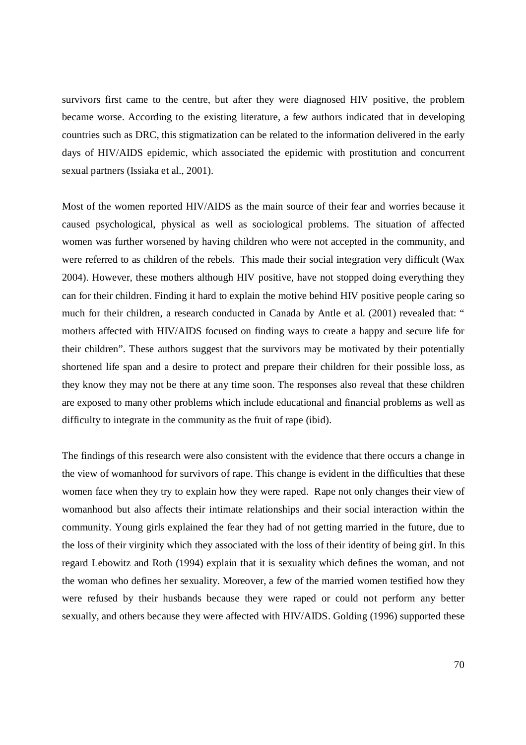survivors first came to the centre, but after they were diagnosed HIV positive, the problem became worse. According to the existing literature, a few authors indicated that in developing countries such as DRC, this stigmatization can be related to the information delivered in the early days of HIV/AIDS epidemic, which associated the epidemic with prostitution and concurrent sexual partners (Issiaka et al., 2001).

Most of the women reported HIV/AIDS as the main source of their fear and worries because it caused psychological, physical as well as sociological problems. The situation of affected women was further worsened by having children who were not accepted in the community, and were referred to as children of the rebels. This made their social integration very difficult (Wax 2004). However, these mothers although HIV positive, have not stopped doing everything they can for their children. Finding it hard to explain the motive behind HIV positive people caring so much for their children, a research conducted in Canada by Antle et al. (2001) revealed that: " mothers affected with HIV/AIDS focused on finding ways to create a happy and secure life for their children". These authors suggest that the survivors may be motivated by their potentially shortened life span and a desire to protect and prepare their children for their possible loss, as they know they may not be there at any time soon. The responses also reveal that these children are exposed to many other problems which include educational and financial problems as well as difficulty to integrate in the community as the fruit of rape (ibid).

The findings of this research were also consistent with the evidence that there occurs a change in the view of womanhood for survivors of rape. This change is evident in the difficulties that these women face when they try to explain how they were raped. Rape not only changes their view of womanhood but also affects their intimate relationships and their social interaction within the community. Young girls explained the fear they had of not getting married in the future, due to the loss of their virginity which they associated with the loss of their identity of being girl. In this regard Lebowitz and Roth (1994) explain that it is sexuality which defines the woman, and not the woman who defines her sexuality. Moreover, a few of the married women testified how they were refused by their husbands because they were raped or could not perform any better sexually, and others because they were affected with HIV/AIDS. Golding (1996) supported these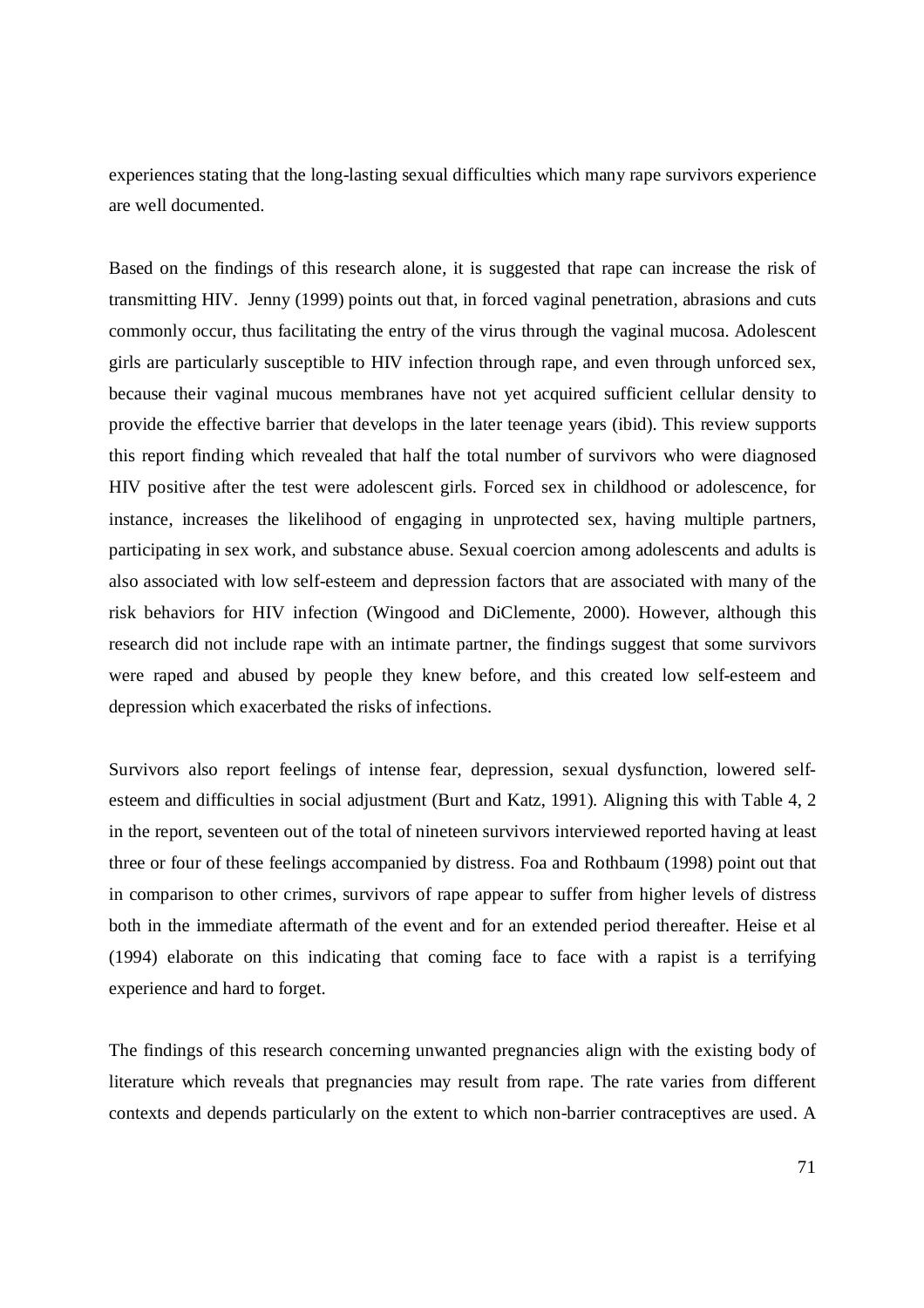experiences stating that the long-lasting sexual difficulties which many rape survivors experience are well documented.

Based on the findings of this research alone, it is suggested that rape can increase the risk of transmitting HIV. Jenny (1999) points out that, in forced vaginal penetration, abrasions and cuts commonly occur, thus facilitating the entry of the virus through the vaginal mucosa. Adolescent girls are particularly susceptible to HIV infection through rape, and even through unforced sex, because their vaginal mucous membranes have not yet acquired sufficient cellular density to provide the effective barrier that develops in the later teenage years (ibid). This review supports this report finding which revealed that half the total number of survivors who were diagnosed HIV positive after the test were adolescent girls. Forced sex in childhood or adolescence, for instance, increases the likelihood of engaging in unprotected sex, having multiple partners, participating in sex work, and substance abuse. Sexual coercion among adolescents and adults is also associated with low self-esteem and depression factors that are associated with many of the risk behaviors for HIV infection (Wingood and DiClemente, 2000). However, although this research did not include rape with an intimate partner, the findings suggest that some survivors were raped and abused by people they knew before, and this created low self-esteem and depression which exacerbated the risks of infections.

Survivors also report feelings of intense fear, depression, sexual dysfunction, lowered self-esteem and difficulties in social adjustment (Burt and Katz, 1991). Aligning this with Table 4, 2 in the report, seventeen out of the total of nineteen survivors interviewed reported having at least three or four of these feelings accompanied by distress. Foa and Rothbaum (1998) point out that in comparison to other crimes, survivors of rape appear to suffer from higher levels of distress both in the immediate aftermath of the event and for an extended period thereafter. Heise et al (1994) elaborate on this indicating that coming face to face with a rapist is a terrifying experience and hard to forget.

The findings of this research concerning unwanted pregnancies align with the existing body of literature which reveals that pregnancies may result from rape. The rate varies from different contexts and depends particularly on the extent to which non-barrier contraceptives are used. A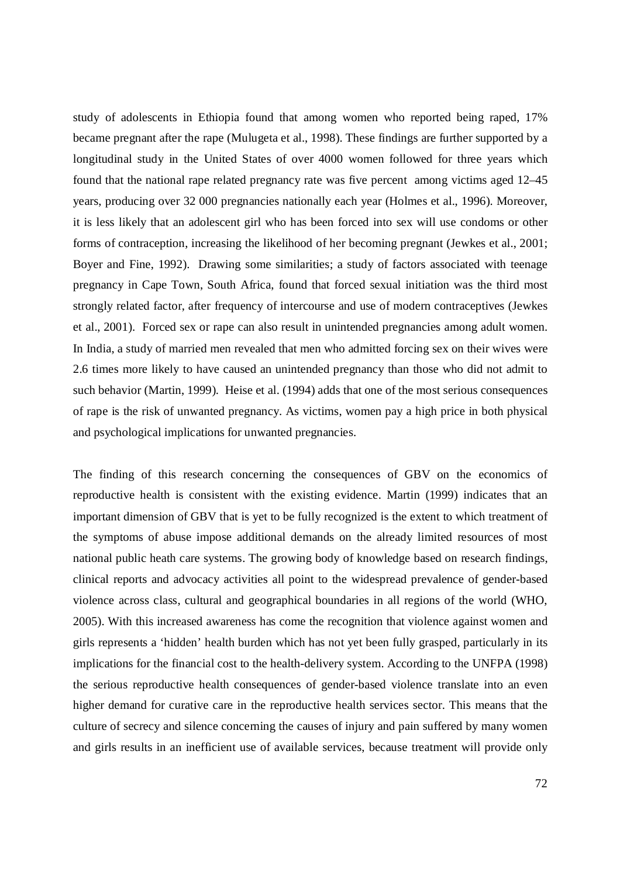study of adolescents in Ethiopia found that among women who reported being raped, 17% became pregnant after the rape (Mulugeta et al., 1998). These findings are further supported by a longitudinal study in the United States of over 4000 women followed for three years which found that the national rape related pregnancy rate was five percent among victims aged 12–45 years, producing over 32 000 pregnancies nationally each year (Holmes et al., 1996). Moreover, it is less likely that an adolescent girl who has been forced into sex will use condoms or other forms of contraception, increasing the likelihood of her becoming pregnant (Jewkes et al., 2001; Boyer and Fine, 1992). Drawing some similarities; a study of factors associated with teenage pregnancy in Cape Town, South Africa, found that forced sexual initiation was the third most strongly related factor, after frequency of intercourse and use of modern contraceptives (Jewkes et al., 2001). Forced sex or rape can also result in unintended pregnancies among adult women. In India, a study of married men revealed that men who admitted forcing sex on their wives were 2.6 times more likely to have caused an unintended pregnancy than those who did not admit to such behavior (Martin, 1999). Heise et al. (1994) adds that one of the most serious consequences of rape is the risk of unwanted pregnancy. As victims, women pay a high price in both physical and psychological implications for unwanted pregnancies.

The finding of this research concerning the consequences of GBV on the economics of reproductive health is consistent with the existing evidence. Martin (1999) indicates that an important dimension of GBV that is yet to be fully recognized is the extent to which treatment of the symptoms of abuse impose additional demands on the already limited resources of most national public heath care systems. The growing body of knowledge based on research findings, clinical reports and advocacy activities all point to the widespread prevalence of gender-based violence across class, cultural and geographical boundaries in all regions of the world (WHO, 2005). With this increased awareness has come the recognition that violence against women and girls represents a 'hidden' health burden which has not yet been fully grasped, particularly in its implications for the financial cost to the health-delivery system. According to the UNFPA (1998) the serious reproductive health consequences of gender-based violence translate into an even higher demand for curative care in the reproductive health services sector. This means that the culture of secrecy and silence concerning the causes of injury and pain suffered by many women and girls results in an inefficient use of available services, because treatment will provide only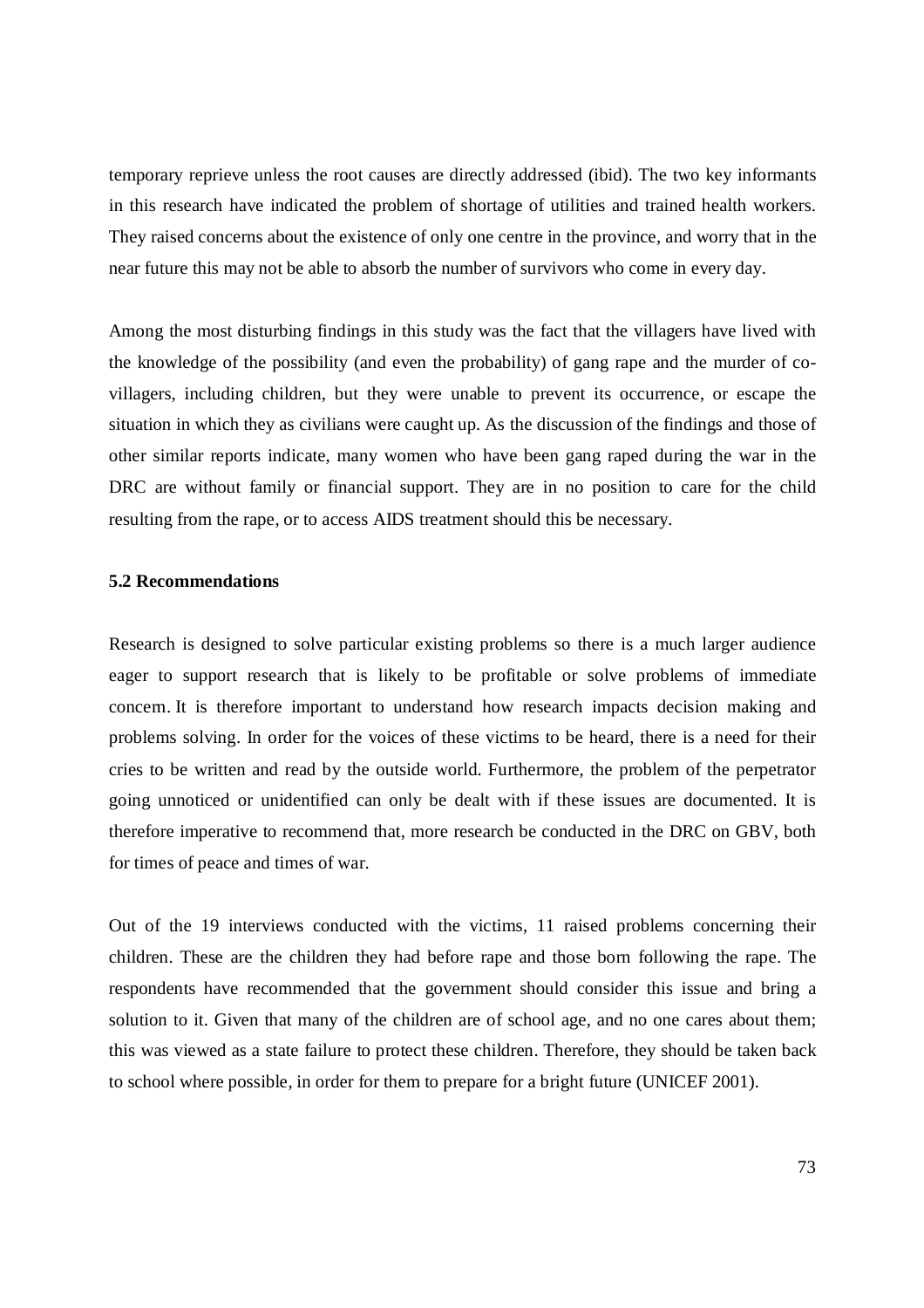temporary reprieve unless the root causes are directly addressed (ibid). The two key informants in this research have indicated the problem of shortage of utilities and trained health workers. They raised concerns about the existence of only one centre in the province, and worry that in the near future this may not be able to absorb the number of survivors who come in every day.

Among the most disturbing findings in this study was the fact that the villagers have lived with the knowledge of the possibility (and even the probability) of gang rape and the murder of co-villagers, including children, but they were unable to prevent its occurrence, or escape the situation in which they as civilians were caught up. As the discussion of the findings and those of other similar reports indicate, many women who have been gang raped during the war in the DRC are without family or financial support. They are in no position to care for the child resulting from the rape, or to access AIDS treatment should this be necessary.

### 5.2 Recommendations

Research is designed to solve particular existing problems so there is a much larger audience eager to support research that is likely to be profitable or solve problems of immediate concern. It is therefore important to understand how research impacts decision making and problems solving. In order for the voices of these victims to be heard, there is a need for their cries to be written and read by the outside world. Furthermore, the problem of the perpetrator going unnoticed or unidentified can only be dealt with if these issues are documented. It is therefore imperative to recommend that, more research be conducted in the DRC on GBV, both for times of peace and times of war.

Out of the 19 interviews conducted with the victims, 11 raised problems concerning their children. These are the children they had before rape and those born following the rape. The respondents have recommended that the government should consider this issue and bring a solution to it. Given that many of the children are of school age, and no one cares about them; this was viewed as a state failure to protect these children. Therefore, they should be taken back to school where possible, in order for them to prepare for a bright future (UNICEF 2001).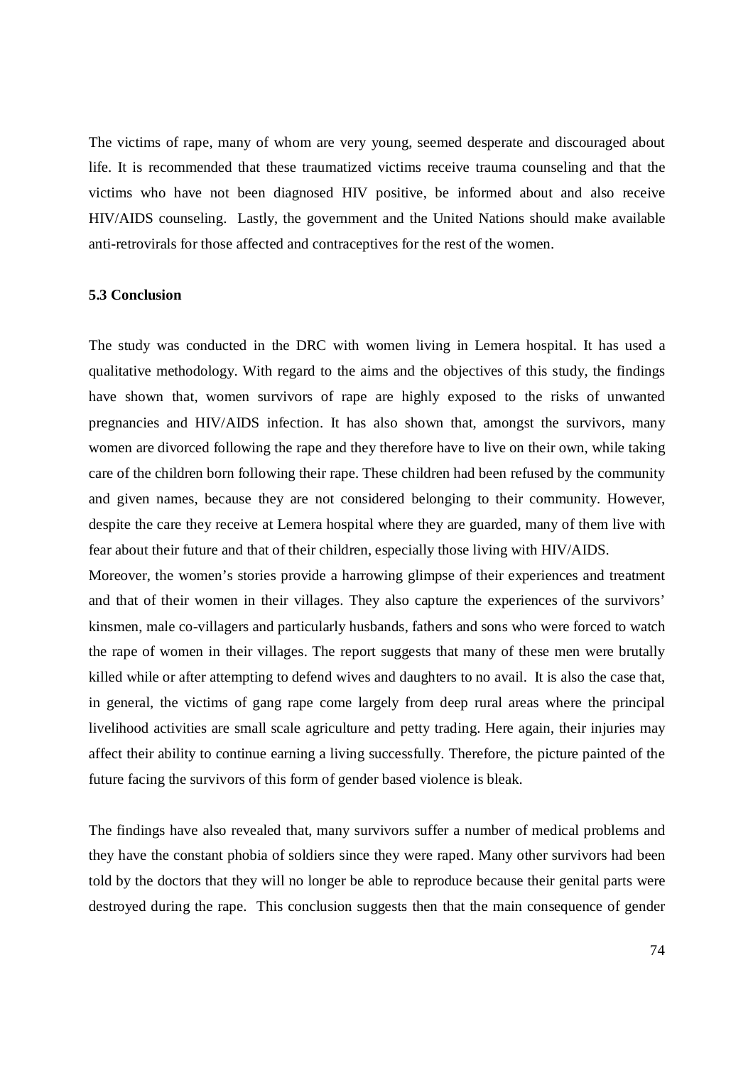The victims of rape, many of whom are very young, seemed desperate and discouraged about life. It is recommended that these traumatized victims receive trauma counseling and that the victims who have not been diagnosed HIV positive, be informed about and also receive HIV/AIDS counseling. Lastly, the government and the United Nations should make available anti-retrovirals for those affected and contraceptives for the rest of the women.

### 5.3 Conclusion

The study was conducted in the DRC with women living in Lemera hospital. It has used a qualitative methodology. With regard to the aims and the objectives of this study, the findings have shown that, women survivors of rape are highly exposed to the risks of unwanted pregnancies and HIV/AIDS infection. It has also shown that, amongst the survivors, many women are divorced following the rape and they therefore have to live on their own, while taking care of the children born following their rape. These children had been refused by the community and given names, because they are not considered belonging to their community. However, despite the care they receive at Lemera hospital where they are guarded, many of them live with fear about their future and that of their children, especially those living with HIV/AIDS.
Moreover, the women's stories provide a harrowing glimpse of their experiences and treatment and that of their women in their villages. They also capture the experiences of the survivors' kinsmen, male co-villagers and particularly husbands, fathers and sons who were forced to watch the rape of women in their villages. The report suggests that many of these men were brutally killed while or after attempting to defend wives and daughters to no avail. It is also the case that, in general, the victims of gang rape come largely from deep rural areas where the principal livelihood activities are small scale agriculture and petty trading. Here again, their injuries may affect their ability to continue earning a living successfully. Therefore, the picture painted of the future facing the survivors of this form of gender based violence is bleak.

The findings have also revealed that, many survivors suffer a number of medical problems and they have the constant phobia of soldiers since they were raped. Many other survivors had been told by the doctors that they will no longer be able to reproduce because their genital parts were destroyed during the rape. This conclusion suggests then that the main consequence of gender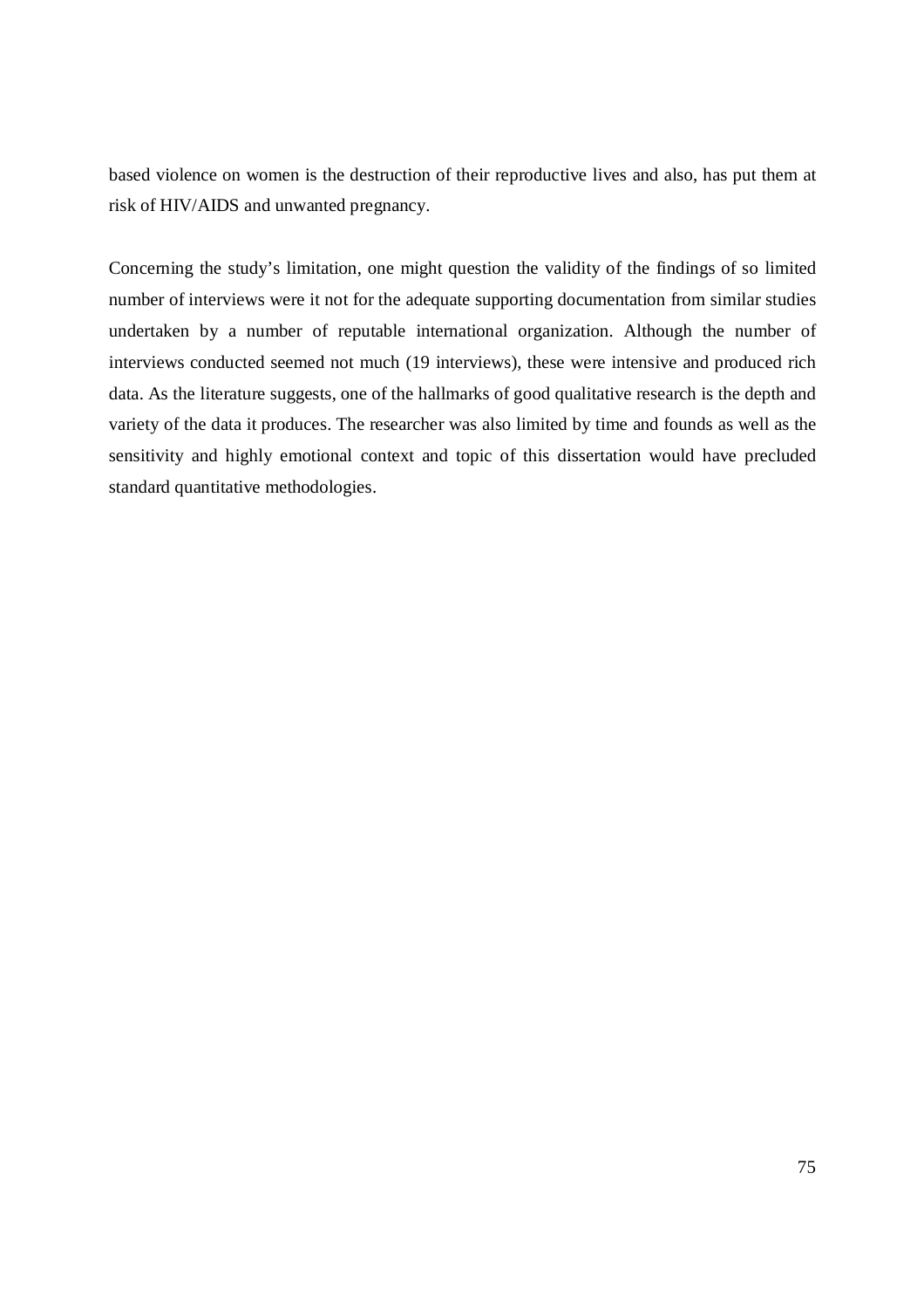based violence on women is the destruction of their reproductive lives and also, has put them at risk of HIV/AIDS and unwanted pregnancy.

Concerning the study's limitation, one might question the validity of the findings of so limited number of interviews were it not for the adequate supporting documentation from similar studies undertaken by a number of reputable international organization. Although the number of interviews conducted seemed not much (19 interviews), these were intensive and produced rich data. As the literature suggests, one of the hallmarks of good qualitative research is the depth and variety of the data it produces. The researcher was also limited by time and founds as well as the sensitivity and highly emotional context and topic of this dissertation would have precluded standard quantitative methodologies.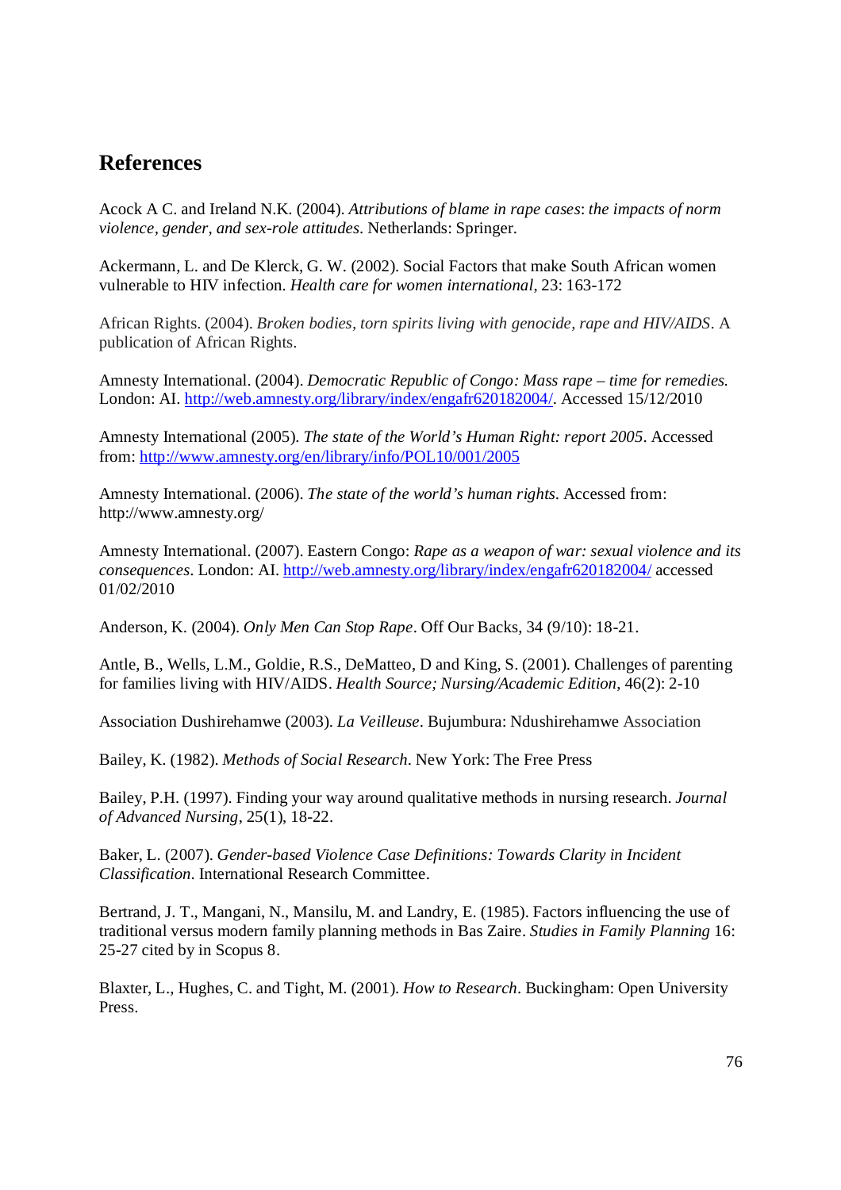# References

Acock A C. and Ireland N.K. (2004). *Attributions of blame in rape cases*: *the impacts of norm violence, gender, and sex-role attitudes*. Netherlands: Springer.

Ackermann, L. and De Klerck, G. W. (2002). Social Factors that make South African women vulnerable to HIV infection. *Health care for women international*, 23: 163-172

African Rights. (2004). *Broken bodies, torn spirits living with genocide, rape and HIV/AIDS*. A publication of African Rights.

Amnesty International. (2004). *Democratic Republic of Congo: Mass rape – time for remedies.* London: AI. http://web.amnesty.org/library/index/engafr620182004/. Accessed 15/12/2010

Amnesty International (2005). *The state of the World's Human Right: report 2005*. Accessed from: http://www.amnesty.org/en/library/info/POL10/001/2005

Amnesty International. (2006). *The state of the world's human rights*. Accessed from: http://www.amnesty.org/

Amnesty International. (2007). Eastern Congo: *Rape as a weapon of war: sexual violence and its consequences*. London: AI. http://web.amnesty.org/library/index/engafr620182004/ accessed 01/02/2010

Anderson, K. (2004). *Only Men Can Stop Rape*. Off Our Backs, 34 (9/10): 18-21.

Antle, B., Wells, L.M., Goldie, R.S., DeMatteo, D and King, S. (2001). Challenges of parenting for families living with HIV/AIDS. *Health Source; Nursing/Academic Edition*, 46(2): 2-10

Association Dushirehamwe (2003). *La Veilleuse*. Bujumbura: Ndushirehamwe Association

Bailey, K. (1982). *Methods of Social Research*. New York: The Free Press

Bailey, P.H. (1997). Finding your way around qualitative methods in nursing research. *Journal of Advanced Nursing*, 25(1), 18-22.

Baker, L. (2007). *Gender-based Violence Case Definitions: Towards Clarity in Incident Classification*. International Research Committee.

Bertrand, J. T., Mangani, N., Mansilu, M. and Landry, E. (1985). Factors influencing the use of traditional versus modern family planning methods in Bas Zaire. *Studies in Family Planning* 16: 25-27 cited by in Scopus 8.

Blaxter, L., Hughes, C. and Tight, M. (2001). *How to Research*. Buckingham: Open University Press.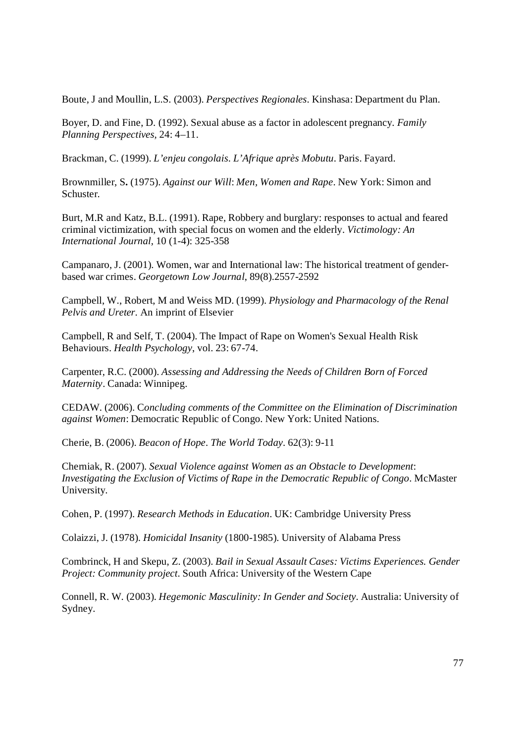Boute, J and Moullin, L.S. (2003). *Perspectives Regionales*. Kinshasa: Department du Plan.

Boyer, D. and Fine, D. (1992). Sexual abuse as a factor in adolescent pregnancy. *Family Planning Perspectives*, 24: 4–11.

Brackman, C. (1999). *L'enjeu congolais. L'Afrique après Mobutu*. Paris. Fayard.

Brownmiller, S**.** (1975). *Against our Will*: *Men, Women and Rape*. New York: Simon and Schuster.

Burt, M.R and Katz, B.L. (1991). Rape, Robbery and burglary: responses to actual and feared criminal victimization, with special focus on women and the elderly. *Victimology: An International Journal*, 10 (1-4): 325-358

Campanaro, J. (2001). Women, war and International law: The historical treatment of gender-based war crimes. *Georgetown Low Journal*, 89(8).2557-2592

Campbell, W., Robert, M and Weiss MD. (1999). *Physiology and Pharmacology of the Renal Pelvis and Ureter.* An imprint of Elsevier

Campbell, R and Self, T. (2004). The Impact of Rape on Women's Sexual Health Risk Behaviours. *Health Psychology*, vol. 23: 67-74.

Carpenter, R.C. (2000). *Assessing and Addressing the Needs of Children Born of Forced Maternity*. Canada: Winnipeg.

CEDAW. (2006). C*oncluding comments of the Committee on the Elimination of Discrimination against Women*: Democratic Republic of Congo. New York: United Nations.

Cherie, B. (2006). *Beacon of Hope*. *The World Today*. 62(3): 9-11

Cherniak, R. (2007). *Sexual Violence against Women as an Obstacle to Development*: *Investigating the Exclusion of Victims of Rape in the Democratic Republic of Congo*. McMaster University.

Cohen, P. (1997). *Research Methods in Education*. UK: Cambridge University Press

Colaizzi, J. (1978). *Homicidal Insanity* (1800-1985). University of Alabama Press

Combrinck, H and Skepu, Z. (2003). *Bail in Sexual Assault Cases: Victims Experiences. Gender Project: Community project*. South Africa: University of the Western Cape

Connell, R. W. (2003). *Hegemonic Masculinity: In Gender and Society*. Australia: University of Sydney.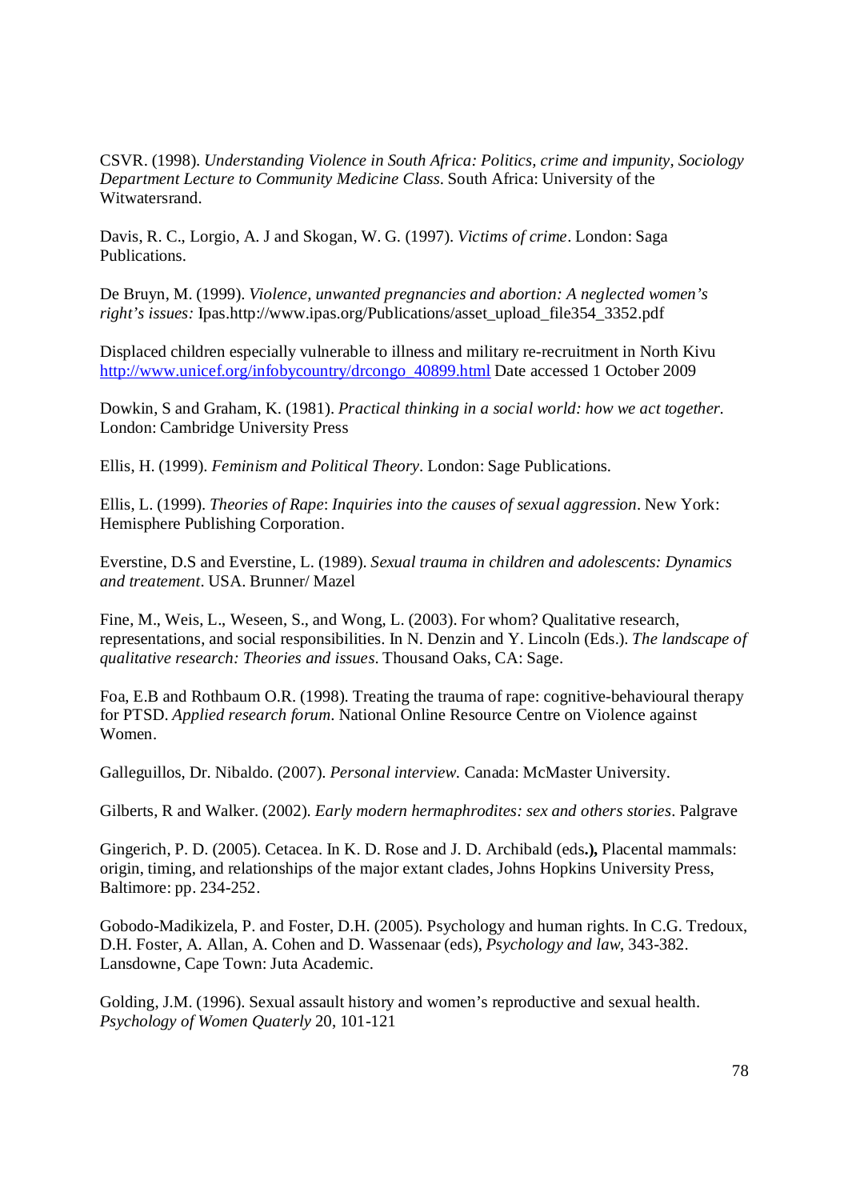CSVR. (1998). *Understanding Violence in South Africa: Politics, crime and impunity, Sociology Department Lecture to Community Medicine Class*. South Africa: University of the Witwatersrand.

Davis, R. C., Lorgio, A. J and Skogan, W. G. (1997). *Victims of crime*. London: Saga Publications.

De Bruyn, M. (1999). *Violence, unwanted pregnancies and abortion: A neglected women's right's issues:* Ipas.http://www.ipas.org/Publications/asset_upload_file354_3352.pdf

Displaced children especially vulnerable to illness and military re-recruitment in North Kivu [http://www.unicef.org/infobycountry/drcongo_40899.html](http://www.unicef.org/infobycountry/drcongo_40899.html) Date accessed 1 October 2009

Dowkin, S and Graham, K. (1981). *Practical thinking in a social world: how we act together.* London: Cambridge University Press

Ellis, H. (1999). *Feminism and Political Theory*. London: Sage Publications.

Ellis, L. (1999). *Theories of Rape*: *Inquiries into the causes of sexual aggression*. New York: Hemisphere Publishing Corporation.

Everstine, D.S and Everstine, L. (1989). *Sexual trauma in children and adolescents: Dynamics and treatement*. USA. Brunner/ Mazel

Fine, M., Weis, L., Weseen, S., and Wong, L. (2003). For whom? Qualitative research, representations, and social responsibilities. In N. Denzin and Y. Lincoln (Eds.). *The landscape of qualitative research: Theories and issues*. Thousand Oaks, CA: Sage.

Foa, E.B and Rothbaum O.R. (1998). Treating the trauma of rape: cognitive-behavioural therapy for PTSD. *Applied research forum*. National Online Resource Centre on Violence against Women.

Galleguillos, Dr. Nibaldo. (2007). *Personal interview.* Canada: McMaster University.

Gilberts, R and Walker. (2002). *Early modern hermaphrodites: sex and others stories*. Palgrave

Gingerich, P. D. (2005). Cetacea. In K. D. Rose and J. D. Archibald (eds**.),** Placental mammals: origin, timing, and relationships of the major extant clades, Johns Hopkins University Press, Baltimore: pp. 234-252.

Gobodo-Madikizela, P. and Foster, D.H. (2005). Psychology and human rights. In C.G. Tredoux, D.H. Foster, A. Allan, A. Cohen and D. Wassenaar (eds), *Psychology and law*, 343-382. Lansdowne, Cape Town: Juta Academic.

Golding, J.M. (1996). Sexual assault history and women's reproductive and sexual health. *Psychology of Women Quaterly* 20, 101-121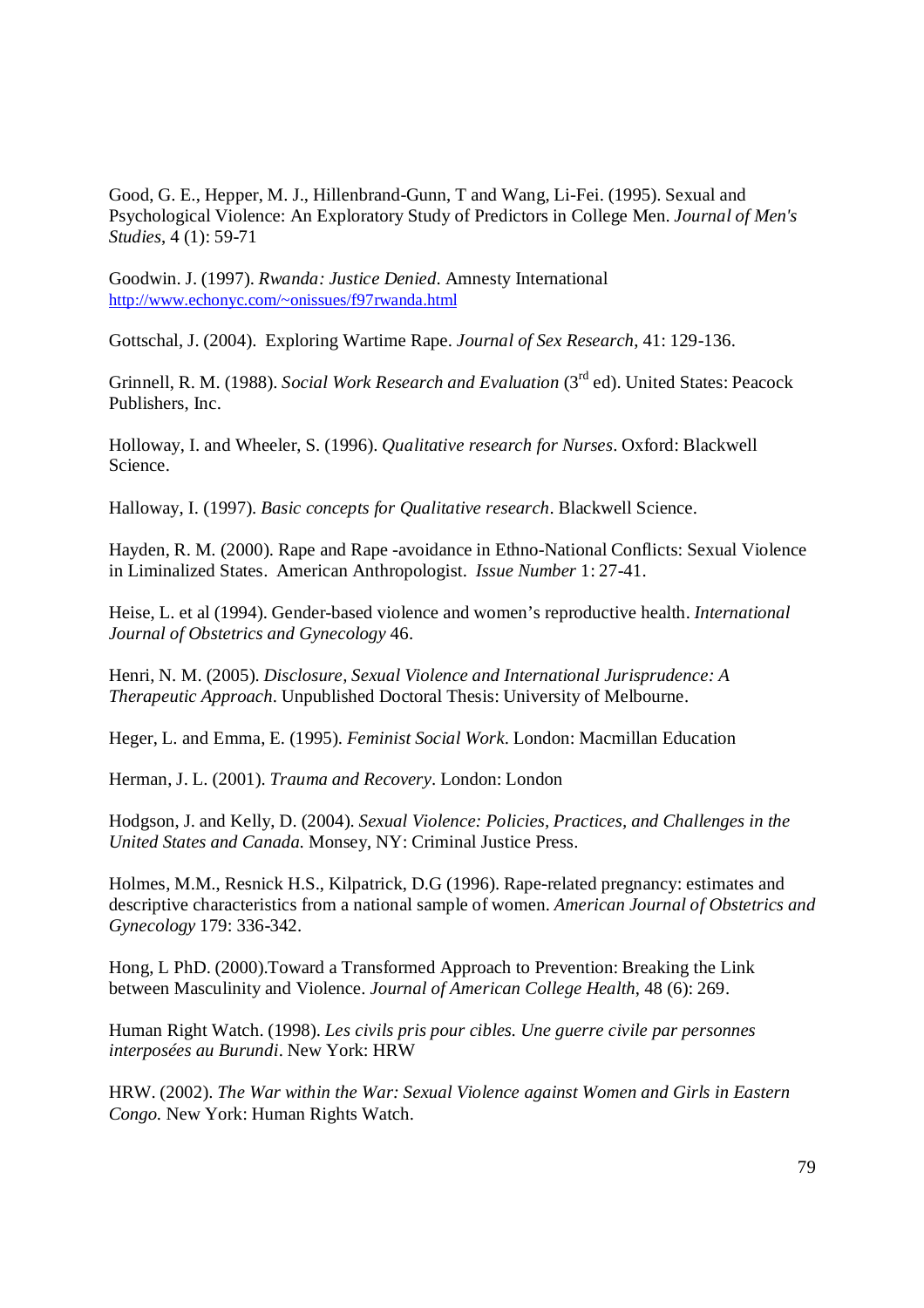Good, G. E., Hepper, M. J., Hillenbrand-Gunn, T and Wang, Li-Fei. (1995). Sexual and Psychological Violence: An Exploratory Study of Predictors in College Men. *Journal of Men's Studies*, 4 (1): 59-71

Goodwin. J. (1997). *Rwanda: Justice Denied*. Amnesty International http://www.echonyc.com/~onissues/f97rwanda.html

Gottschal, J. (2004). Exploring Wartime Rape. *Journal of Sex Research*, 41: 129-136.

Grinnell, R. M. (1988). *Social Work Research and Evaluation* (3rd ed). United States: Peacock Publishers, Inc.

Holloway, I. and Wheeler, S. (1996). *Qualitative research for Nurses*. Oxford: Blackwell Science.

Halloway, I. (1997). *Basic concepts for Qualitative research*. Blackwell Science.

Hayden, R. M. (2000). Rape and Rape -avoidance in Ethno-National Conflicts: Sexual Violence in Liminalized States. American Anthropologist. *Issue Number* 1: 27-41.

Heise, L. et al (1994). Gender-based violence and women's reproductive health. *International Journal of Obstetrics and Gynecology* 46.

Henri, N. M. (2005). *Disclosure, Sexual Violence and International Jurisprudence: A Therapeutic Approach*. Unpublished Doctoral Thesis: University of Melbourne.

Heger, L. and Emma, E. (1995). *Feminist Social Work*. London: Macmillan Education

Herman, J. L. (2001). *Trauma and Recovery*. London: London

Hodgson, J. and Kelly, D. (2004). *Sexual Violence: Policies, Practices, and Challenges in the United States and Canada.* Monsey, NY: Criminal Justice Press.

Holmes, M.M., Resnick H.S., Kilpatrick, D.G (1996). Rape-related pregnancy: estimates and descriptive characteristics from a national sample of women. *American Journal of Obstetrics and Gynecology* 179: 336-342.

Hong, L PhD. (2000).Toward a Transformed Approach to Prevention: Breaking the Link between Masculinity and Violence. *Journal of American College Health*, 48 (6): 269.

Human Right Watch. (1998). *Les civils pris pour cibles. Une guerre civile par personnes interposées au Burundi*. New York: HRW

HRW. (2002). *The War within the War: Sexual Violence against Women and Girls in Eastern Congo.* New York: Human Rights Watch.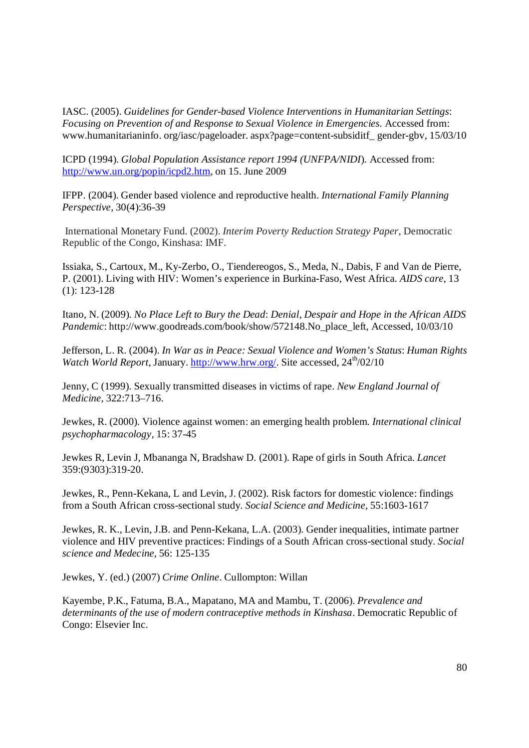IASC. (2005). *Guidelines for Gender-based Violence Interventions in Humanitarian Settings*: *Focusing on Prevention of and Response to Sexual Violence in Emergencies*. Accessed from: www.humanitarianinfo. org/iasc/pageloader. aspx?page=content-subsiditf_ gender-gbv, 15/03/10

ICPD (1994). *Global Population Assistance report 1994 (UNFPA/NIDI*). Accessed from: http://www.un.org/popin/icpd2.htm, on 15. June 2009

IFPP. (2004). Gender based violence and reproductive health. *International Family Planning Perspective*, 30(4):36-39

International Monetary Fund. (2002). *Interim Poverty Reduction Strategy Paper*, Democratic Republic of the Congo, Kinshasa: IMF.

Issiaka, S., Cartoux, M., Ky-Zerbo, O., Tiendereogos, S., Meda, N., Dabis, F and Van de Pierre, P. (2001). Living with HIV: Women's experience in Burkina-Faso, West Africa. *AIDS care*, 13 (1): 123-128

Itano, N. (2009). *No Place Left to Bury the Dead*: *Denial, Despair and Hope in the African AIDS Pandemic*: http://www.goodreads.com/book/show/572148.No_place_left, Accessed, 10/03/10

Jefferson, L. R. (2004). *In War as in Peace: Sexual Violence and Women's Status*: *Human Rights Watch World Report*, January. http://www.hrw.org/. Site accessed, 24th/02/10

Jenny, C (1999). Sexually transmitted diseases in victims of rape. *New England Journal of Medicine*, 322:713–716.

Jewkes, R. (2000). Violence against women: an emerging health problem. *International clinical psychopharmacology*, 15: 37-45

Jewkes R, Levin J, Mbananga N, Bradshaw D. (2001). Rape of girls in South Africa. *Lancet* 359:(9303):319-20.

Jewkes, R., Penn-Kekana, L and Levin, J. (2002). Risk factors for domestic violence: findings from a South African cross-sectional study. *Social Science and Medicine*, 55:1603-1617

Jewkes, R. K., Levin, J.B. and Penn-Kekana, L.A. (2003). Gender inequalities, intimate partner violence and HIV preventive practices: Findings of a South African cross-sectional study. *Social science and Medecine*, 56: 125-135

Jewkes, Y. (ed.) (2007) *Crime Online*. Cullompton: Willan

Kayembe, P.K., Fatuma, B.A., Mapatano, MA and Mambu, T. (2006). *Prevalence and determinants of the use of modern contraceptive methods in Kinshasa*. Democratic Republic of Congo: Elsevier Inc.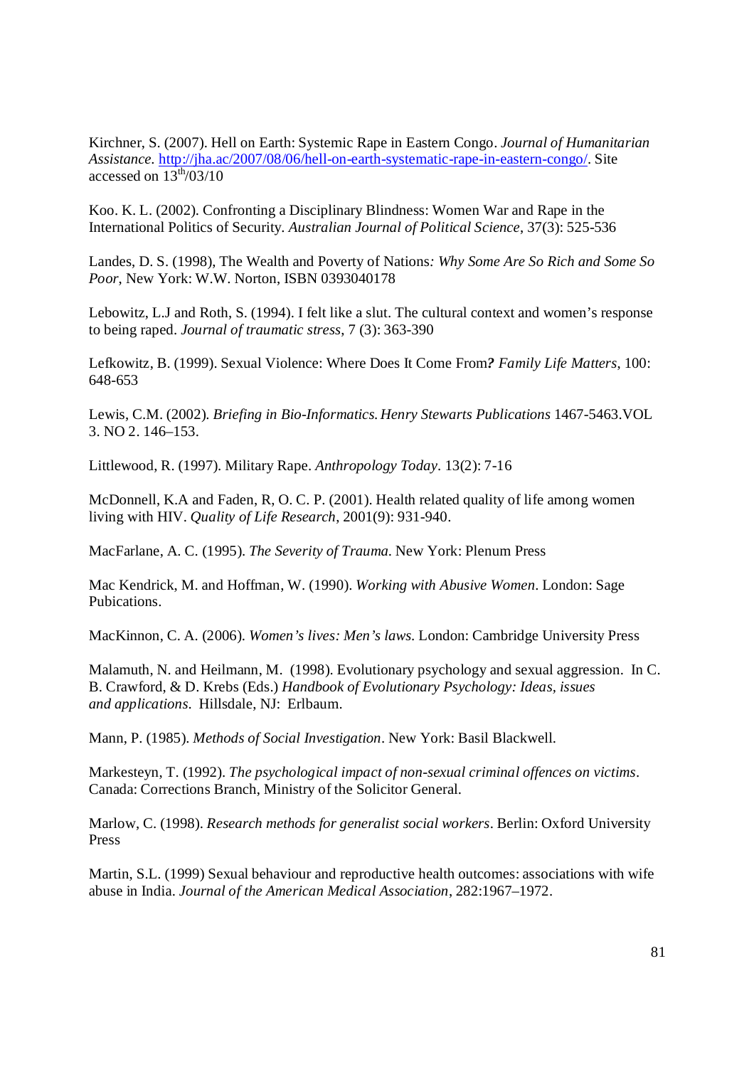Kirchner, S. (2007). Hell on Earth: Systemic Rape in Eastern Congo. *Journal of Humanitarian Assistance*. http://jha.ac/2007/08/06/hell-on-earth-systematic-rape-in-eastern-congo/. Site accessed on 13th/03/10

Koo. K. L. (2002). Confronting a Disciplinary Blindness: Women War and Rape in the International Politics of Security. *Australian Journal of Political Science*, 37(3): 525-536

Landes, D. S. (1998), The Wealth and Poverty of Nations*: Why Some Are So Rich and Some So Poor*, New York: W.W. Norton, ISBN 0393040178

Lebowitz, L.J and Roth, S. (1994). I felt like a slut. The cultural context and women's response to being raped. *Journal of traumatic stress*, 7 (3): 363-390

Lefkowitz, B. (1999). Sexual Violence: Where Does It Come From***?** Family Life Matters*, 100: 648-653

Lewis, C.M. (2002). *Briefing in Bio-Informatics. Henry Stewarts Publications* 1467-5463.VOL 3. NO 2. 146–153.

Littlewood, R. (1997). Military Rape. *Anthropology Today*. 13(2): 7-16

McDonnell, K.A and Faden, R, O. C. P. (2001). Health related quality of life among women living with HIV. *Quality of Life Research*, 2001(9): 931-940.

MacFarlane, A. C. (1995). *The Severity of Trauma*. New York: Plenum Press

Mac Kendrick, M. and Hoffman, W. (1990). *Working with Abusive Women*. London: Sage Pubications.

MacKinnon, C. A. (2006). *Women's lives: Men's laws.* London: Cambridge University Press

Malamuth, N. and Heilmann, M. (1998). Evolutionary psychology and sexual aggression. In C. B. Crawford, & D. Krebs (Eds.) *Handbook of Evolutionary Psychology: Ideas, issues and applications*. Hillsdale, NJ: Erlbaum.

Mann, P. (1985). *Methods of Social Investigation*. New York: Basil Blackwell.

Markesteyn, T. (1992). *The psychological impact of non-sexual criminal offences on victims*. Canada: Corrections Branch, Ministry of the Solicitor General.

Marlow, C. (1998). *Research methods for generalist social workers*. Berlin: Oxford University Press

Martin, S.L. (1999) Sexual behaviour and reproductive health outcomes: associations with wife abuse in India. *Journal of the American Medical Association*, 282:1967–1972.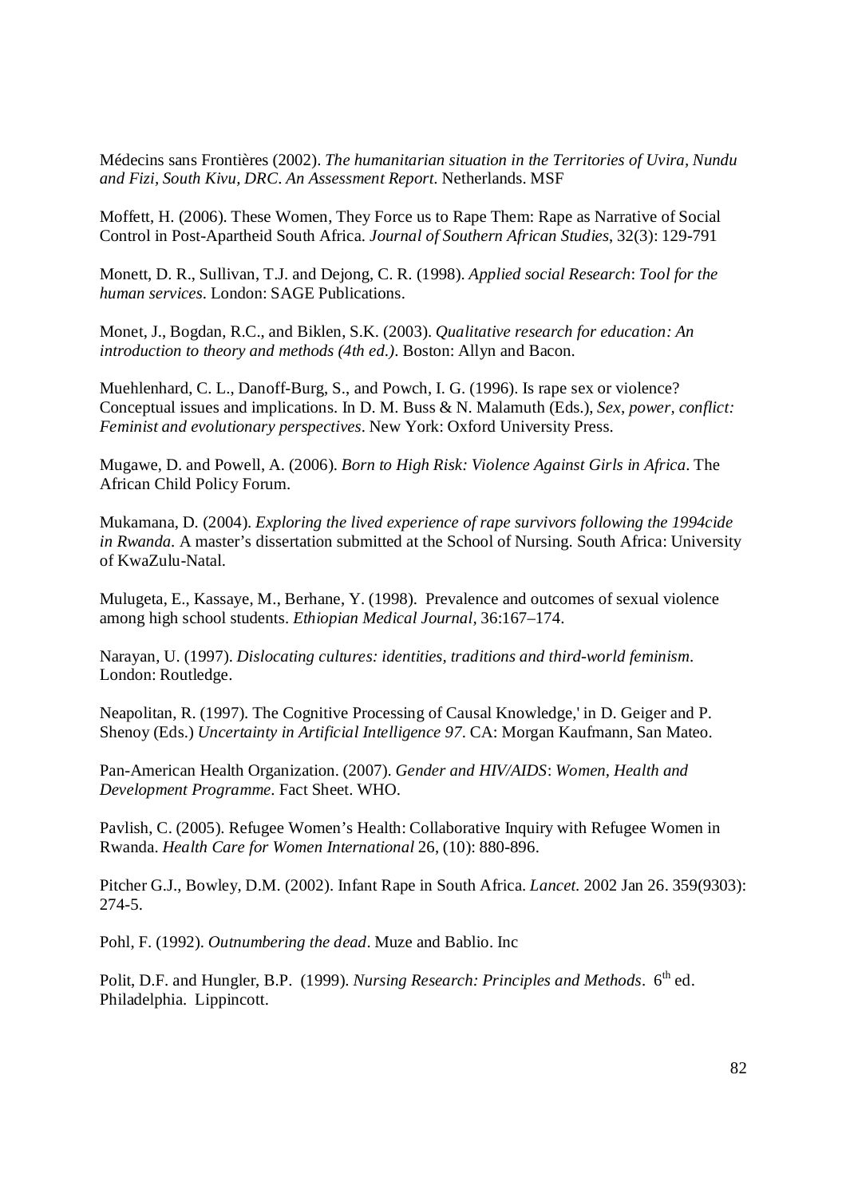Médecins sans Frontières (2002). *The humanitarian situation in the Territories of Uvira, Nundu and Fizi, South Kivu, DRC. An Assessment Report*. Netherlands. MSF

Moffett, H. (2006). These Women, They Force us to Rape Them: Rape as Narrative of Social Control in Post-Apartheid South Africa. *Journal of Southern African Studies*, 32(3): 129-791

Monett, D. R., Sullivan, T.J. and Dejong, C. R. (1998). *Applied social Research*: *Tool for the human services*. London: SAGE Publications.

Monet, J., Bogdan, R.C., and Biklen, S.K. (2003). *Qualitative research for education: An introduction to theory and methods (4th ed.)*. Boston: Allyn and Bacon.

Muehlenhard, C. L., Danoff-Burg, S., and Powch, I. G. (1996). Is rape sex or violence? Conceptual issues and implications. In D. M. Buss & N. Malamuth (Eds.), *Sex, power, conflict: Feminist and evolutionary perspectives*. New York: Oxford University Press.

Mugawe, D. and Powell, A. (2006). *Born to High Risk: Violence Against Girls in Africa*. The African Child Policy Forum.

Mukamana, D. (2004). *Exploring the lived experience of rape survivors following the 1994cide in Rwanda.* A master's dissertation submitted at the School of Nursing. South Africa: University of KwaZulu-Natal.

Mulugeta, E., Kassaye, M., Berhane, Y. (1998). Prevalence and outcomes of sexual violence among high school students. *Ethiopian Medical Journal,* 36:167–174.

Narayan, U. (1997). *Dislocating cultures: identities, traditions and third-world feminism*. London: Routledge.

Neapolitan, R. (1997). The Cognitive Processing of Causal Knowledge,' in D. Geiger and P. Shenoy (Eds.) *Uncertainty in Artificial Intelligence 97*. CA: Morgan Kaufmann, San Mateo.

Pan-American Health Organization. (2007). *Gender and HIV/AIDS*: *Women, Health and Development Programme*. Fact Sheet. WHO.

Pavlish, C. (2005). Refugee Women's Health: Collaborative Inquiry with Refugee Women in Rwanda. *Health Care for Women International* 26, (10): 880-896.

Pitcher G.J., Bowley, D.M. (2002). Infant Rape in South Africa. *Lancet.* 2002 Jan 26. 359(9303): 274-5.

Pohl, F. (1992). *Outnumbering the dead*. Muze and Bablio. Inc

Polit, D.F. and Hungler, B.P. (1999). *Nursing Research: Principles and Methods*. 6th ed. Philadelphia. Lippincott.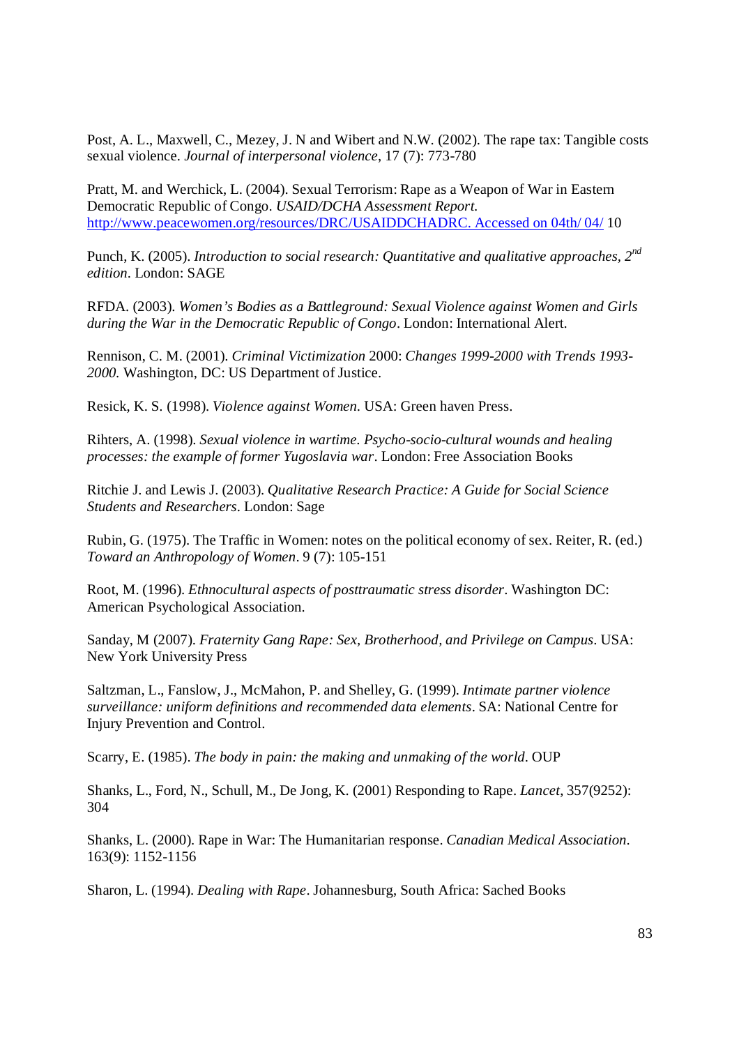Post, A. L., Maxwell, C., Mezey, J. N and Wibert and N.W. (2002). The rape tax: Tangible costs sexual violence. *Journal of interpersonal violence*, 17 (7): 773-780

Pratt, M. and Werchick, L. (2004). Sexual Terrorism: Rape as a Weapon of War in Eastern Democratic Republic of Congo. *USAID/DCHA Assessment Report.* http://www.peacewomen.org/resources/DRC/USAIDDCHADRC. Accessed on 04th/ 04/ 10

Punch, K. (2005). *Introduction to social research: Quantitative and qualitative approaches, 2nd edition*. London: SAGE

RFDA. (2003). *Women's Bodies as a Battleground: Sexual Violence against Women and Girls during the War in the Democratic Republic of Congo*. London: International Alert.

Rennison, C. M. (2001). *Criminal Victimization* 2000: *Changes 1999-2000 with Trends 1993-2000.* Washington, DC: US Department of Justice.

Resick, K. S. (1998). *Violence against Women*. USA: Green haven Press.

Rihters, A. (1998). *Sexual violence in wartime. Psycho-socio-cultural wounds and healing processes: the example of former Yugoslavia war*. London: Free Association Books

Ritchie J. and Lewis J. (2003). *Qualitative Research Practice: A Guide for Social Science Students and Researchers*. London: Sage

Rubin, G. (1975). The Traffic in Women: notes on the political economy of sex. Reiter, R. (ed.) *Toward an Anthropology of Women*. 9 (7): 105-151

Root, M. (1996). *Ethnocultural aspects of posttraumatic stress disorder*. Washington DC: American Psychological Association.

Sanday, M (2007). *Fraternity Gang Rape: Sex, Brotherhood, and Privilege on Campus*. USA: New York University Press

Saltzman, L., Fanslow, J., McMahon, P. and Shelley, G. (1999). *Intimate partner violence surveillance: uniform definitions and recommended data elements*. SA: National Centre for Injury Prevention and Control.

Scarry, E. (1985). *The body in pain: the making and unmaking of the world*. OUP

Shanks, L., Ford, N., Schull, M., De Jong, K. (2001) Responding to Rape. *Lancet*, 357(9252): 304

Shanks, L. (2000). Rape in War: The Humanitarian response. *Canadian Medical Association*. 163(9): 1152-1156

Sharon, L. (1994). *Dealing with Rape*. Johannesburg, South Africa: Sached Books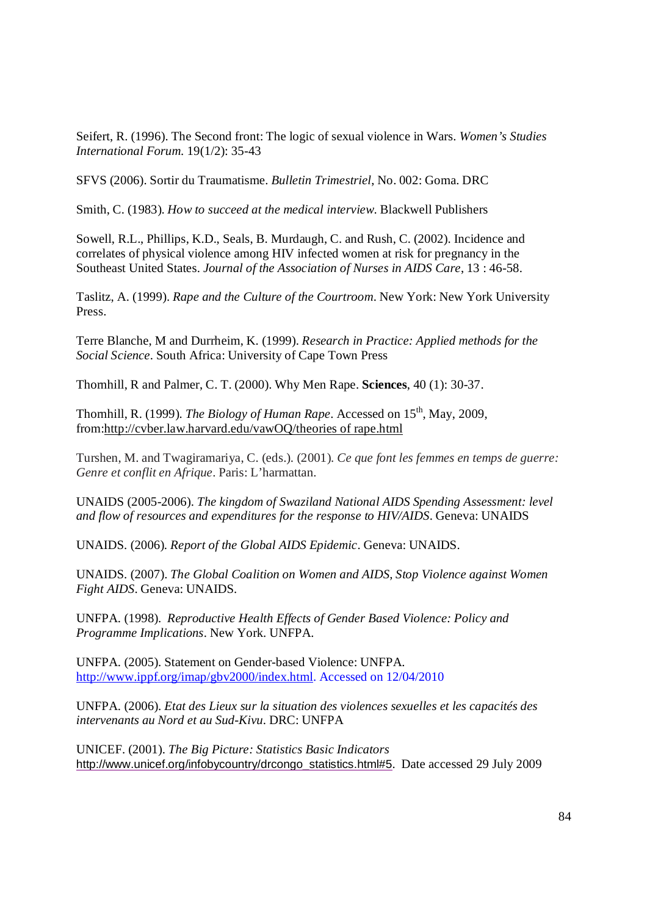Seifert, R. (1996). The Second front: The logic of sexual violence in Wars. *Women's Studies International Forum.* 19(1/2): 35-43

SFVS (2006). Sortir du Traumatisme. *Bulletin Trimestriel*, No. 002: Goma. DRC

Smith, C. (1983). *How to succeed at the medical interview.* Blackwell Publishers

Sowell, R.L., Phillips, K.D., Seals, B. Murdaugh, C. and Rush, C. (2002). Incidence and correlates of physical violence among HIV infected women at risk for pregnancy in the Southeast United States. *Journal of the Association of Nurses in AIDS Care*, 13 : 46-58.

Taslitz, A. (1999). *Rape and the Culture of the Courtroom*. New York: New York University Press.

Terre Blanche, M and Durrheim, K. (1999). *Research in Practice: Applied methods for the Social Science*. South Africa: University of Cape Town Press

Thomhill, R and Palmer, C. T. (2000). Why Men Rape. **Sciences**, 40 (1): 30-37.

Thomhill, R. (1999). *The Biology of Human Rape*. Accessed on 15th, May, 2009, from:http://cvber.law.harvard.edu/vawOQ/theories of rape.html

Turshen, M. and Twagiramariya, C. (eds.). (2001). *Ce que font les femmes en temps de guerre: Genre et conflit en Afrique*. Paris: L'harmattan.

UNAIDS (2005-2006). *The kingdom of Swaziland National AIDS Spending Assessment: level and flow of resources and expenditures for the response to HIV/AIDS*. Geneva: UNAIDS

UNAIDS. (2006). *Report of the Global AIDS Epidemic*. Geneva: UNAIDS.

UNAIDS. (2007). *The Global Coalition on Women and AIDS, Stop Violence against Women Fight AIDS*. Geneva: UNAIDS.

UNFPA. (1998). *Reproductive Health Effects of Gender Based Violence: Policy and Programme Implications*. New York. UNFPA.

UNFPA. (2005). Statement on Gender-based Violence: UNFPA. http://www.ippf.org/imap/gbv2000/index.html. Accessed on 12/04/2010

UNFPA. (2006). *Etat des Lieux sur la situation des violences sexuelles et les capacités des intervenants au Nord et au Sud-Kivu*. DRC: UNFPA

UNICEF. (2001). *The Big Picture: Statistics Basic Indicators* http://www.unicef.org/infobycountry/drcongo_statistics.html#5. Date accessed 29 July 2009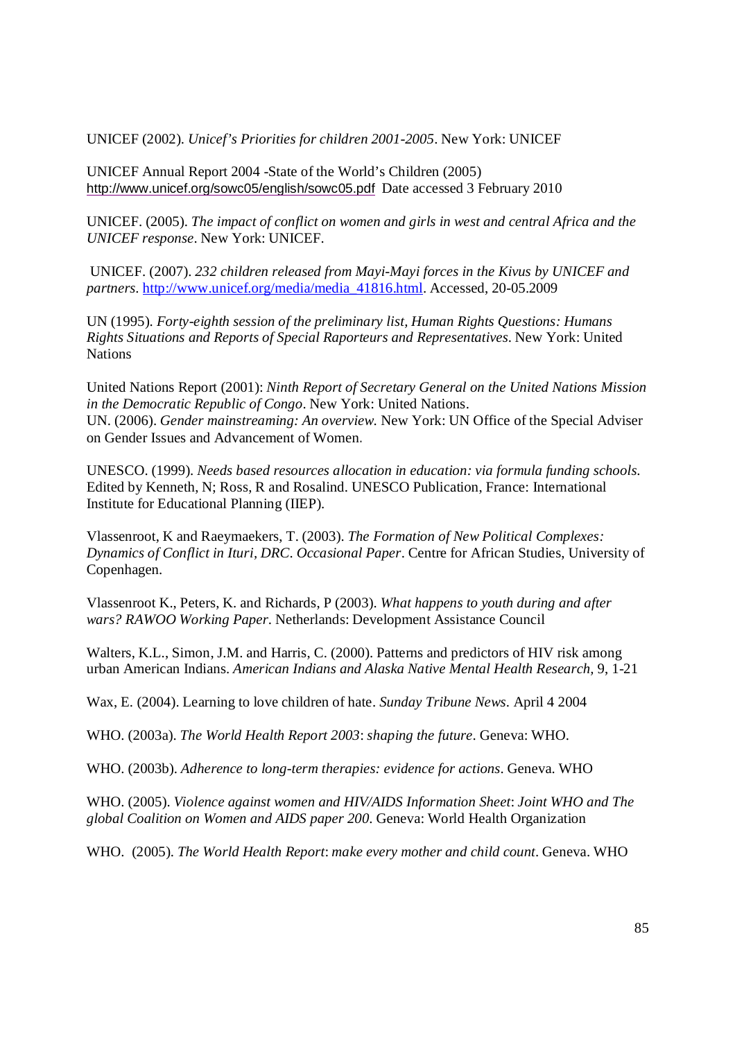UNICEF (2002). *Unicef's Priorities for children 2001-2005*. New York: UNICEF

UNICEF Annual Report 2004 -State of the World's Children (2005) http://www.unicef.org/sowc05/english/sowc05.pdf Date accessed 3 February 2010

UNICEF. (2005). *The impact of conflict on women and girls in west and central Africa and the UNICEF response*. New York: UNICEF.

UNICEF. (2007). *232 children released from Mayi-Mayi forces in the Kivus by UNICEF and partners*. http://www.unicef.org/media/media_41816.html. Accessed, 20-05.2009

UN (1995). *Forty-eighth session of the preliminary list, Human Rights Questions: Humans Rights Situations and Reports of Special Raporteurs and Representatives*. New York: United Nations

United Nations Report (2001): *Ninth Report of Secretary General on the United Nations Mission in the Democratic Republic of Congo*. New York: United Nations.
UN. (2006). *Gender mainstreaming: An overview.* New York: UN Office of the Special Adviser on Gender Issues and Advancement of Women.

UNESCO. (1999). *Needs based resources allocation in education: via formula funding schools.* Edited by Kenneth, N; Ross, R and Rosalind. UNESCO Publication, France: International Institute for Educational Planning (IIEP).

Vlassenroot, K and Raeymaekers, T. (2003). *The Formation of New Political Complexes: Dynamics of Conflict in Ituri, DRC. Occasional Paper*. Centre for African Studies, University of Copenhagen.

Vlassenroot K., Peters, K. and Richards, P (2003). *What happens to youth during and after wars? RAWOO Working Paper*. Netherlands: Development Assistance Council

Walters, K.L., Simon, J.M. and Harris, C. (2000). Patterns and predictors of HIV risk among urban American Indians. *American Indians and Alaska Native Mental Health Research*, 9, 1-21

Wax, E. (2004). Learning to love children of hate. *Sunday Tribune News.* April 4 2004

WHO. (2003a). *The World Health Report 2003*: *shaping the future*. Geneva: WHO.

WHO. (2003b). *Adherence to long-term therapies: evidence for actions*. Geneva. WHO

WHO. (2005). *Violence against women and HIV/AIDS Information Sheet*: *Joint WHO and The global Coalition on Women and AIDS paper 200*. Geneva: World Health Organization

WHO. (2005). *The World Health Report*: *make every mother and child count*. Geneva. WHO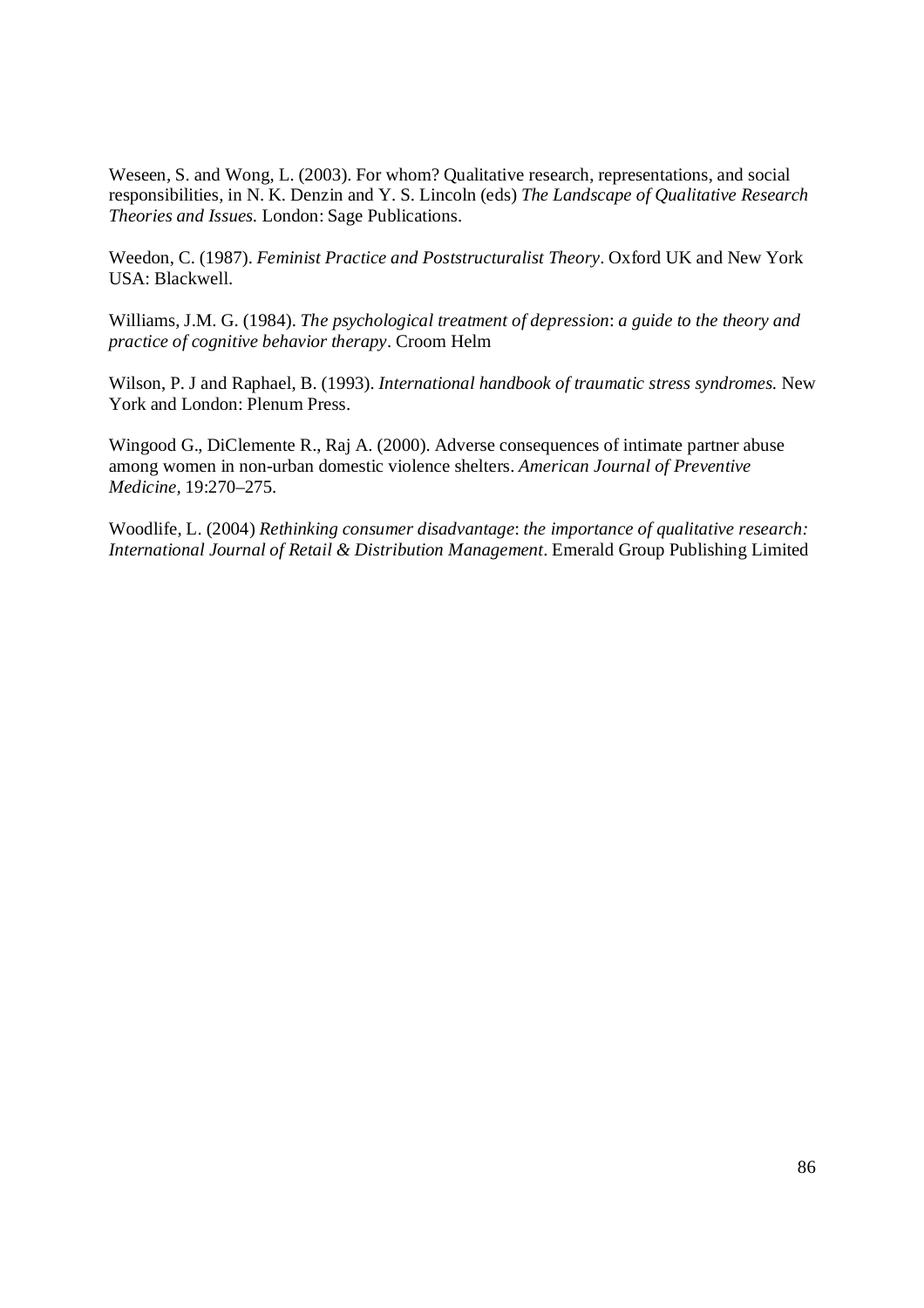Weseen, S. and Wong, L. (2003). For whom? Qualitative research, representations, and social responsibilities, in N. K. Denzin and Y. S. Lincoln (eds) *The Landscape of Qualitative Research Theories and Issues.* London: Sage Publications.

Weedon, C. (1987). *Feminist Practice and Poststructuralist Theory*. Oxford UK and New York USA: Blackwell.

Williams, J.M. G. (1984). *The psychological treatment of depression*: *a guide to the theory and practice of cognitive behavior therapy*. Croom Helm

Wilson, P. J and Raphael, B. (1993). *International handbook of traumatic stress syndromes.* New York and London: Plenum Press.

Wingood G., DiClemente R., Raj A. (2000). Adverse consequences of intimate partner abuse among women in non-urban domestic violence shelters. *American Journal of Preventive Medicine,* 19:270–275.

Woodlife, L. (2004) *Rethinking consumer disadvantage*: *the importance of qualitative research: International Journal of Retail & Distribution Management*. Emerald Group Publishing Limited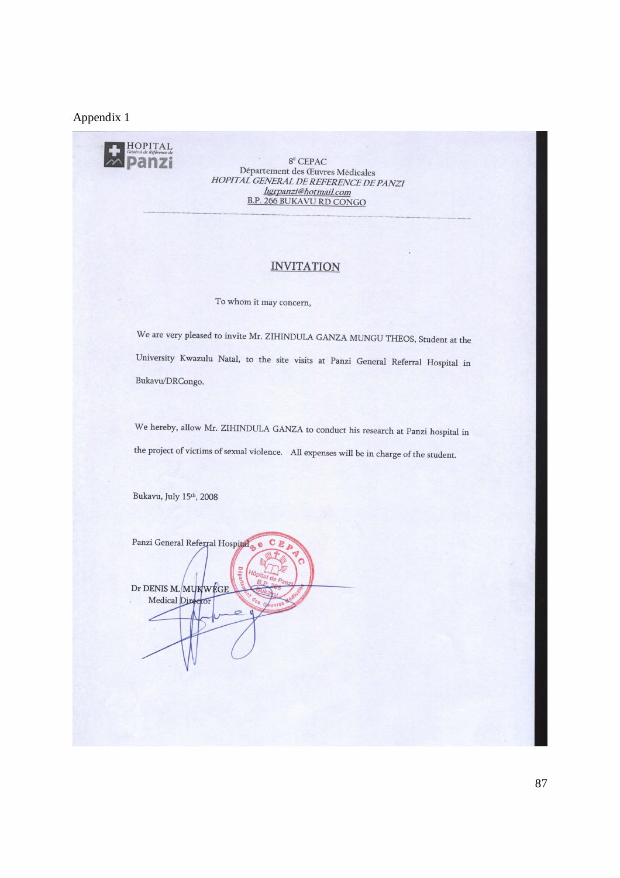Appendix 1

HOPITAL
Général de Référence de
Panzi

8[e] CEPAC
Département des Œuvres Médicales
*HOPITAL GENERAL DE REFERENCE DE PANZI*
hgrpanzi@hotmail.com
B.P. 266 BUKAVU RD CONGO

## INVITATION

To whom it may concern,

We are very pleased to invite Mr. ZIHINDULA GANZA MUNGU THEOS, Student at the University Kwazulu Natal, to the site visits at Panzi General Referral Hospital in Bukavu/DRCongo.

We hereby, allow Mr. ZIHINDULA GANZA to conduct his research at Panzi hospital in the project of victims of sexual violence. All expenses will be in charge of the student.

Bukavu, July 15[th], 2008

Panzi General Referral Hospital

Dr DENIS M. MUKWEGE
Medical Director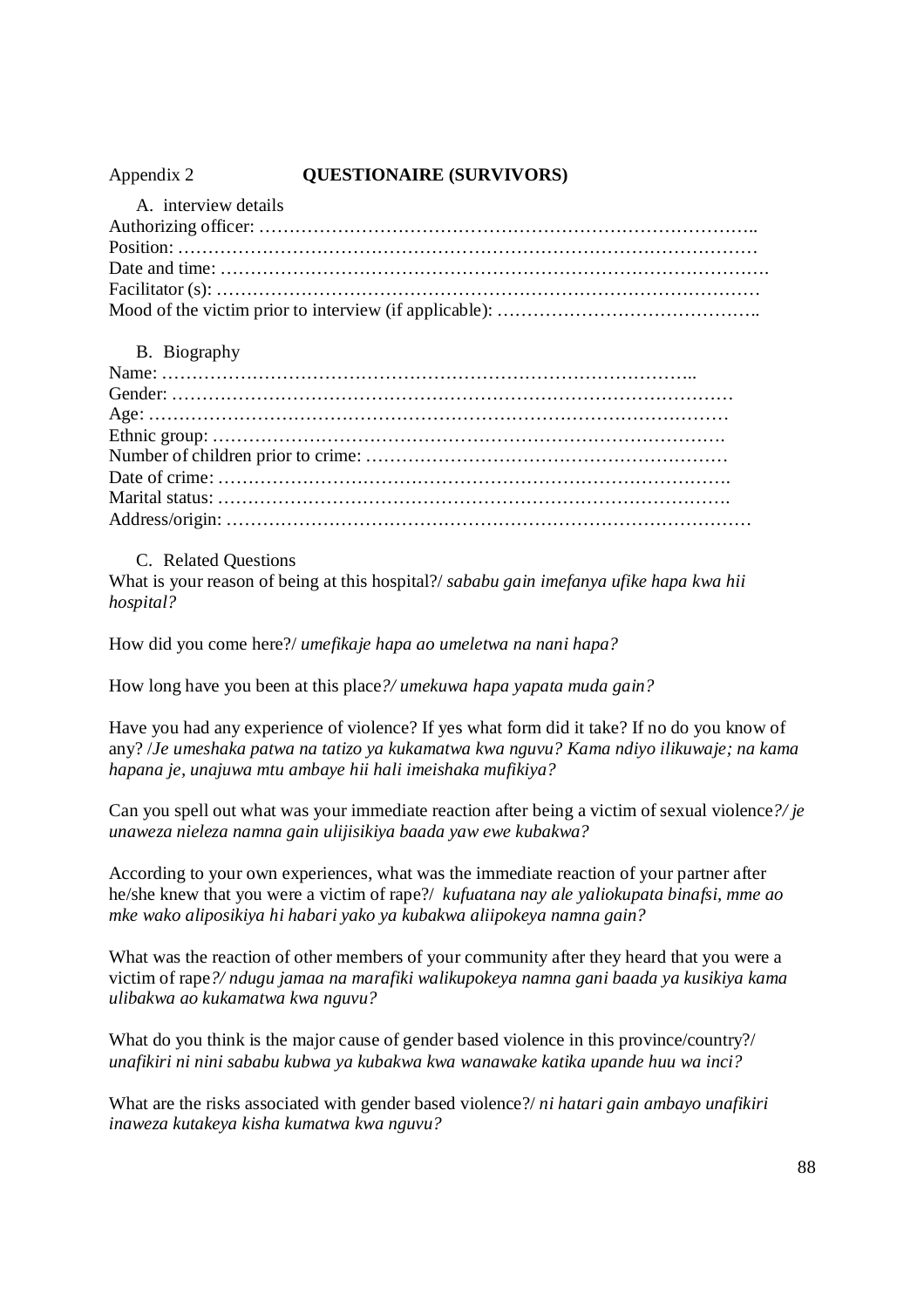Appendix 2 **QUESTIONAIRE (SURVIVORS)**

A. interview details

Authorizing officer: …………………………………………………………………………..
Position: ………………………………………………………………………………………
Date and time: ……………………………………………………………………………….
Facilitator (s): ………………………………………………………………………………
Mood of the victim prior to interview (if applicable): ……………………………………..

B. Biography

Name: ………………………………………………………………………………..
Gender: ………………………………………………………………………………
Age: …………………………………………………………………………………
Ethnic group: ……………………………………………………………………….
Number of children prior to crime: …………………………………………………
Date of crime: ……………………………………………………………………….
Marital status: ……………………………………………………………………….
Address/origin: ………………………………………………………………………

C. Related Questions

What is your reason of being at this hospital?/ *sababu gain imefanya ufike hapa kwa hii hospital?*

How did you come here?/ *umefikaje hapa ao umeletwa na nani hapa?*

How long have you been at this place*?/ umekuwa hapa yapata muda gain?*

Have you had any experience of violence? If yes what form did it take? If no do you know of any? /*Je umeshaka patwa na tatizo ya kukamatwa kwa nguvu? Kama ndiyo ilikuwaje; na kama hapana je, unajuwa mtu ambaye hii hali imeishaka mufikiya?*

Can you spell out what was your immediate reaction after being a victim of sexual violence*?/ je unaweza nieleza namna gain ulijisikiya baada yaw ewe kubakwa?*

According to your own experiences, what was the immediate reaction of your partner after he/she knew that you were a victim of rape?/ *kufuatana nay ale yaliokupata binafsi, mme ao mke wako aliposikiya hi habari yako ya kubakwa aliipokeya namna gain?*

What was the reaction of other members of your community after they heard that you were a victim of rape*?/ ndugu jamaa na marafiki walikupokeya namna gani baada ya kusikiya kama ulibakwa ao kukamatwa kwa nguvu?*

What do you think is the major cause of gender based violence in this province/country?/ *unafikiri ni nini sababu kubwa ya kubakwa kwa wanawake katika upande huu wa inci?*

What are the risks associated with gender based violence?/ *ni hatari gain ambayo unafikiri inaweza kutakeya kisha kumatwa kwa nguvu?*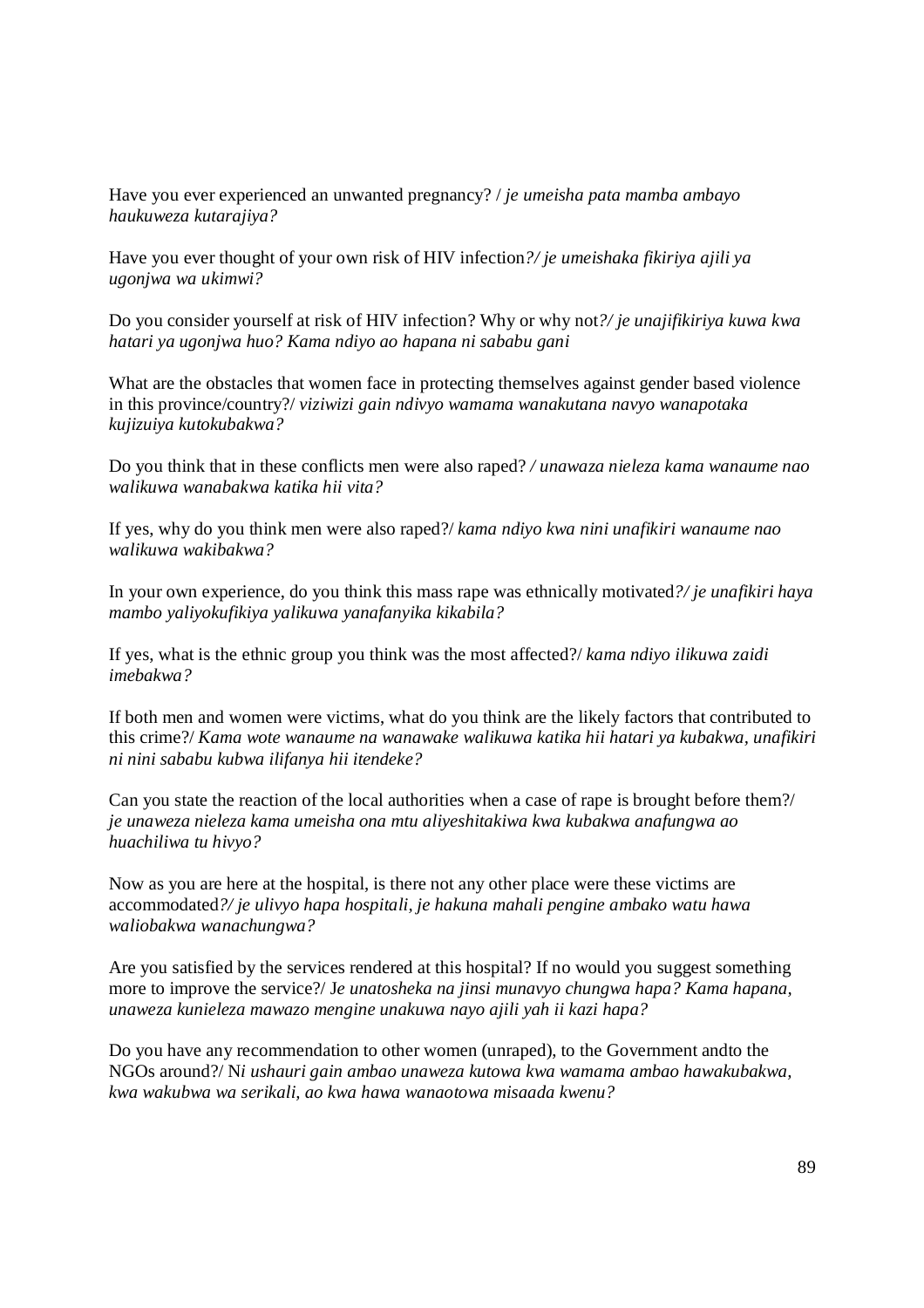Have you ever experienced an unwanted pregnancy? / *je umeisha pata mamba ambayo haukuweza kutarajiya?*

Have you ever thought of your own risk of HIV infection*?/ je umeishaka fikiriya ajili ya ugonjwa wa ukimwi?*

Do you consider yourself at risk of HIV infection? Why or why not*?/ je unajifikiriya kuwa kwa hatari ya ugonjwa huo? Kama ndiyo ao hapana ni sababu gani*

What are the obstacles that women face in protecting themselves against gender based violence in this province/country?/ *viziwizi gain ndivyo wamama wanakutana navyo wanapotaka kujizuiya kutokubakwa?*

Do you think that in these conflicts men were also raped? */ unawaza nieleza kama wanaume nao walikuwa wanabakwa katika hii vita?*

If yes, why do you think men were also raped?/ *kama ndiyo kwa nini unafikiri wanaume nao walikuwa wakibakwa?*

In your own experience, do you think this mass rape was ethnically motivated*?/ je unafikiri haya mambo yaliyokufikiya yalikuwa yanafanyika kikabila?*

If yes, what is the ethnic group you think was the most affected?/ *kama ndiyo ilikuwa zaidi imebakwa?*

If both men and women were victims, what do you think are the likely factors that contributed to this crime?/ *Kama wote wanaume na wanawake walikuwa katika hii hatari ya kubakwa, unafikiri ni nini sababu kubwa ilifanya hii itendeke?*

Can you state the reaction of the local authorities when a case of rape is brought before them?/ *je unaweza nieleza kama umeisha ona mtu aliyeshitakiwa kwa kubakwa anafungwa ao huachiliwa tu hivyo?*

Now as you are here at the hospital, is there not any other place were these victims are accommodated*?/ je ulivyo hapa hospitali, je hakuna mahali pengine ambako watu hawa waliobakwa wanachungwa?*

Are you satisfied by the services rendered at this hospital? If no would you suggest something more to improve the service?/ J*e unatosheka na jinsi munavyo chungwa hapa? Kama hapana, unaweza kunieleza mawazo mengine unakuwa nayo ajili yah ii kazi hapa?*

Do you have any recommendation to other women (unraped), to the Government andto the NGOs around?/ N*i ushauri gain ambao unaweza kutowa kwa wamama ambao hawakubakwa, kwa wakubwa wa serikali, ao kwa hawa wanaotowa misaada kwenu?*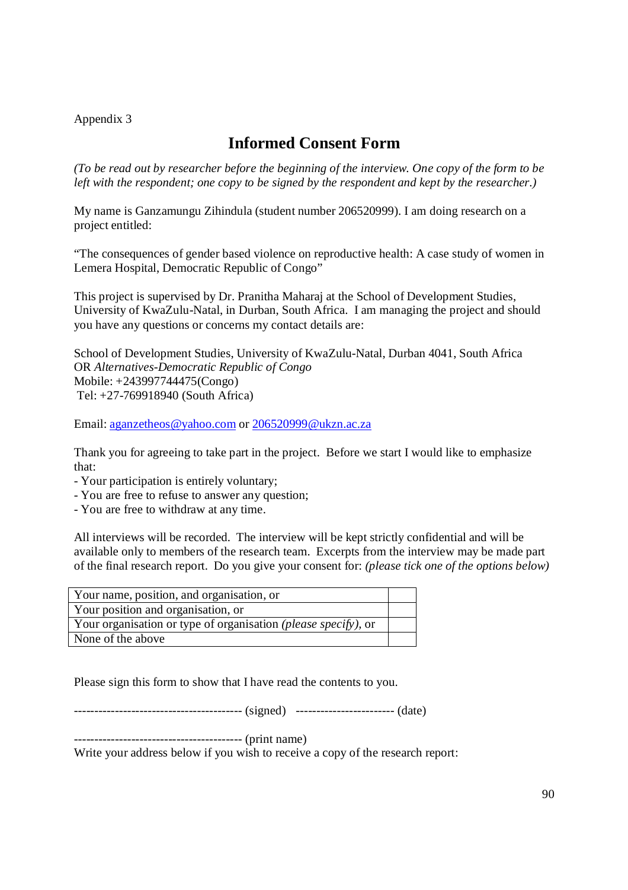Appendix 3

# Informed Consent Form

*(To be read out by researcher before the beginning of the interview. One copy of the form to be left with the respondent; one copy to be signed by the respondent and kept by the researcher.)*

My name is Ganzamungu Zihindula (student number 206520999). I am doing research on a project entitled:

"The consequences of gender based violence on reproductive health: A case study of women in Lemera Hospital, Democratic Republic of Congo"

This project is supervised by Dr. Pranitha Maharaj at the School of Development Studies, University of KwaZulu-Natal, in Durban, South Africa. I am managing the project and should you have any questions or concerns my contact details are:

School of Development Studies, University of KwaZulu-Natal, Durban 4041, South Africa
OR *Alternatives-Democratic Republic of Congo*
Mobile: +243997744475(Congo)
Tel: +27-769918940 (South Africa)

Email: aganzetheos@yahoo.com or 206520999@ukzn.ac.za

Thank you for agreeing to take part in the project. Before we start I would like to emphasize that:
- Your participation is entirely voluntary;
- You are free to refuse to answer any question;
- You are free to withdraw at any time.

All interviews will be recorded. The interview will be kept strictly confidential and will be available only to members of the research team. Excerpts from the interview may be made part of the final research report. Do you give your consent for: *(please tick one of the options below)*

| | |
|---|---|
| Your name, position, and organisation, or | |
| Your position and organisation, or | |
| Your organisation or type of organisation *(please specify)*, or | |
| None of the above | |

Please sign this form to show that I have read the contents to you.

---------------------------------------- (signed) ----------------------- (date)

---------------------------------------- (print name)

Write your address below if you wish to receive a copy of the research report: